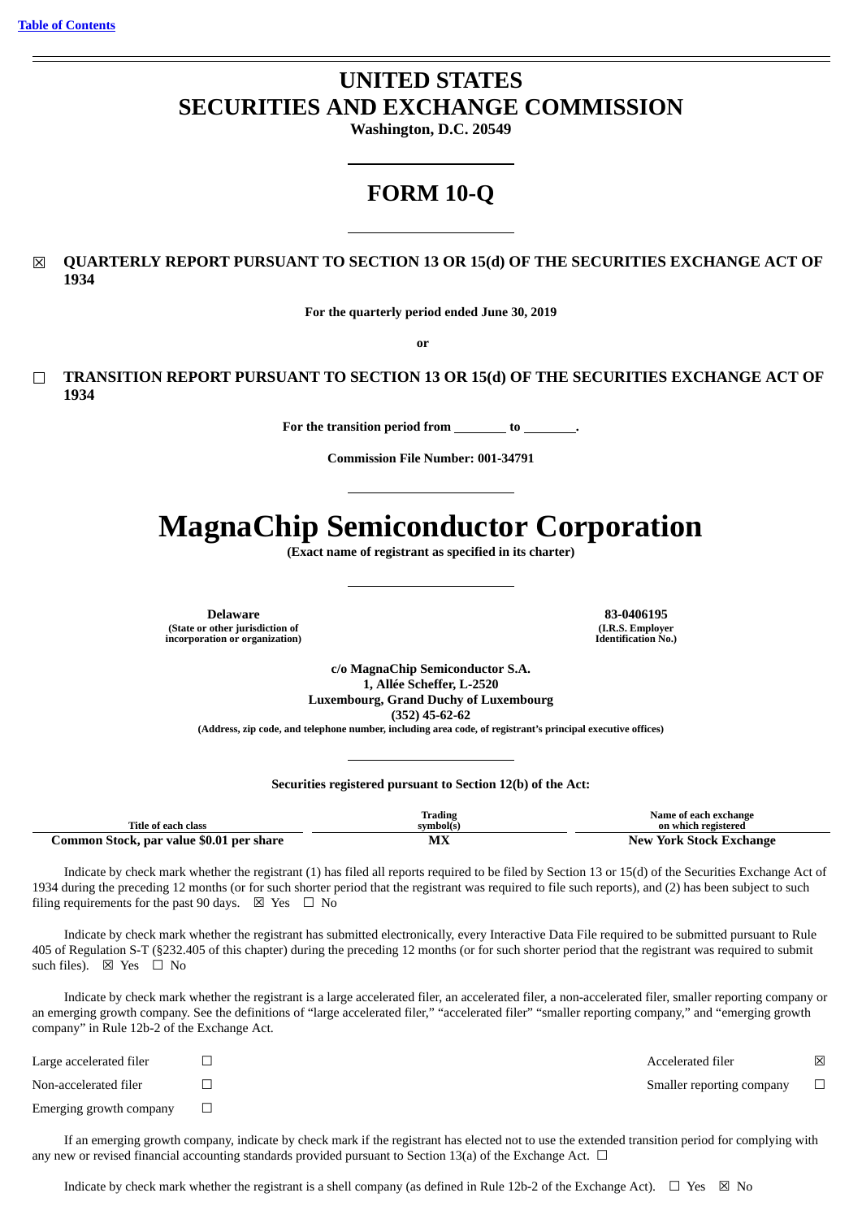Table of Contents

# UNITED STATES
# SECURITIES AND EXCHANGE COMMISSION

**Washington, D.C. 20549**

# FORM 10-Q

☒ **QUARTERLY REPORT PURSUANT TO SECTION 13 OR 15(d) OF THE SECURITIES EXCHANGE ACT OF 1934**

**For the quarterly period ended June 30, 2019**

**or**

☐ **TRANSITION REPORT PURSUANT TO SECTION 13 OR 15(d) OF THE SECURITIES EXCHANGE ACT OF 1934**

**For the transition period from \_\_\_\_\_\_\_\_ to \_\_\_\_\_\_\_\_.**

**Commission File Number: 001-34791**

# MagnaChip Semiconductor Corporation

**(Exact name of registrant as specified in its charter)**

| | |
|---|---|
| **Delaware** | **83-0406195** |
| **(State or other jurisdiction of incorporation or organization)** | **(I.R.S. Employer Identification No.)** |

**c/o MagnaChip Semiconductor S.A.**
**1, Allée Scheffer, L-2520**
**Luxembourg, Grand Duchy of Luxembourg**
**(352) 45-62-62**
**(Address, zip code, and telephone number, including area code, of registrant's principal executive offices)**

**Securities registered pursuant to Section 12(b) of the Act:**

| Title of each class | Trading symbol(s) | Name of each exchange on which registered |
|---|---|---|
| **Common Stock, par value $0.01 per share** | **MX** | **New York Stock Exchange** |

Indicate by check mark whether the registrant (1) has filed all reports required to be filed by Section 13 or 15(d) of the Securities Exchange Act of 1934 during the preceding 12 months (or for such shorter period that the registrant was required to file such reports), and (2) has been subject to such filing requirements for the past 90 days. ☒ Yes ☐ No

Indicate by check mark whether the registrant has submitted electronically, every Interactive Data File required to be submitted pursuant to Rule 405 of Regulation S-T (§232.405 of this chapter) during the preceding 12 months (or for such shorter period that the registrant was required to submit such files). ☒ Yes ☐ No

Indicate by check mark whether the registrant is a large accelerated filer, an accelerated filer, a non-accelerated filer, smaller reporting company or an emerging growth company. See the definitions of "large accelerated filer," "accelerated filer" "smaller reporting company," and "emerging growth company" in Rule 12b-2 of the Exchange Act.

| | | | |
|---|---|---|---|
| Large accelerated filer | ☐ | Accelerated filer | ☒ |
| Non-accelerated filer | ☐ | Smaller reporting company | ☐ |
| Emerging growth company | ☐ | | |

If an emerging growth company, indicate by check mark if the registrant has elected not to use the extended transition period for complying with any new or revised financial accounting standards provided pursuant to Section 13(a) of the Exchange Act. ☐

Indicate by check mark whether the registrant is a shell company (as defined in Rule 12b-2 of the Exchange Act). ☐ Yes ☒ No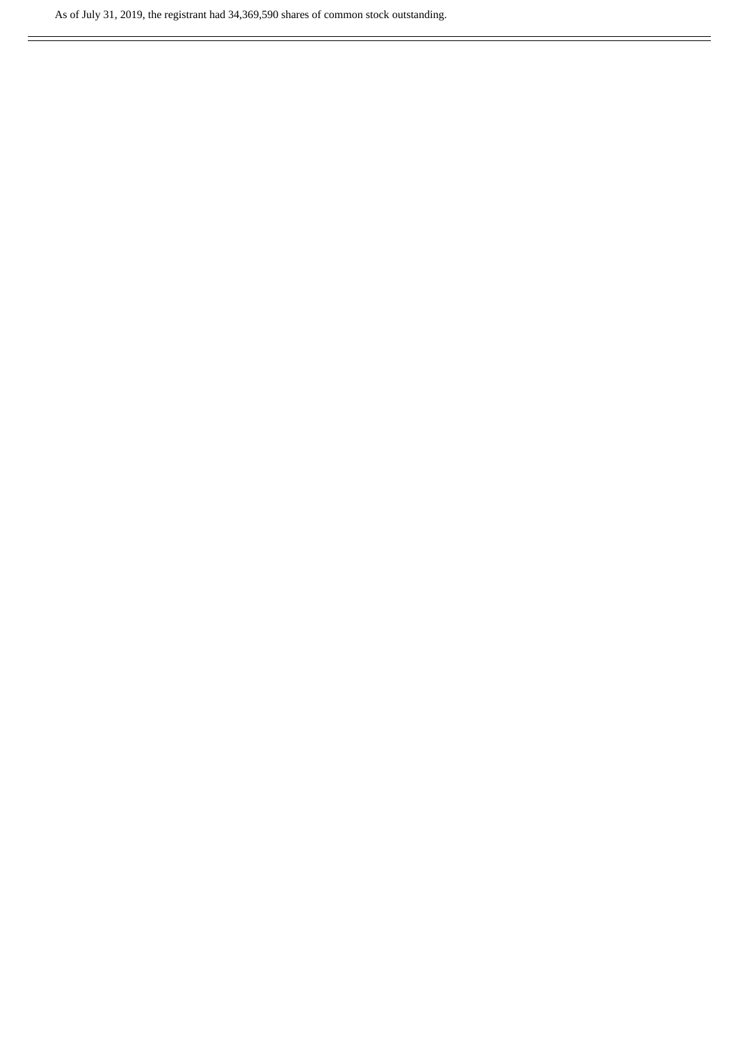As of July 31, 2019, the registrant had 34,369,590 shares of common stock outstanding.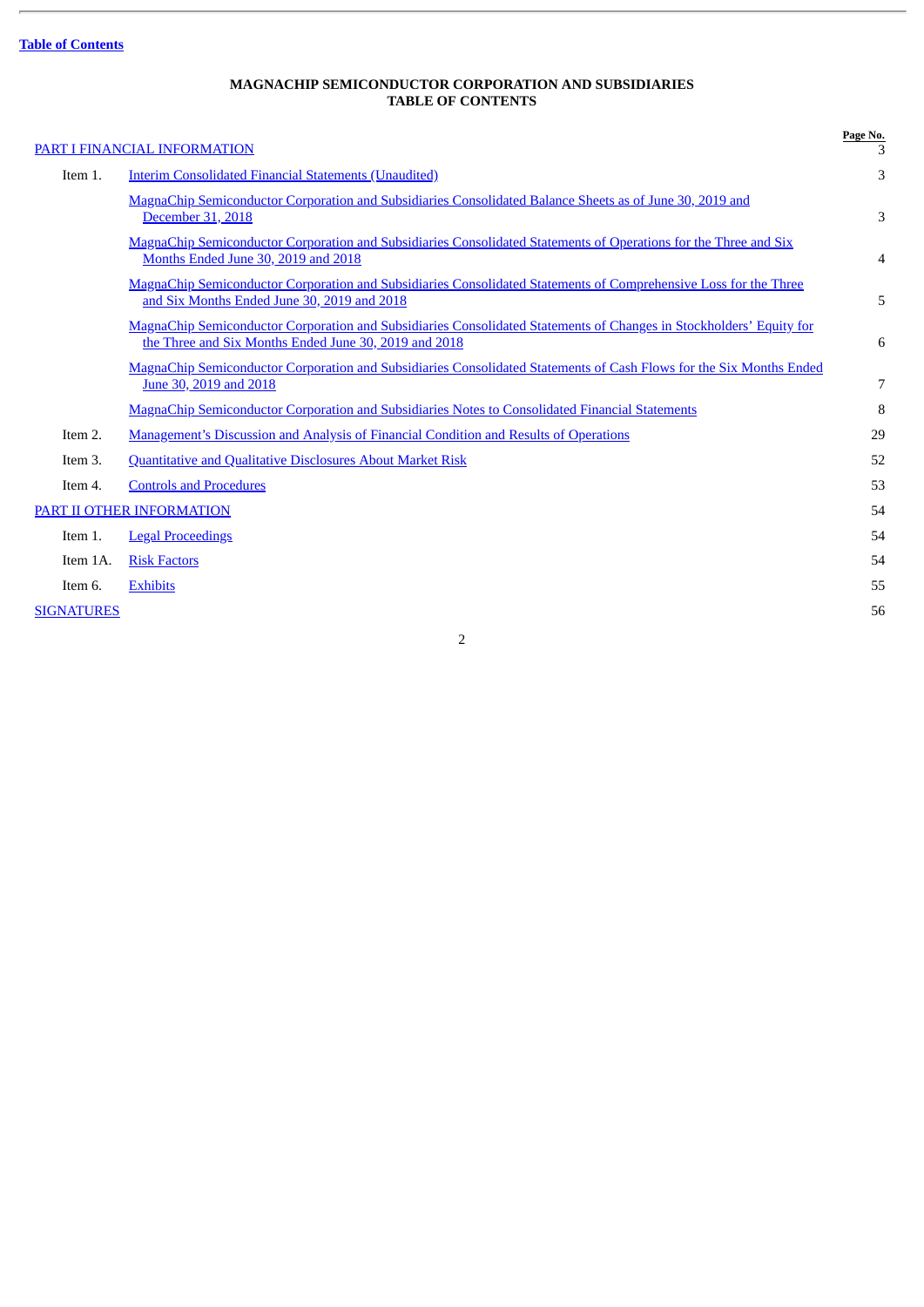Table of Contents

**MAGNACHIP SEMICONDUCTOR CORPORATION AND SUBSIDIARIES**
**TABLE OF CONTENTS**

| | | Page No. |
|---|---|---|
| PART I FINANCIAL INFORMATION | | 3 |
| Item 1. | Interim Consolidated Financial Statements (Unaudited) | 3 |
| | MagnaChip Semiconductor Corporation and Subsidiaries Consolidated Balance Sheets as of June 30, 2019 and December 31, 2018 | 3 |
| | MagnaChip Semiconductor Corporation and Subsidiaries Consolidated Statements of Operations for the Three and Six Months Ended June 30, 2019 and 2018 | 4 |
| | MagnaChip Semiconductor Corporation and Subsidiaries Consolidated Statements of Comprehensive Loss for the Three and Six Months Ended June 30, 2019 and 2018 | 5 |
| | MagnaChip Semiconductor Corporation and Subsidiaries Consolidated Statements of Changes in Stockholders' Equity for the Three and Six Months Ended June 30, 2019 and 2018 | 6 |
| | MagnaChip Semiconductor Corporation and Subsidiaries Consolidated Statements of Cash Flows for the Six Months Ended June 30, 2019 and 2018 | 7 |
| | MagnaChip Semiconductor Corporation and Subsidiaries Notes to Consolidated Financial Statements | 8 |
| Item 2. | Management's Discussion and Analysis of Financial Condition and Results of Operations | 29 |
| Item 3. | Quantitative and Qualitative Disclosures About Market Risk | 52 |
| Item 4. | Controls and Procedures | 53 |
| PART II OTHER INFORMATION | | 54 |
| Item 1. | Legal Proceedings | 54 |
| Item 1A. | Risk Factors | 54 |
| Item 6. | Exhibits | 55 |
| SIGNATURES | | 56 |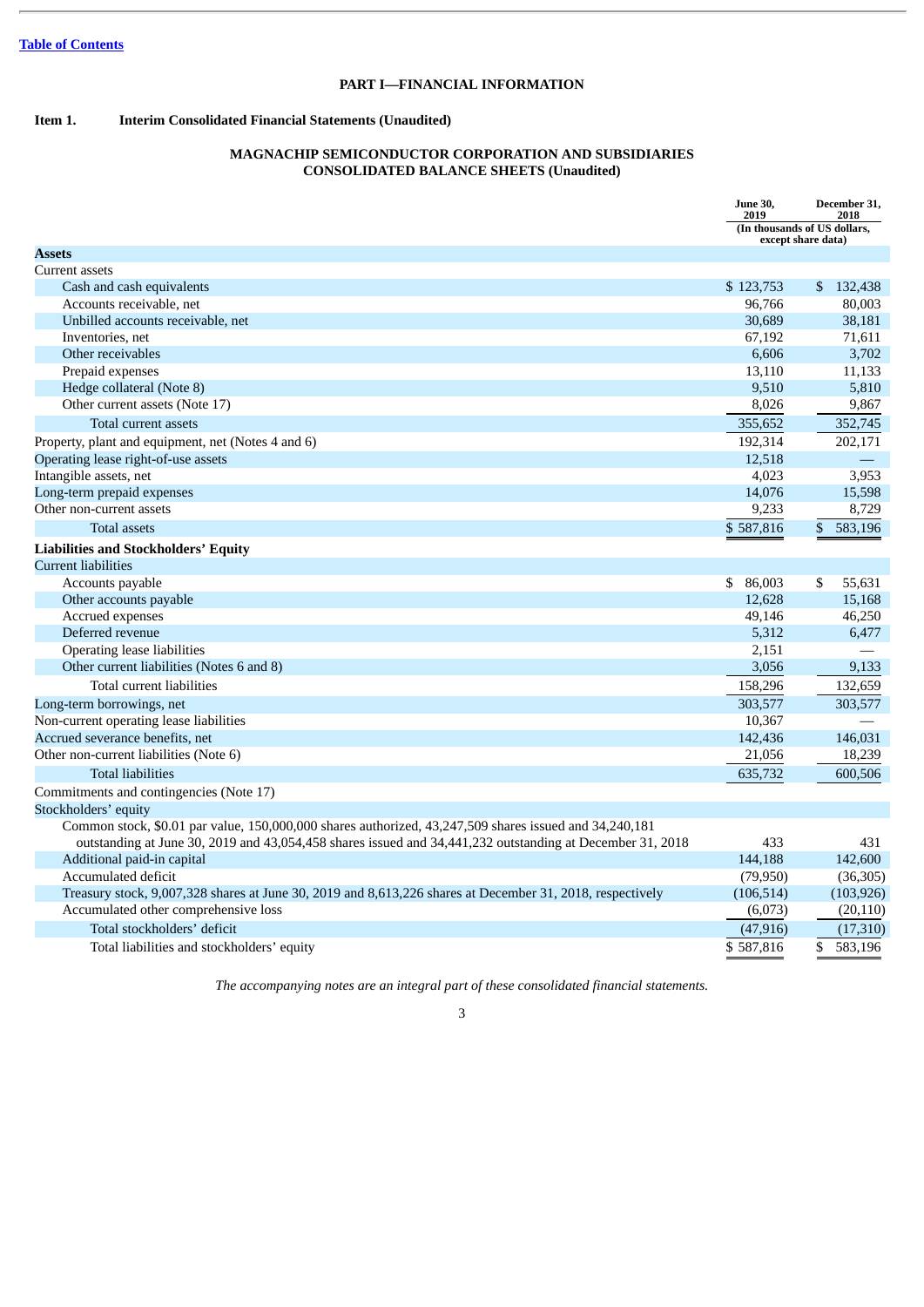Table of Contents

# PART I—FINANCIAL INFORMATION

## Item 1. Interim Consolidated Financial Statements (Unaudited)

### MAGNACHIP SEMICONDUCTOR CORPORATION AND SUBSIDIARIES
### CONSOLIDATED BALANCE SHEETS (Unaudited)

| | June 30, 2019 | December 31, 2018 |
|---|---|---|
| | (In thousands of US dollars, except share data) | |
| **Assets** | | |
| Current assets | | |
| Cash and cash equivalents | $ 123,753 | $ 132,438 |
| Accounts receivable, net | 96,766 | 80,003 |
| Unbilled accounts receivable, net | 30,689 | 38,181 |
| Inventories, net | 67,192 | 71,611 |
| Other receivables | 6,606 | 3,702 |
| Prepaid expenses | 13,110 | 11,133 |
| Hedge collateral (Note 8) | 9,510 | 5,810 |
| Other current assets (Note 17) | 8,026 | 9,867 |
| Total current assets | 355,652 | 352,745 |
| Property, plant and equipment, net (Notes 4 and 6) | 192,314 | 202,171 |
| Operating lease right-of-use assets | 12,518 | — |
| Intangible assets, net | 4,023 | 3,953 |
| Long-term prepaid expenses | 14,076 | 15,598 |
| Other non-current assets | 9,233 | 8,729 |
| Total assets | $ 587,816 | $ 583,196 |
| **Liabilities and Stockholders' Equity** | | |
| Current liabilities | | |
| Accounts payable | $ 86,003 | $ 55,631 |
| Other accounts payable | 12,628 | 15,168 |
| Accrued expenses | 49,146 | 46,250 |
| Deferred revenue | 5,312 | 6,477 |
| Operating lease liabilities | 2,151 | — |
| Other current liabilities (Notes 6 and 8) | 3,056 | 9,133 |
| Total current liabilities | 158,296 | 132,659 |
| Long-term borrowings, net | 303,577 | 303,577 |
| Non-current operating lease liabilities | 10,367 | — |
| Accrued severance benefits, net | 142,436 | 146,031 |
| Other non-current liabilities (Note 6) | 21,056 | 18,239 |
| Total liabilities | 635,732 | 600,506 |
| Commitments and contingencies (Note 17) | | |
| Stockholders' equity | | |
| Common stock, $0.01 par value, 150,000,000 shares authorized, 43,247,509 shares issued and 34,240,181 outstanding at June 30, 2019 and 43,054,458 shares issued and 34,441,232 outstanding at December 31, 2018 | 433 | 431 |
| Additional paid-in capital | 144,188 | 142,600 |
| Accumulated deficit | (79,950) | (36,305) |
| Treasury stock, 9,007,328 shares at June 30, 2019 and 8,613,226 shares at December 31, 2018, respectively | (106,514) | (103,926) |
| Accumulated other comprehensive loss | (6,073) | (20,110) |
| Total stockholders' deficit | (47,916) | (17,310) |
| Total liabilities and stockholders' equity | $ 587,816 | $ 583,196 |

*The accompanying notes are an integral part of these consolidated financial statements.*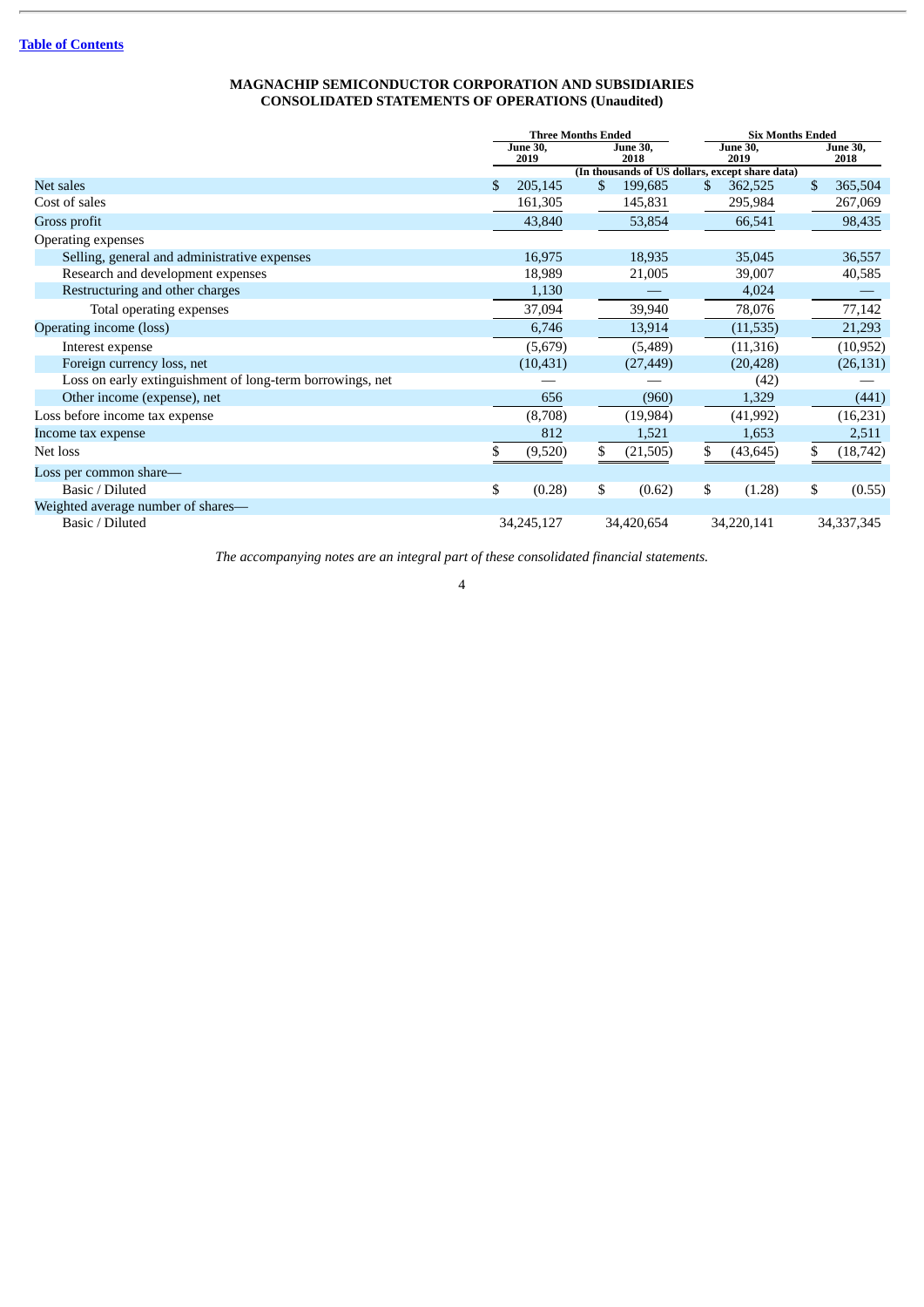Table of Contents

# MAGNACHIP SEMICONDUCTOR CORPORATION AND SUBSIDIARIES
## CONSOLIDATED STATEMENTS OF OPERATIONS (Unaudited)

| | Three Months Ended | | Six Months Ended | |
|---|---|---|---|---|
| | June 30, 2019 | June 30, 2018 | June 30, 2019 | June 30, 2018 |
| | (In thousands of US dollars, except share data) | | | |
| Net sales | $ 205,145 | $ 199,685 | $ 362,525 | $ 365,504 |
| Cost of sales | 161,305 | 145,831 | 295,984 | 267,069 |
| Gross profit | 43,840 | 53,854 | 66,541 | 98,435 |
| Operating expenses | | | | |
| Selling, general and administrative expenses | 16,975 | 18,935 | 35,045 | 36,557 |
| Research and development expenses | 18,989 | 21,005 | 39,007 | 40,585 |
| Restructuring and other charges | 1,130 | — | 4,024 | — |
| Total operating expenses | 37,094 | 39,940 | 78,076 | 77,142 |
| Operating income (loss) | 6,746 | 13,914 | (11,535) | 21,293 |
| Interest expense | (5,679) | (5,489) | (11,316) | (10,952) |
| Foreign currency loss, net | (10,431) | (27,449) | (20,428) | (26,131) |
| Loss on early extinguishment of long-term borrowings, net | — | — | (42) | — |
| Other income (expense), net | 656 | (960) | 1,329 | (441) |
| Loss before income tax expense | (8,708) | (19,984) | (41,992) | (16,231) |
| Income tax expense | 812 | 1,521 | 1,653 | 2,511 |
| Net loss | $ (9,520) | $ (21,505) | $ (43,645) | $ (18,742) |
| Loss per common share— | | | | |
| Basic / Diluted | $ (0.28) | $ (0.62) | $ (1.28) | $ (0.55) |
| Weighted average number of shares— | | | | |
| Basic / Diluted | 34,245,127 | 34,420,654 | 34,220,141 | 34,337,345 |

*The accompanying notes are an integral part of these consolidated financial statements.*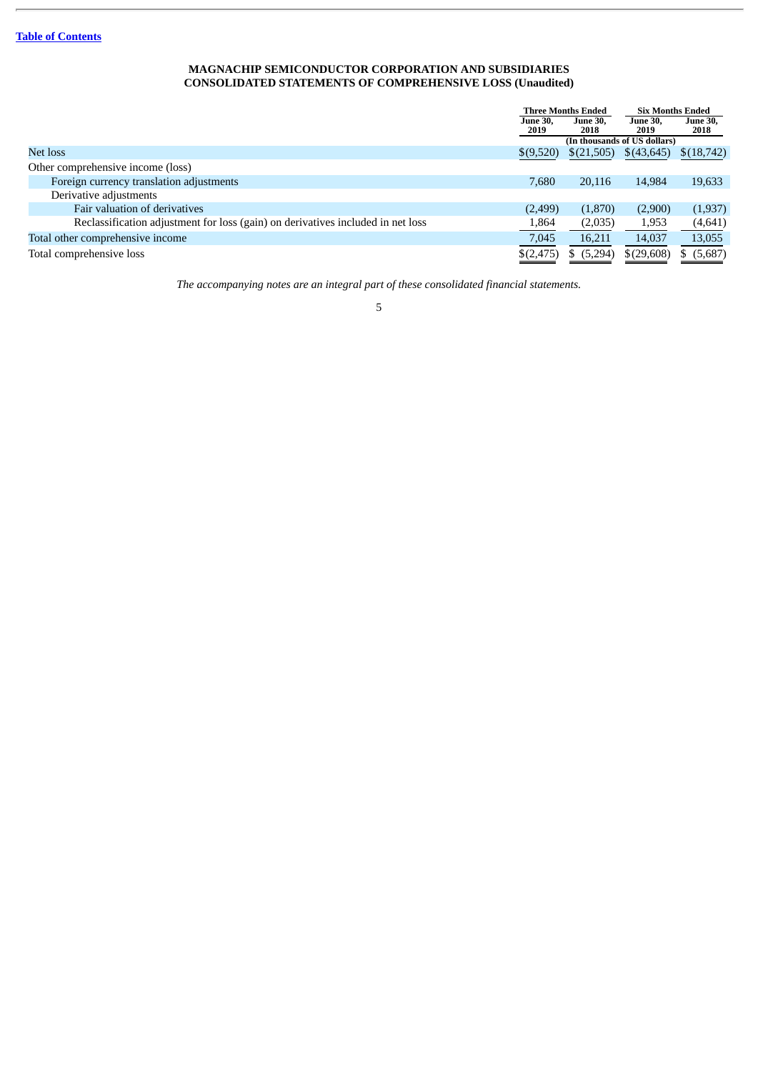[Table of Contents](#)

**MAGNACHIP SEMICONDUCTOR CORPORATION AND SUBSIDIARIES**
**CONSOLIDATED STATEMENTS OF COMPREHENSIVE LOSS (Unaudited)**

| | Three Months Ended | | Six Months Ended | |
|---|---|---|---|---|
| | June 30, 2019 | June 30, 2018 | June 30, 2019 | June 30, 2018 |
| | (In thousands of US dollars) | | | |
| Net loss | $(9,520) | $(21,505) | $(43,645) | $(18,742) |
| Other comprehensive income (loss) | | | | |
| Foreign currency translation adjustments | 7,680 | 20,116 | 14,984 | 19,633 |
| Derivative adjustments | | | | |
| Fair valuation of derivatives | (2,499) | (1,870) | (2,900) | (1,937) |
| Reclassification adjustment for loss (gain) on derivatives included in net loss | 1,864 | (2,035) | 1,953 | (4,641) |
| Total other comprehensive income | 7,045 | 16,211 | 14,037 | 13,055 |
| Total comprehensive loss | $(2,475) | $ (5,294) | $(29,608) | $ (5,687) |

*The accompanying notes are an integral part of these consolidated financial statements.*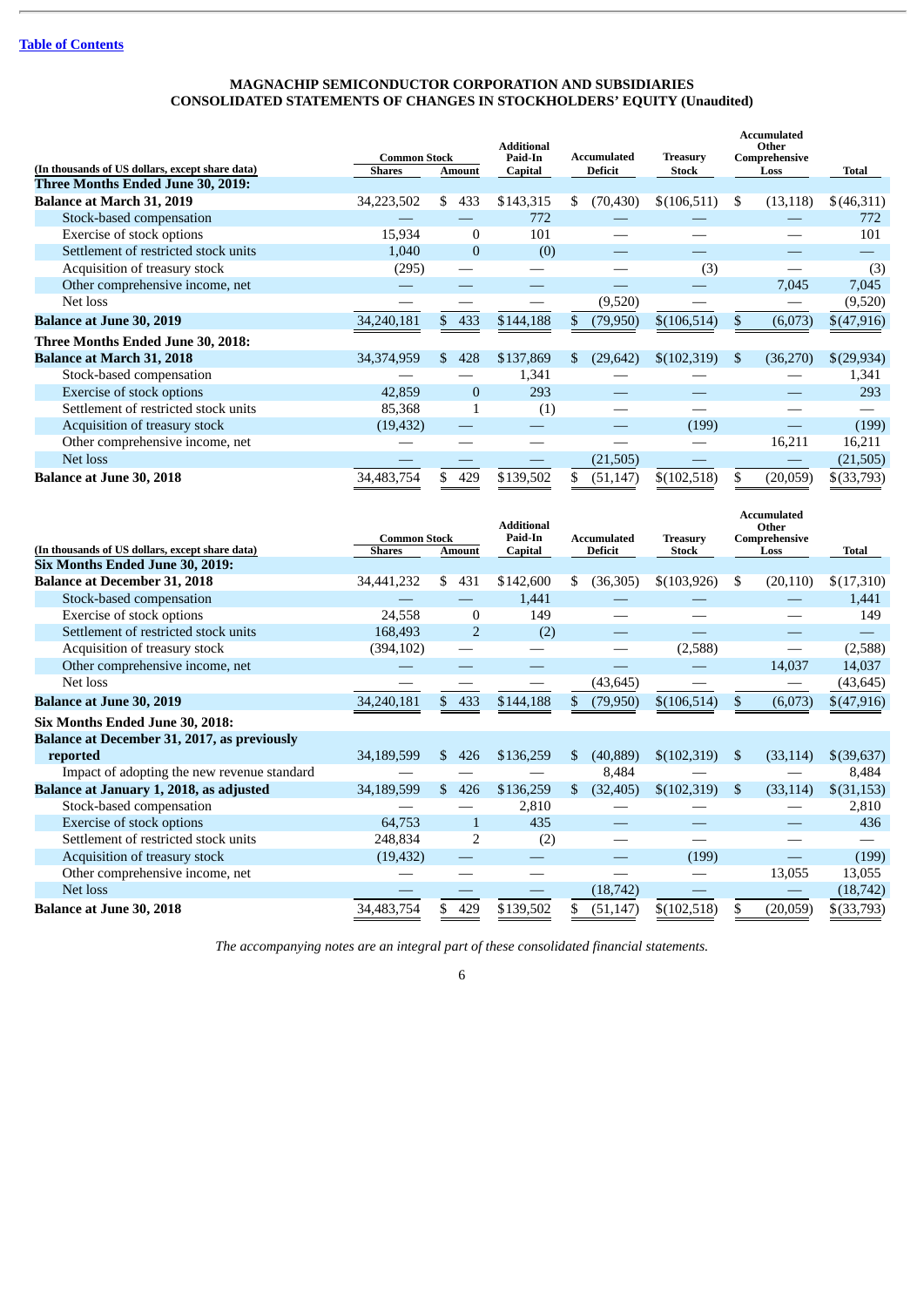[Table of Contents]

**MAGNACHIP SEMICONDUCTOR CORPORATION AND SUBSIDIARIES**
**CONSOLIDATED STATEMENTS OF CHANGES IN STOCKHOLDERS' EQUITY (Unaudited)**

| (In thousands of US dollars, except share data) | Common Stock Shares | Common Stock Amount | Additional Paid-In Capital | Accumulated Deficit | Treasury Stock | Accumulated Other Comprehensive Loss | Total |
|---|---|---|---|---|---|---|---|
| **Three Months Ended June 30, 2019:** | | | | | | | |
| **Balance at March 31, 2019** | 34,223,502 | $ 433 | $143,315 | $ (70,430) | $(106,511) | $ (13,118) | $(46,311) |
| Stock-based compensation | — | — | 772 | — | — | — | 772 |
| Exercise of stock options | 15,934 | 0 | 101 | — | — | — | 101 |
| Settlement of restricted stock units | 1,040 | 0 | (0) | — | — | — | — |
| Acquisition of treasury stock | (295) | — | — | — | (3) | — | (3) |
| Other comprehensive income, net | — | — | — | — | — | 7,045 | 7,045 |
| Net loss | — | — | — | (9,520) | — | — | (9,520) |
| **Balance at June 30, 2019** | 34,240,181 | $ 433 | $144,188 | $ (79,950) | $(106,514) | $ (6,073) | $(47,916) |
| **Three Months Ended June 30, 2018:** | | | | | | | |
| **Balance at March 31, 2018** | 34,374,959 | $ 428 | $137,869 | $ (29,642) | $(102,319) | $ (36,270) | $(29,934) |
| Stock-based compensation | — | — | 1,341 | — | — | — | 1,341 |
| Exercise of stock options | 42,859 | 0 | 293 | — | — | — | 293 |
| Settlement of restricted stock units | 85,368 | 1 | (1) | — | — | — | — |
| Acquisition of treasury stock | (19,432) | — | — | — | (199) | — | (199) |
| Other comprehensive income, net | — | — | — | — | — | 16,211 | 16,211 |
| Net loss | — | — | — | (21,505) | — | — | (21,505) |
| **Balance at June 30, 2018** | 34,483,754 | $ 429 | $139,502 | $ (51,147) | $(102,518) | $ (20,059) | $(33,793) |

| (In thousands of US dollars, except share data) | Common Stock Shares | Common Stock Amount | Additional Paid-In Capital | Accumulated Deficit | Treasury Stock | Accumulated Other Comprehensive Loss | Total |
|---|---|---|---|---|---|---|---|
| **Six Months Ended June 30, 2019:** | | | | | | | |
| **Balance at December 31, 2018** | 34,441,232 | $ 431 | $142,600 | $ (36,305) | $(103,926) | $ (20,110) | $(17,310) |
| Stock-based compensation | — | — | 1,441 | — | — | — | 1,441 |
| Exercise of stock options | 24,558 | 0 | 149 | — | — | — | 149 |
| Settlement of restricted stock units | 168,493 | 2 | (2) | — | — | — | — |
| Acquisition of treasury stock | (394,102) | — | — | — | (2,588) | — | (2,588) |
| Other comprehensive income, net | — | — | — | — | — | 14,037 | 14,037 |
| Net loss | — | — | — | (43,645) | — | — | (43,645) |
| **Balance at June 30, 2019** | 34,240,181 | $ 433 | $144,188 | $ (79,950) | $(106,514) | $ (6,073) | $(47,916) |
| **Six Months Ended June 30, 2018:** | | | | | | | |
| **Balance at December 31, 2017, as previously reported** | 34,189,599 | $ 426 | $136,259 | $ (40,889) | $(102,319) | $ (33,114) | $(39,637) |
| Impact of adopting the new revenue standard | — | — | — | 8,484 | — | — | 8,484 |
| **Balance at January 1, 2018, as adjusted** | 34,189,599 | $ 426 | $136,259 | $ (32,405) | $(102,319) | $ (33,114) | $(31,153) |
| Stock-based compensation | — | — | 2,810 | — | — | — | 2,810 |
| Exercise of stock options | 64,753 | 1 | 435 | — | — | — | 436 |
| Settlement of restricted stock units | 248,834 | 2 | (2) | — | — | — | — |
| Acquisition of treasury stock | (19,432) | — | — | — | (199) | — | (199) |
| Other comprehensive income, net | — | — | — | — | — | 13,055 | 13,055 |
| Net loss | — | — | — | (18,742) | — | — | (18,742) |
| **Balance at June 30, 2018** | 34,483,754 | $ 429 | $139,502 | $ (51,147) | $(102,518) | $ (20,059) | $(33,793) |

*The accompanying notes are an integral part of these consolidated financial statements.*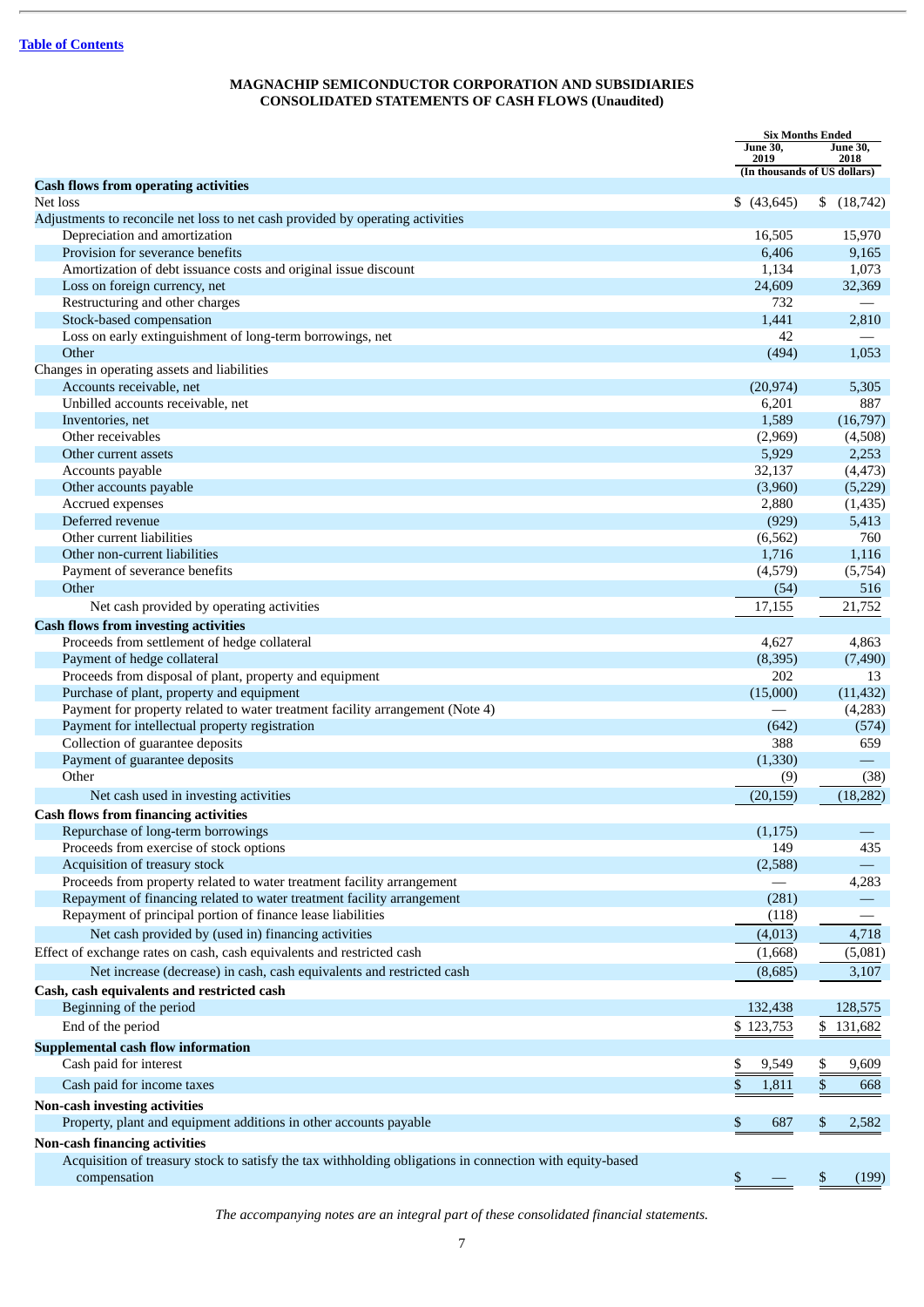[Table of Contents](#)

**MAGNACHIP SEMICONDUCTOR CORPORATION AND SUBSIDIARIES**
**CONSOLIDATED STATEMENTS OF CASH FLOWS (Unaudited)**

| | Six Months Ended | |
|---|---|---|
| | June 30, 2019 | June 30, 2018 |
| | (In thousands of US dollars) | |
| **Cash flows from operating activities** | | |
| Net loss | $ (43,645) | $ (18,742) |
| Adjustments to reconcile net loss to net cash provided by operating activities | | |
| Depreciation and amortization | 16,505 | 15,970 |
| Provision for severance benefits | 6,406 | 9,165 |
| Amortization of debt issuance costs and original issue discount | 1,134 | 1,073 |
| Loss on foreign currency, net | 24,609 | 32,369 |
| Restructuring and other charges | 732 | — |
| Stock-based compensation | 1,441 | 2,810 |
| Loss on early extinguishment of long-term borrowings, net | 42 | — |
| Other | (494) | 1,053 |
| Changes in operating assets and liabilities | | |
| Accounts receivable, net | (20,974) | 5,305 |
| Unbilled accounts receivable, net | 6,201 | 887 |
| Inventories, net | 1,589 | (16,797) |
| Other receivables | (2,969) | (4,508) |
| Other current assets | 5,929 | 2,253 |
| Accounts payable | 32,137 | (4,473) |
| Other accounts payable | (3,960) | (5,229) |
| Accrued expenses | 2,880 | (1,435) |
| Deferred revenue | (929) | 5,413 |
| Other current liabilities | (6,562) | 760 |
| Other non-current liabilities | 1,716 | 1,116 |
| Payment of severance benefits | (4,579) | (5,754) |
| Other | (54) | 516 |
| Net cash provided by operating activities | 17,155 | 21,752 |
| **Cash flows from investing activities** | | |
| Proceeds from settlement of hedge collateral | 4,627 | 4,863 |
| Payment of hedge collateral | (8,395) | (7,490) |
| Proceeds from disposal of plant, property and equipment | 202 | 13 |
| Purchase of plant, property and equipment | (15,000) | (11,432) |
| Payment for property related to water treatment facility arrangement (Note 4) | — | (4,283) |
| Payment for intellectual property registration | (642) | (574) |
| Collection of guarantee deposits | 388 | 659 |
| Payment of guarantee deposits | (1,330) | — |
| Other | (9) | (38) |
| Net cash used in investing activities | (20,159) | (18,282) |
| **Cash flows from financing activities** | | |
| Repurchase of long-term borrowings | (1,175) | — |
| Proceeds from exercise of stock options | 149 | 435 |
| Acquisition of treasury stock | (2,588) | — |
| Proceeds from property related to water treatment facility arrangement | — | 4,283 |
| Repayment of financing related to water treatment facility arrangement | (281) | — |
| Repayment of principal portion of finance lease liabilities | (118) | — |
| Net cash provided by (used in) financing activities | (4,013) | 4,718 |
| Effect of exchange rates on cash, cash equivalents and restricted cash | (1,668) | (5,081) |
| Net increase (decrease) in cash, cash equivalents and restricted cash | (8,685) | 3,107 |
| **Cash, cash equivalents and restricted cash** | | |
| Beginning of the period | 132,438 | 128,575 |
| End of the period | $ 123,753 | $ 131,682 |
| **Supplemental cash flow information** | | |
| Cash paid for interest | $ 9,549 | $ 9,609 |
| Cash paid for income taxes | $ 1,811 | $ 668 |
| **Non-cash investing activities** | | |
| Property, plant and equipment additions in other accounts payable | $ 687 | $ 2,582 |
| **Non-cash financing activities** | | |
| Acquisition of treasury stock to satisfy the tax withholding obligations in connection with equity-based compensation | $ — | $ (199) |

*The accompanying notes are an integral part of these consolidated financial statements.*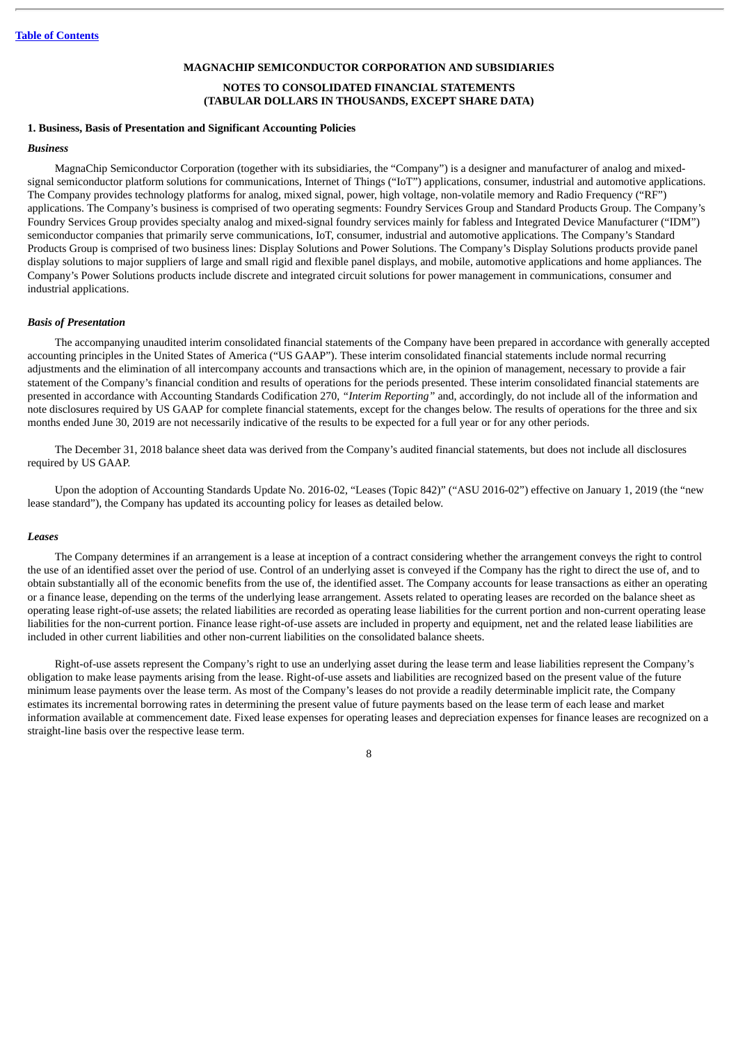**MAGNACHIP SEMICONDUCTOR CORPORATION AND SUBSIDIARIES**

**NOTES TO CONSOLIDATED FINANCIAL STATEMENTS**
**(TABULAR DOLLARS IN THOUSANDS, EXCEPT SHARE DATA)**

### 1. Business, Basis of Presentation and Significant Accounting Policies

***Business***

MagnaChip Semiconductor Corporation (together with its subsidiaries, the "Company") is a designer and manufacturer of analog and mixed-signal semiconductor platform solutions for communications, Internet of Things ("IoT") applications, consumer, industrial and automotive applications. The Company provides technology platforms for analog, mixed signal, power, high voltage, non-volatile memory and Radio Frequency ("RF") applications. The Company's business is comprised of two operating segments: Foundry Services Group and Standard Products Group. The Company's Foundry Services Group provides specialty analog and mixed-signal foundry services mainly for fabless and Integrated Device Manufacturer ("IDM") semiconductor companies that primarily serve communications, IoT, consumer, industrial and automotive applications. The Company's Standard Products Group is comprised of two business lines: Display Solutions and Power Solutions. The Company's Display Solutions products provide panel display solutions to major suppliers of large and small rigid and flexible panel displays, and mobile, automotive applications and home appliances. The Company's Power Solutions products include discrete and integrated circuit solutions for power management in communications, consumer and industrial applications.

***Basis of Presentation***

The accompanying unaudited interim consolidated financial statements of the Company have been prepared in accordance with generally accepted accounting principles in the United States of America ("US GAAP"). These interim consolidated financial statements include normal recurring adjustments and the elimination of all intercompany accounts and transactions which are, in the opinion of management, necessary to provide a fair statement of the Company's financial condition and results of operations for the periods presented. These interim consolidated financial statements are presented in accordance with Accounting Standards Codification 270, *"Interim Reporting"* and, accordingly, do not include all of the information and note disclosures required by US GAAP for complete financial statements, except for the changes below. The results of operations for the three and six months ended June 30, 2019 are not necessarily indicative of the results to be expected for a full year or for any other periods.

The December 31, 2018 balance sheet data was derived from the Company's audited financial statements, but does not include all disclosures required by US GAAP.

Upon the adoption of Accounting Standards Update No. 2016-02, "Leases (Topic 842)" ("ASU 2016-02") effective on January 1, 2019 (the "new lease standard"), the Company has updated its accounting policy for leases as detailed below.

***Leases***

The Company determines if an arrangement is a lease at inception of a contract considering whether the arrangement conveys the right to control the use of an identified asset over the period of use. Control of an underlying asset is conveyed if the Company has the right to direct the use of, and to obtain substantially all of the economic benefits from the use of, the identified asset. The Company accounts for lease transactions as either an operating or a finance lease, depending on the terms of the underlying lease arrangement. Assets related to operating leases are recorded on the balance sheet as operating lease right-of-use assets; the related liabilities are recorded as operating lease liabilities for the current portion and non-current operating lease liabilities for the non-current portion. Finance lease right-of-use assets are included in property and equipment, net and the related lease liabilities are included in other current liabilities and other non-current liabilities on the consolidated balance sheets.

Right-of-use assets represent the Company's right to use an underlying asset during the lease term and lease liabilities represent the Company's obligation to make lease payments arising from the lease. Right-of-use assets and liabilities are recognized based on the present value of the future minimum lease payments over the lease term. As most of the Company's leases do not provide a readily determinable implicit rate, the Company estimates its incremental borrowing rates in determining the present value of future payments based on the lease term of each lease and market information available at commencement date. Fixed lease expenses for operating leases and depreciation expenses for finance leases are recognized on a straight-line basis over the respective lease term.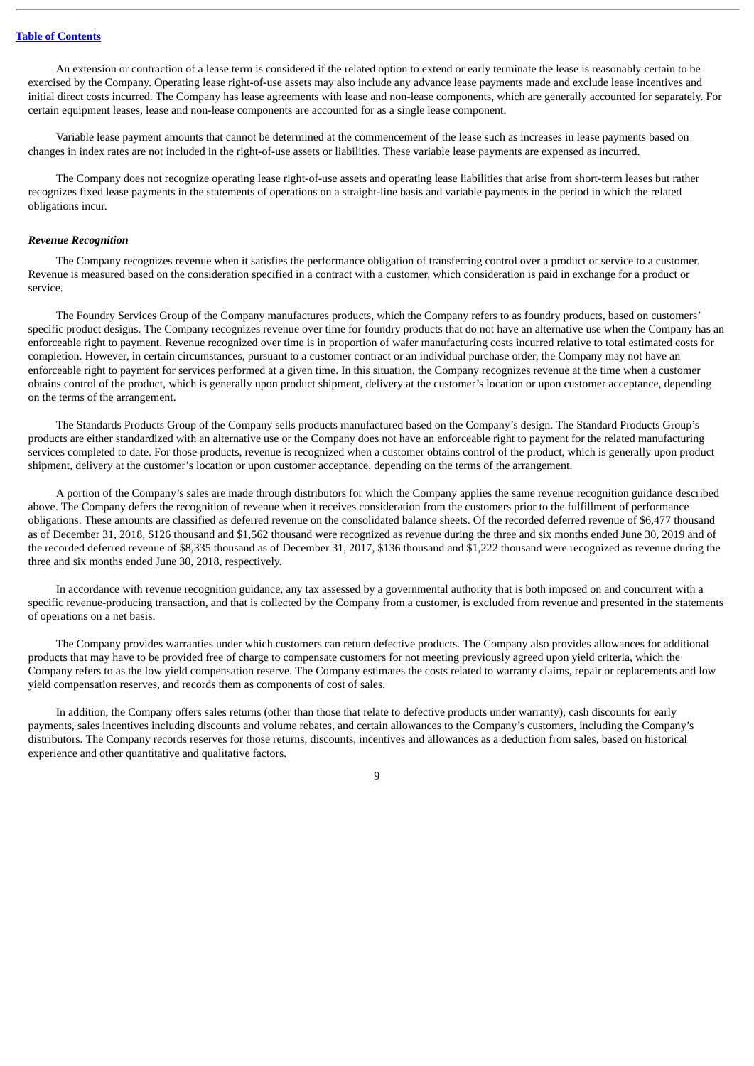An extension or contraction of a lease term is considered if the related option to extend or early terminate the lease is reasonably certain to be exercised by the Company. Operating lease right-of-use assets may also include any advance lease payments made and exclude lease incentives and initial direct costs incurred. The Company has lease agreements with lease and non-lease components, which are generally accounted for separately. For certain equipment leases, lease and non-lease components are accounted for as a single lease component.

Variable lease payment amounts that cannot be determined at the commencement of the lease such as increases in lease payments based on changes in index rates are not included in the right-of-use assets or liabilities. These variable lease payments are expensed as incurred.

The Company does not recognize operating lease right-of-use assets and operating lease liabilities that arise from short-term leases but rather recognizes fixed lease payments in the statements of operations on a straight-line basis and variable payments in the period in which the related obligations incur.

***Revenue Recognition***

The Company recognizes revenue when it satisfies the performance obligation of transferring control over a product or service to a customer. Revenue is measured based on the consideration specified in a contract with a customer, which consideration is paid in exchange for a product or service.

The Foundry Services Group of the Company manufactures products, which the Company refers to as foundry products, based on customers' specific product designs. The Company recognizes revenue over time for foundry products that do not have an alternative use when the Company has an enforceable right to payment. Revenue recognized over time is in proportion of wafer manufacturing costs incurred relative to total estimated costs for completion. However, in certain circumstances, pursuant to a customer contract or an individual purchase order, the Company may not have an enforceable right to payment for services performed at a given time. In this situation, the Company recognizes revenue at the time when a customer obtains control of the product, which is generally upon product shipment, delivery at the customer's location or upon customer acceptance, depending on the terms of the arrangement.

The Standards Products Group of the Company sells products manufactured based on the Company's design. The Standard Products Group's products are either standardized with an alternative use or the Company does not have an enforceable right to payment for the related manufacturing services completed to date. For those products, revenue is recognized when a customer obtains control of the product, which is generally upon product shipment, delivery at the customer's location or upon customer acceptance, depending on the terms of the arrangement.

A portion of the Company's sales are made through distributors for which the Company applies the same revenue recognition guidance described above. The Company defers the recognition of revenue when it receives consideration from the customers prior to the fulfillment of performance obligations. These amounts are classified as deferred revenue on the consolidated balance sheets. Of the recorded deferred revenue of $6,477 thousand as of December 31, 2018, $126 thousand and $1,562 thousand were recognized as revenue during the three and six months ended June 30, 2019 and of the recorded deferred revenue of $8,335 thousand as of December 31, 2017, $136 thousand and $1,222 thousand were recognized as revenue during the three and six months ended June 30, 2018, respectively.

In accordance with revenue recognition guidance, any tax assessed by a governmental authority that is both imposed on and concurrent with a specific revenue-producing transaction, and that is collected by the Company from a customer, is excluded from revenue and presented in the statements of operations on a net basis.

The Company provides warranties under which customers can return defective products. The Company also provides allowances for additional products that may have to be provided free of charge to compensate customers for not meeting previously agreed upon yield criteria, which the Company refers to as the low yield compensation reserve. The Company estimates the costs related to warranty claims, repair or replacements and low yield compensation reserves, and records them as components of cost of sales.

In addition, the Company offers sales returns (other than those that relate to defective products under warranty), cash discounts for early payments, sales incentives including discounts and volume rebates, and certain allowances to the Company's customers, including the Company's distributors. The Company records reserves for those returns, discounts, incentives and allowances as a deduction from sales, based on historical experience and other quantitative and qualitative factors.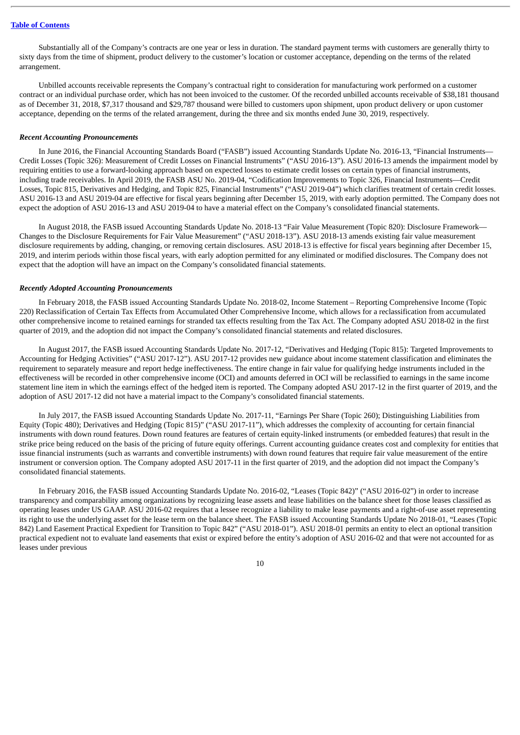Substantially all of the Company's contracts are one year or less in duration. The standard payment terms with customers are generally thirty to sixty days from the time of shipment, product delivery to the customer's location or customer acceptance, depending on the terms of the related arrangement.

Unbilled accounts receivable represents the Company's contractual right to consideration for manufacturing work performed on a customer contract or an individual purchase order, which has not been invoiced to the customer. Of the recorded unbilled accounts receivable of $38,181 thousand as of December 31, 2018, $7,317 thousand and $29,787 thousand were billed to customers upon shipment, upon product delivery or upon customer acceptance, depending on the terms of the related arrangement, during the three and six months ended June 30, 2019, respectively.

***Recent Accounting Pronouncements***

In June 2016, the Financial Accounting Standards Board ("FASB") issued Accounting Standards Update No. 2016-13, "Financial Instruments—Credit Losses (Topic 326): Measurement of Credit Losses on Financial Instruments" ("ASU 2016-13"). ASU 2016-13 amends the impairment model by requiring entities to use a forward-looking approach based on expected losses to estimate credit losses on certain types of financial instruments, including trade receivables. In April 2019, the FASB ASU No. 2019-04, "Codification Improvements to Topic 326, Financial Instruments—Credit Losses, Topic 815, Derivatives and Hedging, and Topic 825, Financial Instruments" ("ASU 2019-04") which clarifies treatment of certain credit losses. ASU 2016-13 and ASU 2019-04 are effective for fiscal years beginning after December 15, 2019, with early adoption permitted. The Company does not expect the adoption of ASU 2016-13 and ASU 2019-04 to have a material effect on the Company's consolidated financial statements.

In August 2018, the FASB issued Accounting Standards Update No. 2018-13 "Fair Value Measurement (Topic 820): Disclosure Framework—Changes to the Disclosure Requirements for Fair Value Measurement" ("ASU 2018-13"). ASU 2018-13 amends existing fair value measurement disclosure requirements by adding, changing, or removing certain disclosures. ASU 2018-13 is effective for fiscal years beginning after December 15, 2019, and interim periods within those fiscal years, with early adoption permitted for any eliminated or modified disclosures. The Company does not expect that the adoption will have an impact on the Company's consolidated financial statements.

***Recently Adopted Accounting Pronouncements***

In February 2018, the FASB issued Accounting Standards Update No. 2018-02, Income Statement – Reporting Comprehensive Income (Topic 220) Reclassification of Certain Tax Effects from Accumulated Other Comprehensive Income, which allows for a reclassification from accumulated other comprehensive income to retained earnings for stranded tax effects resulting from the Tax Act. The Company adopted ASU 2018-02 in the first quarter of 2019, and the adoption did not impact the Company's consolidated financial statements and related disclosures.

In August 2017, the FASB issued Accounting Standards Update No. 2017-12, "Derivatives and Hedging (Topic 815): Targeted Improvements to Accounting for Hedging Activities" ("ASU 2017-12"). ASU 2017-12 provides new guidance about income statement classification and eliminates the requirement to separately measure and report hedge ineffectiveness. The entire change in fair value for qualifying hedge instruments included in the effectiveness will be recorded in other comprehensive income (OCI) and amounts deferred in OCI will be reclassified to earnings in the same income statement line item in which the earnings effect of the hedged item is reported. The Company adopted ASU 2017-12 in the first quarter of 2019, and the adoption of ASU 2017-12 did not have a material impact to the Company's consolidated financial statements.

In July 2017, the FASB issued Accounting Standards Update No. 2017-11, "Earnings Per Share (Topic 260); Distinguishing Liabilities from Equity (Topic 480); Derivatives and Hedging (Topic 815)" ("ASU 2017-11"), which addresses the complexity of accounting for certain financial instruments with down round features. Down round features are features of certain equity-linked instruments (or embedded features) that result in the strike price being reduced on the basis of the pricing of future equity offerings. Current accounting guidance creates cost and complexity for entities that issue financial instruments (such as warrants and convertible instruments) with down round features that require fair value measurement of the entire instrument or conversion option. The Company adopted ASU 2017-11 in the first quarter of 2019, and the adoption did not impact the Company's consolidated financial statements.

In February 2016, the FASB issued Accounting Standards Update No. 2016-02, "Leases (Topic 842)" ("ASU 2016-02") in order to increase transparency and comparability among organizations by recognizing lease assets and lease liabilities on the balance sheet for those leases classified as operating leases under US GAAP. ASU 2016-02 requires that a lessee recognize a liability to make lease payments and a right-of-use asset representing its right to use the underlying asset for the lease term on the balance sheet. The FASB issued Accounting Standards Update No 2018-01, "Leases (Topic 842) Land Easement Practical Expedient for Transition to Topic 842" ("ASU 2018-01"). ASU 2018-01 permits an entity to elect an optional transition practical expedient not to evaluate land easements that exist or expired before the entity's adoption of ASU 2016-02 and that were not accounted for as leases under previous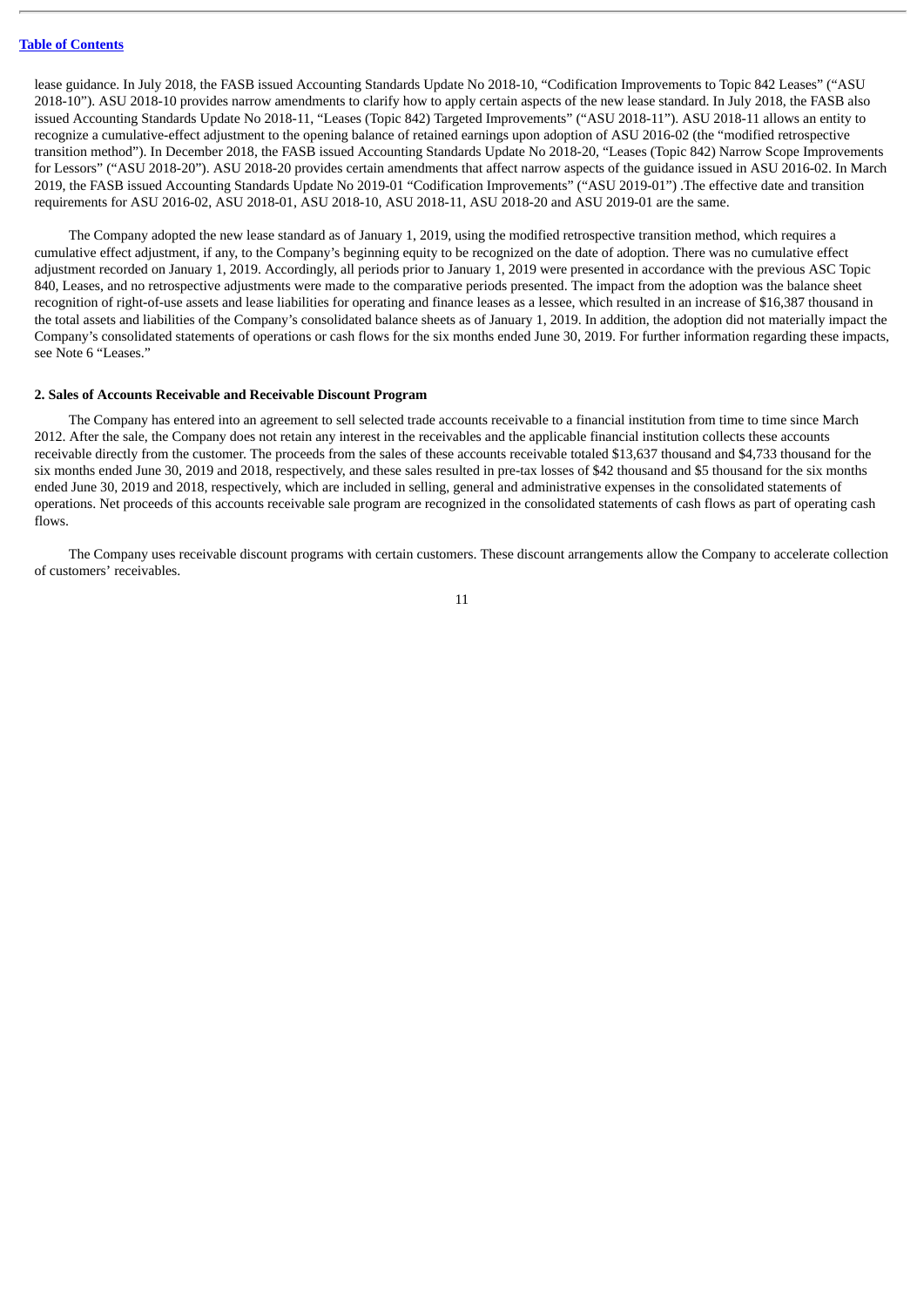lease guidance. In July 2018, the FASB issued Accounting Standards Update No 2018-10, "Codification Improvements to Topic 842 Leases" ("ASU 2018-10"). ASU 2018-10 provides narrow amendments to clarify how to apply certain aspects of the new lease standard. In July 2018, the FASB also issued Accounting Standards Update No 2018-11, "Leases (Topic 842) Targeted Improvements" ("ASU 2018-11"). ASU 2018-11 allows an entity to recognize a cumulative-effect adjustment to the opening balance of retained earnings upon adoption of ASU 2016-02 (the "modified retrospective transition method"). In December 2018, the FASB issued Accounting Standards Update No 2018-20, "Leases (Topic 842) Narrow Scope Improvements for Lessors" ("ASU 2018-20"). ASU 2018-20 provides certain amendments that affect narrow aspects of the guidance issued in ASU 2016-02. In March 2019, the FASB issued Accounting Standards Update No 2019-01 "Codification Improvements" ("ASU 2019-01") .The effective date and transition requirements for ASU 2016-02, ASU 2018-01, ASU 2018-10, ASU 2018-11, ASU 2018-20 and ASU 2019-01 are the same.

The Company adopted the new lease standard as of January 1, 2019, using the modified retrospective transition method, which requires a cumulative effect adjustment, if any, to the Company's beginning equity to be recognized on the date of adoption. There was no cumulative effect adjustment recorded on January 1, 2019. Accordingly, all periods prior to January 1, 2019 were presented in accordance with the previous ASC Topic 840, Leases, and no retrospective adjustments were made to the comparative periods presented. The impact from the adoption was the balance sheet recognition of right-of-use assets and lease liabilities for operating and finance leases as a lessee, which resulted in an increase of $16,387 thousand in the total assets and liabilities of the Company's consolidated balance sheets as of January 1, 2019. In addition, the adoption did not materially impact the Company's consolidated statements of operations or cash flows for the six months ended June 30, 2019. For further information regarding these impacts, see Note 6 "Leases."

**2. Sales of Accounts Receivable and Receivable Discount Program**

The Company has entered into an agreement to sell selected trade accounts receivable to a financial institution from time to time since March 2012. After the sale, the Company does not retain any interest in the receivables and the applicable financial institution collects these accounts receivable directly from the customer. The proceeds from the sales of these accounts receivable totaled $13,637 thousand and $4,733 thousand for the six months ended June 30, 2019 and 2018, respectively, and these sales resulted in pre-tax losses of $42 thousand and $5 thousand for the six months ended June 30, 2019 and 2018, respectively, which are included in selling, general and administrative expenses in the consolidated statements of operations. Net proceeds of this accounts receivable sale program are recognized in the consolidated statements of cash flows as part of operating cash flows.

The Company uses receivable discount programs with certain customers. These discount arrangements allow the Company to accelerate collection of customers' receivables.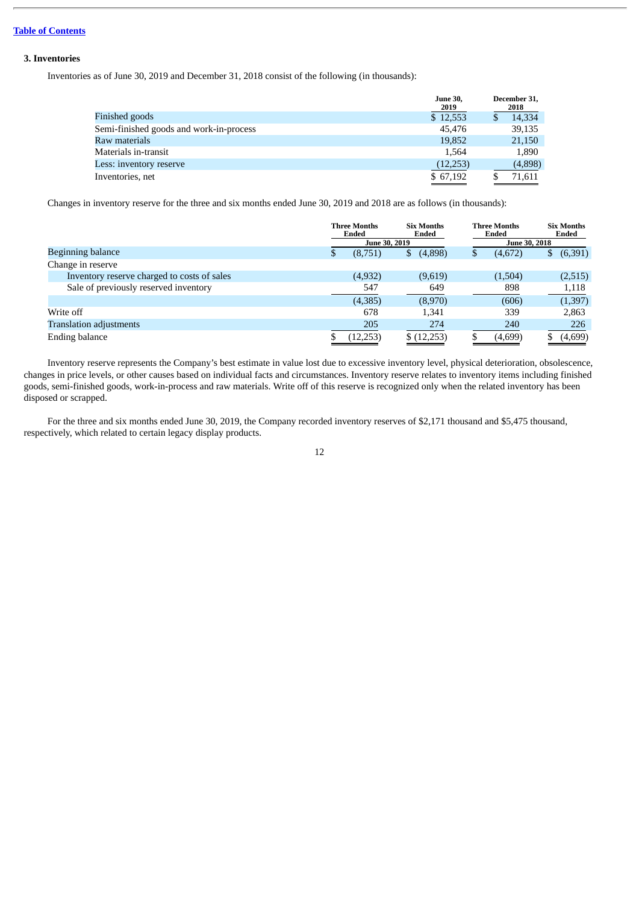### 3. Inventories

Inventories as of June 30, 2019 and December 31, 2018 consist of the following (in thousands):

| | June 30, 2019 | December 31, 2018 |
|---|---|---|
| Finished goods | $ 12,553 | $ 14,334 |
| Semi-finished goods and work-in-process | 45,476 | 39,135 |
| Raw materials | 19,852 | 21,150 |
| Materials in-transit | 1,564 | 1,890 |
| Less: inventory reserve | (12,253) | (4,898) |
| Inventories, net | $ 67,192 | $ 71,611 |

Changes in inventory reserve for the three and six months ended June 30, 2019 and 2018 are as follows (in thousands):

| | Three Months Ended | Six Months Ended | Three Months Ended | Six Months Ended |
|---|---|---|---|---|
| | June 30, 2019 | | June 30, 2018 | |
| Beginning balance | $ (8,751) | $ (4,898) | $ (4,672) | $ (6,391) |
| Change in reserve | | | | |
| Inventory reserve charged to costs of sales | (4,932) | (9,619) | (1,504) | (2,515) |
| Sale of previously reserved inventory | 547 | 649 | 898 | 1,118 |
| | (4,385) | (8,970) | (606) | (1,397) |
| Write off | 678 | 1,341 | 339 | 2,863 |
| Translation adjustments | 205 | 274 | 240 | 226 |
| Ending balance | $ (12,253) | $ (12,253) | $ (4,699) | $ (4,699) |

Inventory reserve represents the Company's best estimate in value lost due to excessive inventory level, physical deterioration, obsolescence, changes in price levels, or other causes based on individual facts and circumstances. Inventory reserve relates to inventory items including finished goods, semi-finished goods, work-in-process and raw materials. Write off of this reserve is recognized only when the related inventory has been disposed or scrapped.

For the three and six months ended June 30, 2019, the Company recorded inventory reserves of $2,171 thousand and $5,475 thousand, respectively, which related to certain legacy display products.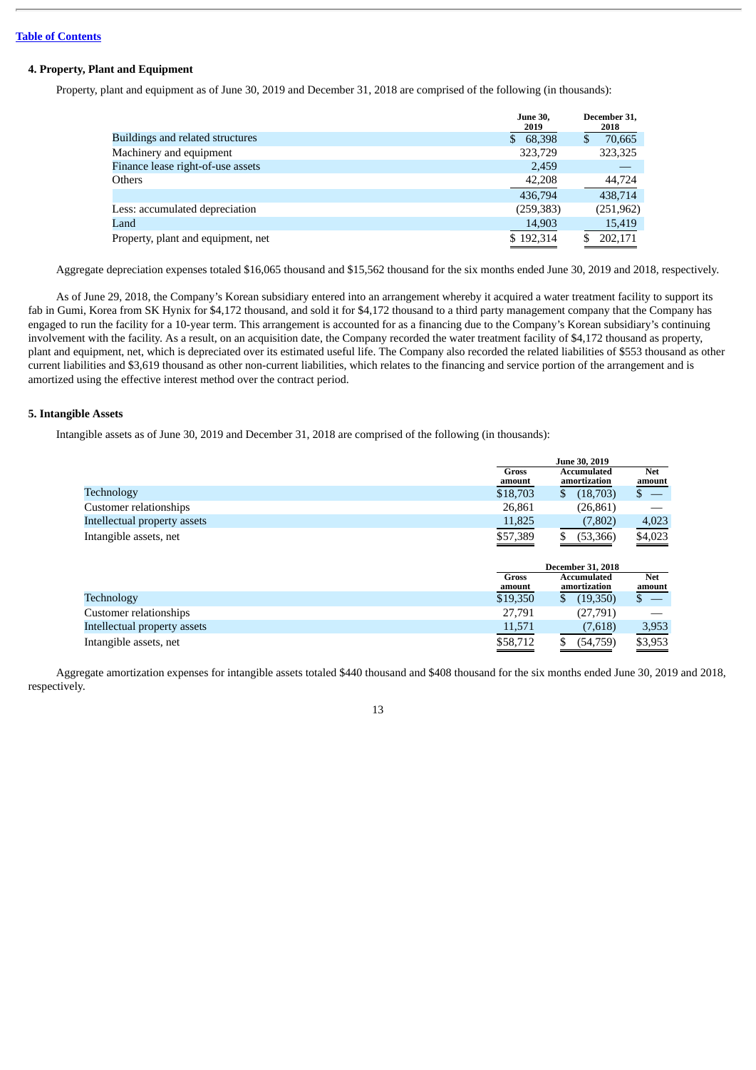## 4. Property, Plant and Equipment

Property, plant and equipment as of June 30, 2019 and December 31, 2018 are comprised of the following (in thousands):

| | June 30, 2019 | December 31, 2018 |
|---|---|---|
| Buildings and related structures | $ 68,398 | $ 70,665 |
| Machinery and equipment | 323,729 | 323,325 |
| Finance lease right-of-use assets | 2,459 | — |
| Others | 42,208 | 44,724 |
| | 436,794 | 438,714 |
| Less: accumulated depreciation | (259,383) | (251,962) |
| Land | 14,903 | 15,419 |
| Property, plant and equipment, net | $ 192,314 | $ 202,171 |

Aggregate depreciation expenses totaled $16,065 thousand and $15,562 thousand for the six months ended June 30, 2019 and 2018, respectively.

As of June 29, 2018, the Company's Korean subsidiary entered into an arrangement whereby it acquired a water treatment facility to support its fab in Gumi, Korea from SK Hynix for $4,172 thousand, and sold it for $4,172 thousand to a third party management company that the Company has engaged to run the facility for a 10-year term. This arrangement is accounted for as a financing due to the Company's Korean subsidiary's continuing involvement with the facility. As a result, on an acquisition date, the Company recorded the water treatment facility of $4,172 thousand as property, plant and equipment, net, which is depreciated over its estimated useful life. The Company also recorded the related liabilities of $553 thousand as other current liabilities and $3,619 thousand as other non-current liabilities, which relates to the financing and service portion of the arrangement and is amortized using the effective interest method over the contract period.

## 5. Intangible Assets

Intangible assets as of June 30, 2019 and December 31, 2018 are comprised of the following (in thousands):

| | June 30, 2019 | | |
|---|---|---|---|
| | Gross amount | Accumulated amortization | Net amount |
| Technology | $18,703 | $ (18,703) | $ — |
| Customer relationships | 26,861 | (26,861) | — |
| Intellectual property assets | 11,825 | (7,802) | 4,023 |
| Intangible assets, net | $57,389 | $ (53,366) | $4,023 |

| | December 31, 2018 | | |
|---|---|---|---|
| | Gross amount | Accumulated amortization | Net amount |
| Technology | $19,350 | $ (19,350) | $ — |
| Customer relationships | 27,791 | (27,791) | — |
| Intellectual property assets | 11,571 | (7,618) | 3,953 |
| Intangible assets, net | $58,712 | $ (54,759) | $3,953 |

Aggregate amortization expenses for intangible assets totaled $440 thousand and $408 thousand for the six months ended June 30, 2019 and 2018, respectively.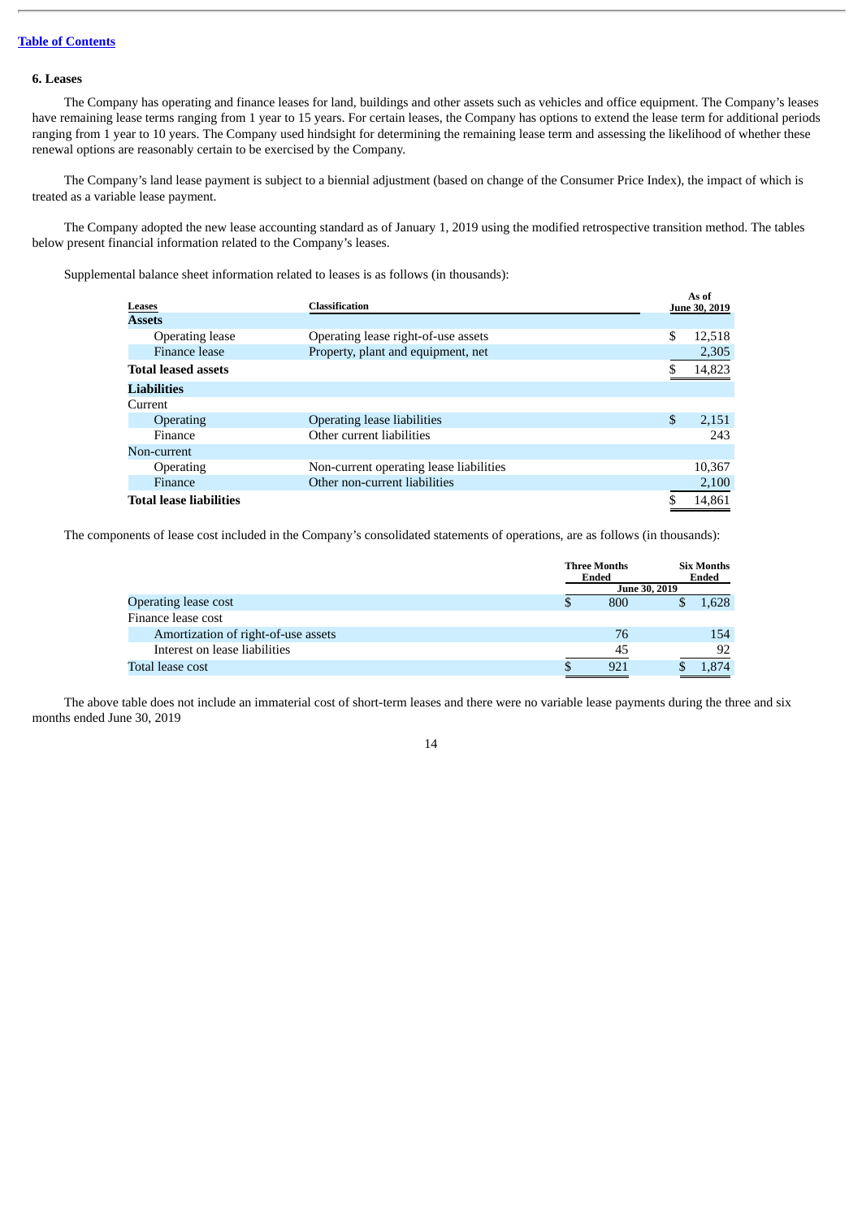[Table of Contents](#)

### 6. Leases

The Company has operating and finance leases for land, buildings and other assets such as vehicles and office equipment. The Company's leases have remaining lease terms ranging from 1 year to 15 years. For certain leases, the Company has options to extend the lease term for additional periods ranging from 1 year to 10 years. The Company used hindsight for determining the remaining lease term and assessing the likelihood of whether these renewal options are reasonably certain to be exercised by the Company.

The Company's land lease payment is subject to a biennial adjustment (based on change of the Consumer Price Index), the impact of which is treated as a variable lease payment.

The Company adopted the new lease accounting standard as of January 1, 2019 using the modified retrospective transition method. The tables below present financial information related to the Company's leases.

Supplemental balance sheet information related to leases is as follows (in thousands):

| Leases | Classification | As of June 30, 2019 |
|---|---|---|
| **Assets** | | |
| Operating lease | Operating lease right-of-use assets | $ 12,518 |
| Finance lease | Property, plant and equipment, net | 2,305 |
| **Total leased assets** | | $ 14,823 |
| **Liabilities** | | |
| Current | | |
| Operating | Operating lease liabilities | $ 2,151 |
| Finance | Other current liabilities | 243 |
| Non-current | | |
| Operating | Non-current operating lease liabilities | 10,367 |
| Finance | Other non-current liabilities | 2,100 |
| **Total lease liabilities** | | $ 14,861 |

The components of lease cost included in the Company's consolidated statements of operations, are as follows (in thousands):

| | Three Months Ended | Six Months Ended |
|---|---|---|
| | June 30, 2019 | |
| Operating lease cost | $ 800 | $ 1,628 |
| Finance lease cost | | |
| Amortization of right-of-use assets | 76 | 154 |
| Interest on lease liabilities | 45 | 92 |
| Total lease cost | $ 921 | $ 1,874 |

The above table does not include an immaterial cost of short-term leases and there were no variable lease payments during the three and six months ended June 30, 2019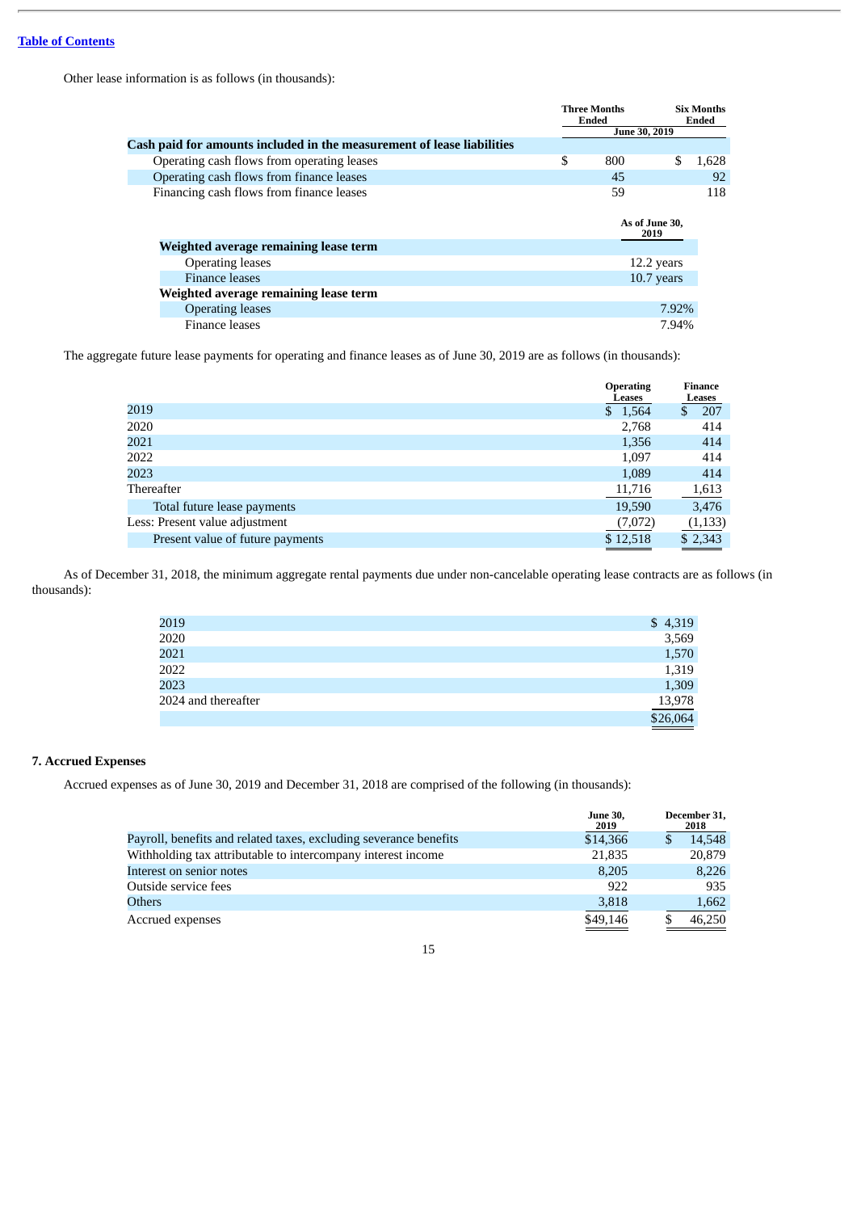Other lease information is as follows (in thousands):

| | Three Months Ended | Six Months Ended |
|---|---|---|
| | June 30, 2019 | |
| **Cash paid for amounts included in the measurement of lease liabilities** | | |
| Operating cash flows from operating leases | $ 800 | $ 1,628 |
| Operating cash flows from finance leases | 45 | 92 |
| Financing cash flows from finance leases | 59 | 118 |

| | As of June 30, 2019 |
|---|---|
| **Weighted average remaining lease term** | |
| Operating leases | 12.2 years |
| Finance leases | 10.7 years |
| **Weighted average remaining lease term** | |
| Operating leases | 7.92% |
| Finance leases | 7.94% |

The aggregate future lease payments for operating and finance leases as of June 30, 2019 are as follows (in thousands):

| | Operating Leases | Finance Leases |
|---|---|---|
| 2019 | $ 1,564 | $ 207 |
| 2020 | 2,768 | 414 |
| 2021 | 1,356 | 414 |
| 2022 | 1,097 | 414 |
| 2023 | 1,089 | 414 |
| Thereafter | 11,716 | 1,613 |
| Total future lease payments | 19,590 | 3,476 |
| Less: Present value adjustment | (7,072) | (1,133) |
| Present value of future payments | $ 12,518 | $ 2,343 |

As of December 31, 2018, the minimum aggregate rental payments due under non-cancelable operating lease contracts are as follows (in thousands):

| | |
|---|---|
| 2019 | $ 4,319 |
| 2020 | 3,569 |
| 2021 | 1,570 |
| 2022 | 1,319 |
| 2023 | 1,309 |
| 2024 and thereafter | 13,978 |
| | $26,064 |

### 7. Accrued Expenses

Accrued expenses as of June 30, 2019 and December 31, 2018 are comprised of the following (in thousands):

| | June 30, 2019 | December 31, 2018 |
|---|---|---|
| Payroll, benefits and related taxes, excluding severance benefits | $14,366 | $ 14,548 |
| Withholding tax attributable to intercompany interest income | 21,835 | 20,879 |
| Interest on senior notes | 8,205 | 8,226 |
| Outside service fees | 922 | 935 |
| Others | 3,818 | 1,662 |
| Accrued expenses | $49,146 | $ 46,250 |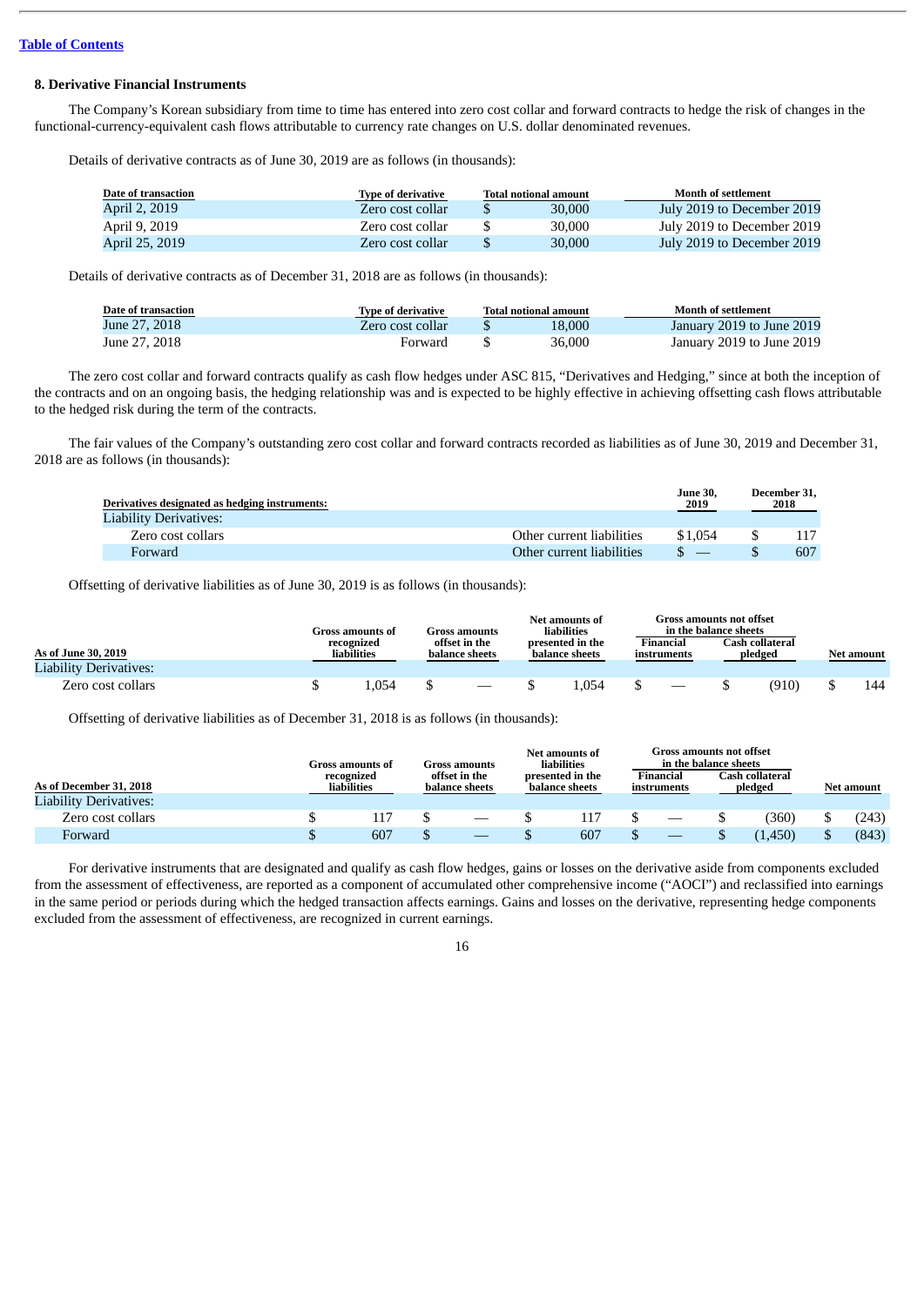### 8. Derivative Financial Instruments

The Company's Korean subsidiary from time to time has entered into zero cost collar and forward contracts to hedge the risk of changes in the functional-currency-equivalent cash flows attributable to currency rate changes on U.S. dollar denominated revenues.

Details of derivative contracts as of June 30, 2019 are as follows (in thousands):

| Date of transaction | Type of derivative | Total notional amount | Month of settlement |
|---|---|---|---|
| April 2, 2019 | Zero cost collar | $ 30,000 | July 2019 to December 2019 |
| April 9, 2019 | Zero cost collar | $ 30,000 | July 2019 to December 2019 |
| April 25, 2019 | Zero cost collar | $ 30,000 | July 2019 to December 2019 |

Details of derivative contracts as of December 31, 2018 are as follows (in thousands):

| Date of transaction | Type of derivative | Total notional amount | Month of settlement |
|---|---|---|---|
| June 27, 2018 | Zero cost collar | $ 18,000 | January 2019 to June 2019 |
| June 27, 2018 | Forward | $ 36,000 | January 2019 to June 2019 |

The zero cost collar and forward contracts qualify as cash flow hedges under ASC 815, "Derivatives and Hedging," since at both the inception of the contracts and on an ongoing basis, the hedging relationship was and is expected to be highly effective in achieving offsetting cash flows attributable to the hedged risk during the term of the contracts.

The fair values of the Company's outstanding zero cost collar and forward contracts recorded as liabilities as of June 30, 2019 and December 31, 2018 are as follows (in thousands):

| Derivatives designated as hedging instruments: | | June 30, 2019 | December 31, 2018 |
|---|---|---|---|
| Liability Derivatives: | | | |
| Zero cost collars | Other current liabilities | $1,054 | $ 117 |
| Forward | Other current liabilities | $ — | $ 607 |

Offsetting of derivative liabilities as of June 30, 2019 is as follows (in thousands):

| As of June 30, 2019 | Gross amounts of recognized liabilities | Gross amounts offset in the balance sheets | Net amounts of liabilities presented in the balance sheets | Gross amounts not offset in the balance sheets: Financial instruments | Gross amounts not offset in the balance sheets: Cash collateral pledged | Net amount |
|---|---|---|---|---|---|---|
| Liability Derivatives: | | | | | | |
| Zero cost collars | $ 1,054 | $ — | $ 1,054 | $ — | $ (910) | $ 144 |

Offsetting of derivative liabilities as of December 31, 2018 is as follows (in thousands):

| As of December 31, 2018 | Gross amounts of recognized liabilities | Gross amounts offset in the balance sheets | Net amounts of liabilities presented in the balance sheets | Gross amounts not offset in the balance sheets: Financial instruments | Gross amounts not offset in the balance sheets: Cash collateral pledged | Net amount |
|---|---|---|---|---|---|---|
| Liability Derivatives: | | | | | | |
| Zero cost collars | $ 117 | $ — | $ 117 | $ — | $ (360) | $ (243) |
| Forward | $ 607 | $ — | $ 607 | $ — | $ (1,450) | $ (843) |

For derivative instruments that are designated and qualify as cash flow hedges, gains or losses on the derivative aside from components excluded from the assessment of effectiveness, are reported as a component of accumulated other comprehensive income ("AOCI") and reclassified into earnings in the same period or periods during which the hedged transaction affects earnings. Gains and losses on the derivative, representing hedge components excluded from the assessment of effectiveness, are recognized in current earnings.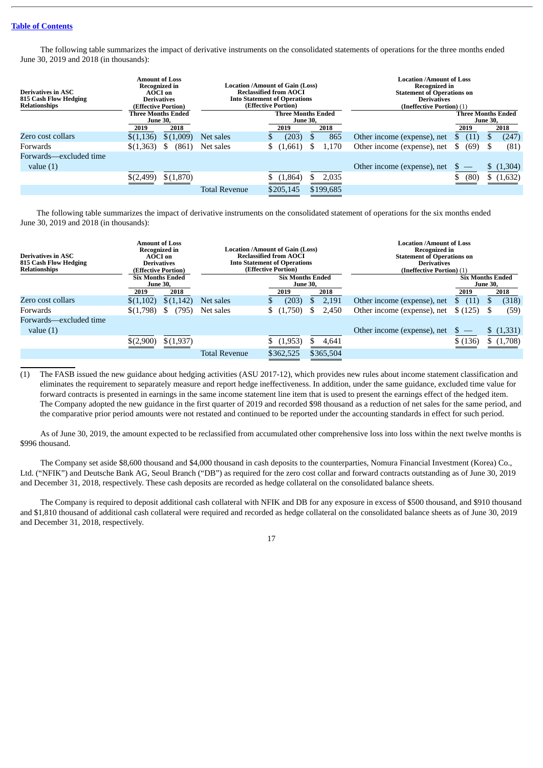[Table of Contents](#)

The following table summarizes the impact of derivative instruments on the consolidated statements of operations for the three months ended June 30, 2019 and 2018 (in thousands):

| Derivatives in ASC 815 Cash Flow Hedging Relationships | Amount of Loss Recognized in AOCI on Derivatives (Effective Portion) | | Location /Amount of Gain (Loss) Reclassified from AOCI Into Statement of Operations (Effective Portion) | | | Location /Amount of Loss Recognized in Statement of Operations on Derivatives (Ineffective Portion) (1) | | |
|---|---|---|---|---|---|---|---|---|
| | Three Months Ended June 30, | | | Three Months Ended June 30, | | | Three Months Ended June 30, | |
| | 2019 | 2018 | | 2019 | 2018 | | 2019 | 2018 |
| Zero cost collars | $(1,136) | $(1,009) | Net sales | $ (203) | $ 865 | Other income (expense), net | $ (11) | $ (247) |
| Forwards | $(1,363) | $ (861) | Net sales | $ (1,661) | $ 1,170 | Other income (expense), net | $ (69) | $ (81) |
| Forwards—excluded time value (1) | | | | | | Other income (expense), net | $ — | $ (1,304) |
| | $(2,499) | $(1,870) | | $ (1,864) | $ 2,035 | | $ (80) | $ (1,632) |
| | | | Total Revenue | $205,145 | $199,685 | | | |

The following table summarizes the impact of derivative instruments on the consolidated statement of operations for the six months ended June 30, 2019 and 2018 (in thousands):

| Derivatives in ASC 815 Cash Flow Hedging Relationships | Amount of Loss Recognized in AOCI on Derivatives (Effective Portion) | | Location /Amount of Gain (Loss) Reclassified from AOCI Into Statement of Operations (Effective Portion) | | | Location /Amount of Loss Recognized in Statement of Operations on Derivatives (Ineffective Portion) (1) | | |
|---|---|---|---|---|---|---|---|---|
| | Six Months Ended June 30, | | | Six Months Ended June 30, | | | Six Months Ended June 30, | |
| | 2019 | 2018 | | 2019 | 2018 | | 2019 | 2018 |
| Zero cost collars | $(1,102) | $(1,142) | Net sales | $ (203) | $ 2,191 | Other income (expense), net | $ (11) | $ (318) |
| Forwards | $(1,798) | $ (795) | Net sales | $ (1,750) | $ 2,450 | Other income (expense), net | $ (125) | $ (59) |
| Forwards—excluded time value (1) | | | | | | Other income (expense), net | $ — | $ (1,331) |
| | $(2,900) | $(1,937) | | $ (1,953) | $ 4,641 | | $ (136) | $ (1,708) |
| | | | Total Revenue | $362,525 | $365,504 | | | |

(1) The FASB issued the new guidance about hedging activities (ASU 2017-12), which provides new rules about income statement classification and eliminates the requirement to separately measure and report hedge ineffectiveness. In addition, under the same guidance, excluded time value for forward contracts is presented in earnings in the same income statement line item that is used to present the earnings effect of the hedged item. The Company adopted the new guidance in the first quarter of 2019 and recorded $98 thousand as a reduction of net sales for the same period, and the comparative prior period amounts were not restated and continued to be reported under the accounting standards in effect for such period.

As of June 30, 2019, the amount expected to be reclassified from accumulated other comprehensive loss into loss within the next twelve months is $996 thousand.

The Company set aside $8,600 thousand and $4,000 thousand in cash deposits to the counterparties, Nomura Financial Investment (Korea) Co., Ltd. ("NFIK") and Deutsche Bank AG, Seoul Branch ("DB") as required for the zero cost collar and forward contracts outstanding as of June 30, 2019 and December 31, 2018, respectively. These cash deposits are recorded as hedge collateral on the consolidated balance sheets.

The Company is required to deposit additional cash collateral with NFIK and DB for any exposure in excess of $500 thousand, and $910 thousand and $1,810 thousand of additional cash collateral were required and recorded as hedge collateral on the consolidated balance sheets as of June 30, 2019 and December 31, 2018, respectively.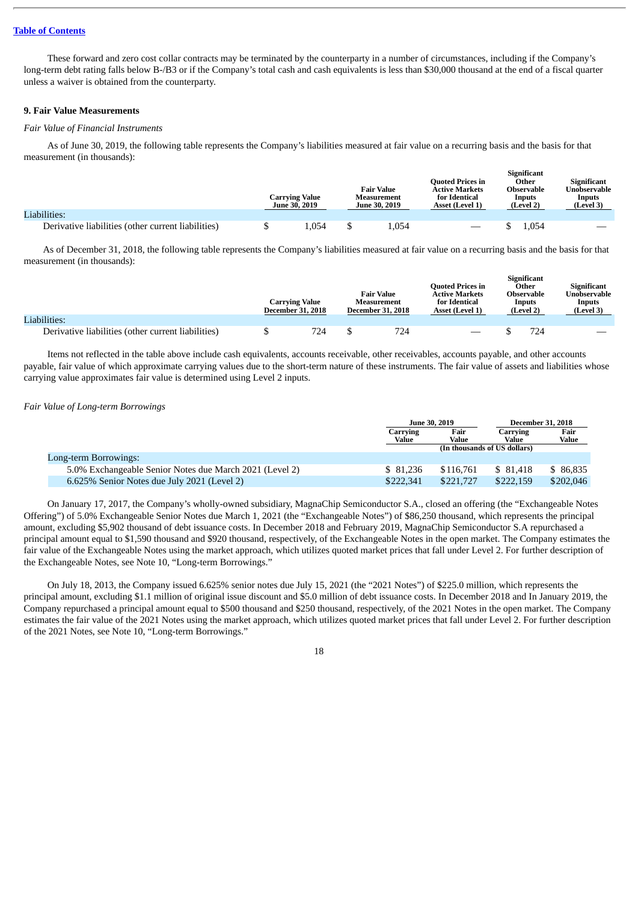These forward and zero cost collar contracts may be terminated by the counterparty in a number of circumstances, including if the Company's long-term debt rating falls below B-/B3 or if the Company's total cash and cash equivalents is less than $30,000 thousand at the end of a fiscal quarter unless a waiver is obtained from the counterparty.

**9. Fair Value Measurements**

*Fair Value of Financial Instruments*

As of June 30, 2019, the following table represents the Company's liabilities measured at fair value on a recurring basis and the basis for that measurement (in thousands):

| | Carrying Value June 30, 2019 | Fair Value Measurement June 30, 2019 | Quoted Prices in Active Markets for Identical Asset (Level 1) | Significant Other Observable Inputs (Level 2) | Significant Unobservable Inputs (Level 3) |
|---|---|---|---|---|---|
| Liabilities: | | | | | |
| Derivative liabilities (other current liabilities) | $ 1,054 | $ 1,054 | — | $ 1,054 | — |

As of December 31, 2018, the following table represents the Company's liabilities measured at fair value on a recurring basis and the basis for that measurement (in thousands):

| | Carrying Value December 31, 2018 | Fair Value Measurement December 31, 2018 | Quoted Prices in Active Markets for Identical Asset (Level 1) | Significant Other Observable Inputs (Level 2) | Significant Unobservable Inputs (Level 3) |
|---|---|---|---|---|---|
| Liabilities: | | | | | |
| Derivative liabilities (other current liabilities) | $ 724 | $ 724 | — | $ 724 | — |

Items not reflected in the table above include cash equivalents, accounts receivable, other receivables, accounts payable, and other accounts payable, fair value of which approximate carrying values due to the short-term nature of these instruments. The fair value of assets and liabilities whose carrying value approximates fair value is determined using Level 2 inputs.

*Fair Value of Long-term Borrowings*

| | June 30, 2019 | | December 31, 2018 | |
|---|---|---|---|---|
| | Carrying Value | Fair Value | Carrying Value | Fair Value |
| | (In thousands of US dollars) | | | |
| Long-term Borrowings: | | | | |
| 5.0% Exchangeable Senior Notes due March 2021 (Level 2) | $ 81,236 | $116,761 | $ 81,418 | $ 86,835 |
| 6.625% Senior Notes due July 2021 (Level 2) | $222,341 | $221,727 | $222,159 | $202,046 |

On January 17, 2017, the Company's wholly-owned subsidiary, MagnaChip Semiconductor S.A., closed an offering (the "Exchangeable Notes Offering") of 5.0% Exchangeable Senior Notes due March 1, 2021 (the "Exchangeable Notes") of $86,250 thousand, which represents the principal amount, excluding $5,902 thousand of debt issuance costs. In December 2018 and February 2019, MagnaChip Semiconductor S.A repurchased a principal amount equal to $1,590 thousand and $920 thousand, respectively, of the Exchangeable Notes in the open market. The Company estimates the fair value of the Exchangeable Notes using the market approach, which utilizes quoted market prices that fall under Level 2. For further description of the Exchangeable Notes, see Note 10, "Long-term Borrowings."

On July 18, 2013, the Company issued 6.625% senior notes due July 15, 2021 (the "2021 Notes") of $225.0 million, which represents the principal amount, excluding $1.1 million of original issue discount and $5.0 million of debt issuance costs. In December 2018 and In January 2019, the Company repurchased a principal amount equal to $500 thousand and $250 thousand, respectively, of the 2021 Notes in the open market. The Company estimates the fair value of the 2021 Notes using the market approach, which utilizes quoted market prices that fall under Level 2. For further description of the 2021 Notes, see Note 10, "Long-term Borrowings."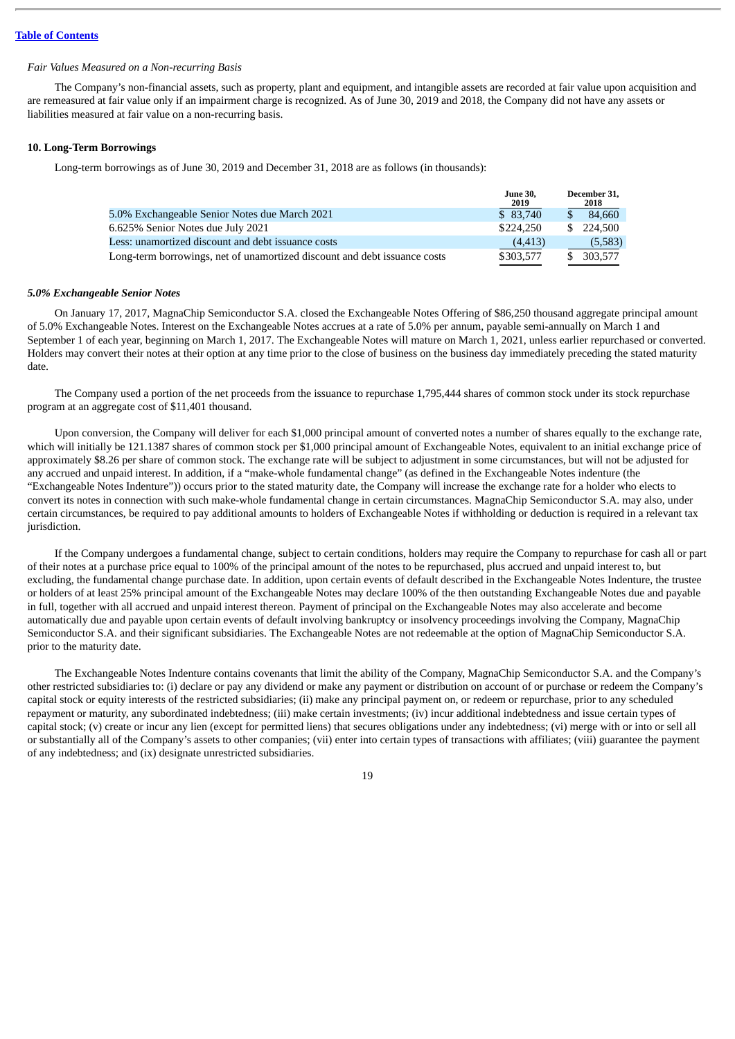*Fair Values Measured on a Non-recurring Basis*

The Company's non-financial assets, such as property, plant and equipment, and intangible assets are recorded at fair value upon acquisition and are remeasured at fair value only if an impairment charge is recognized. As of June 30, 2019 and 2018, the Company did not have any assets or liabilities measured at fair value on a non-recurring basis.

**10. Long-Term Borrowings**

Long-term borrowings as of June 30, 2019 and December 31, 2018 are as follows (in thousands):

| | June 30, 2019 | December 31, 2018 |
|---|---|---|
| 5.0% Exchangeable Senior Notes due March 2021 | $ 83,740 | $ 84,660 |
| 6.625% Senior Notes due July 2021 | $224,250 | $ 224,500 |
| Less: unamortized discount and debt issuance costs | (4,413) | (5,583) |
| Long-term borrowings, net of unamortized discount and debt issuance costs | $303,577 | $ 303,577 |

*5.0% Exchangeable Senior Notes*

On January 17, 2017, MagnaChip Semiconductor S.A. closed the Exchangeable Notes Offering of $86,250 thousand aggregate principal amount of 5.0% Exchangeable Notes. Interest on the Exchangeable Notes accrues at a rate of 5.0% per annum, payable semi-annually on March 1 and September 1 of each year, beginning on March 1, 2017. The Exchangeable Notes will mature on March 1, 2021, unless earlier repurchased or converted. Holders may convert their notes at their option at any time prior to the close of business on the business day immediately preceding the stated maturity date.

The Company used a portion of the net proceeds from the issuance to repurchase 1,795,444 shares of common stock under its stock repurchase program at an aggregate cost of $11,401 thousand.

Upon conversion, the Company will deliver for each $1,000 principal amount of converted notes a number of shares equally to the exchange rate, which will initially be 121.1387 shares of common stock per $1,000 principal amount of Exchangeable Notes, equivalent to an initial exchange price of approximately $8.26 per share of common stock. The exchange rate will be subject to adjustment in some circumstances, but will not be adjusted for any accrued and unpaid interest. In addition, if a "make-whole fundamental change" (as defined in the Exchangeable Notes indenture (the "Exchangeable Notes Indenture")) occurs prior to the stated maturity date, the Company will increase the exchange rate for a holder who elects to convert its notes in connection with such make-whole fundamental change in certain circumstances. MagnaChip Semiconductor S.A. may also, under certain circumstances, be required to pay additional amounts to holders of Exchangeable Notes if withholding or deduction is required in a relevant tax jurisdiction.

If the Company undergoes a fundamental change, subject to certain conditions, holders may require the Company to repurchase for cash all or part of their notes at a purchase price equal to 100% of the principal amount of the notes to be repurchased, plus accrued and unpaid interest to, but excluding, the fundamental change purchase date. In addition, upon certain events of default described in the Exchangeable Notes Indenture, the trustee or holders of at least 25% principal amount of the Exchangeable Notes may declare 100% of the then outstanding Exchangeable Notes due and payable in full, together with all accrued and unpaid interest thereon. Payment of principal on the Exchangeable Notes may also accelerate and become automatically due and payable upon certain events of default involving bankruptcy or insolvency proceedings involving the Company, MagnaChip Semiconductor S.A. and their significant subsidiaries. The Exchangeable Notes are not redeemable at the option of MagnaChip Semiconductor S.A. prior to the maturity date.

The Exchangeable Notes Indenture contains covenants that limit the ability of the Company, MagnaChip Semiconductor S.A. and the Company's other restricted subsidiaries to: (i) declare or pay any dividend or make any payment or distribution on account of or purchase or redeem the Company's capital stock or equity interests of the restricted subsidiaries; (ii) make any principal payment on, or redeem or repurchase, prior to any scheduled repayment or maturity, any subordinated indebtedness; (iii) make certain investments; (iv) incur additional indebtedness and issue certain types of capital stock; (v) create or incur any lien (except for permitted liens) that secures obligations under any indebtedness; (vi) merge with or into or sell all or substantially all of the Company's assets to other companies; (vii) enter into certain types of transactions with affiliates; (viii) guarantee the payment of any indebtedness; and (ix) designate unrestricted subsidiaries.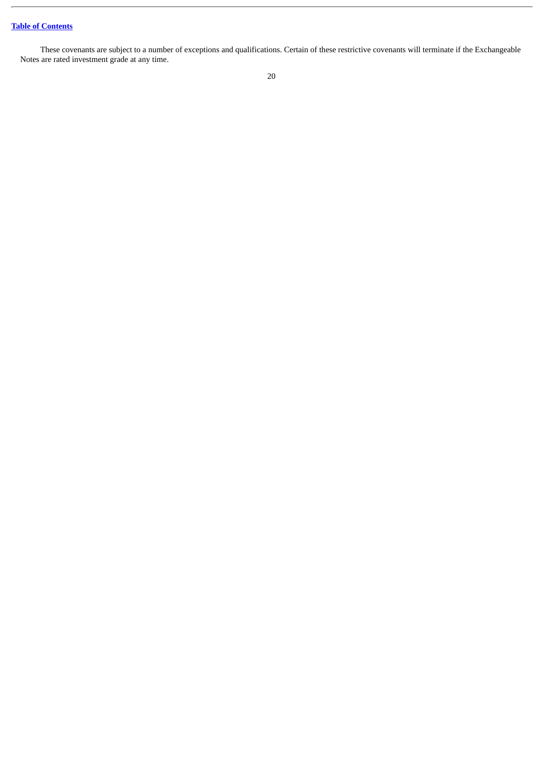These covenants are subject to a number of exceptions and qualifications. Certain of these restrictive covenants will terminate if the Exchangeable Notes are rated investment grade at any time.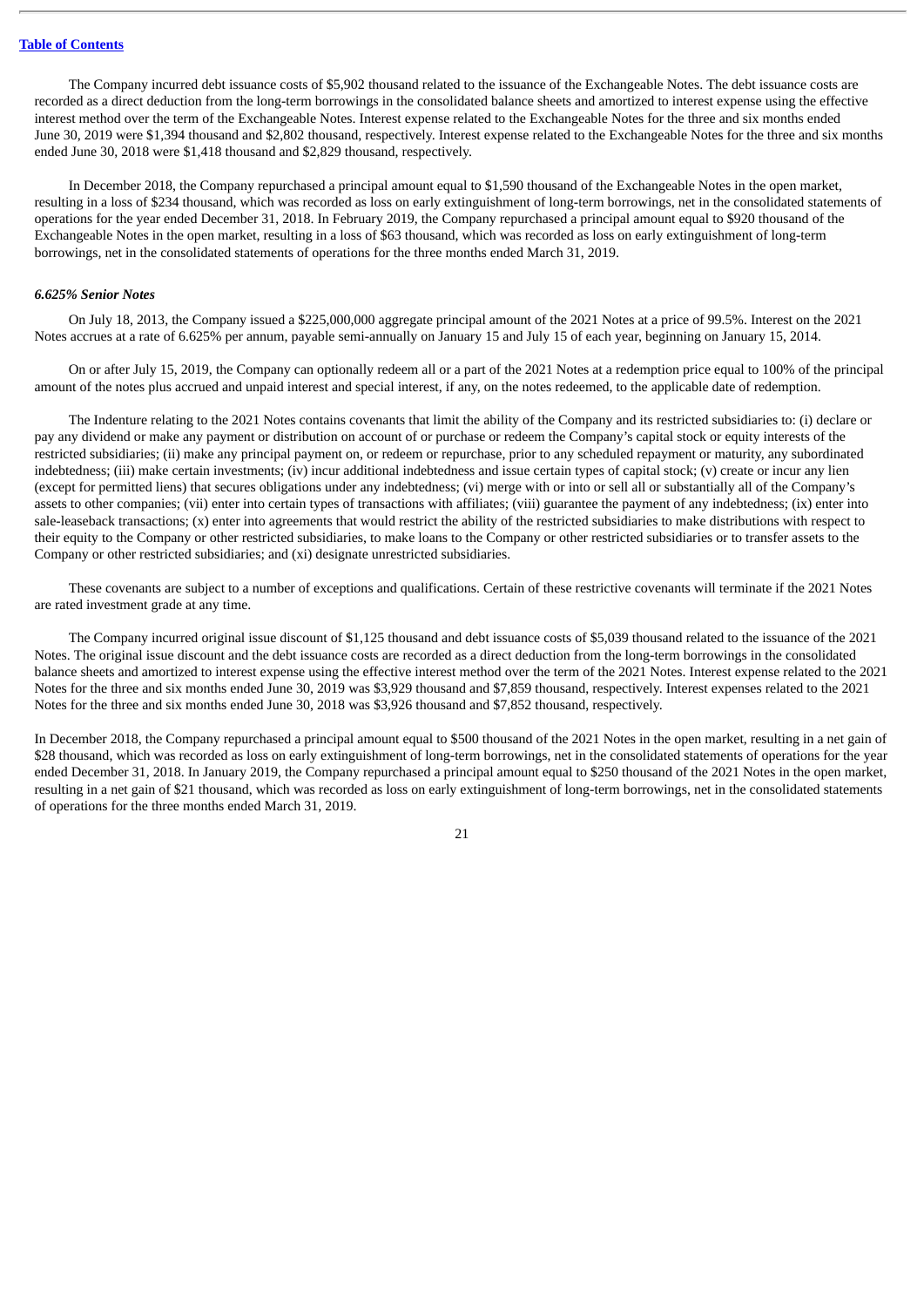The Company incurred debt issuance costs of $5,902 thousand related to the issuance of the Exchangeable Notes. The debt issuance costs are recorded as a direct deduction from the long-term borrowings in the consolidated balance sheets and amortized to interest expense using the effective interest method over the term of the Exchangeable Notes. Interest expense related to the Exchangeable Notes for the three and six months ended June 30, 2019 were $1,394 thousand and $2,802 thousand, respectively. Interest expense related to the Exchangeable Notes for the three and six months ended June 30, 2018 were $1,418 thousand and $2,829 thousand, respectively.

In December 2018, the Company repurchased a principal amount equal to $1,590 thousand of the Exchangeable Notes in the open market, resulting in a loss of $234 thousand, which was recorded as loss on early extinguishment of long-term borrowings, net in the consolidated statements of operations for the year ended December 31, 2018. In February 2019, the Company repurchased a principal amount equal to $920 thousand of the Exchangeable Notes in the open market, resulting in a loss of $63 thousand, which was recorded as loss on early extinguishment of long-term borrowings, net in the consolidated statements of operations for the three months ended March 31, 2019.

***6.625% Senior Notes***

On July 18, 2013, the Company issued a $225,000,000 aggregate principal amount of the 2021 Notes at a price of 99.5%. Interest on the 2021 Notes accrues at a rate of 6.625% per annum, payable semi-annually on January 15 and July 15 of each year, beginning on January 15, 2014.

On or after July 15, 2019, the Company can optionally redeem all or a part of the 2021 Notes at a redemption price equal to 100% of the principal amount of the notes plus accrued and unpaid interest and special interest, if any, on the notes redeemed, to the applicable date of redemption.

The Indenture relating to the 2021 Notes contains covenants that limit the ability of the Company and its restricted subsidiaries to: (i) declare or pay any dividend or make any payment or distribution on account of or purchase or redeem the Company's capital stock or equity interests of the restricted subsidiaries; (ii) make any principal payment on, or redeem or repurchase, prior to any scheduled repayment or maturity, any subordinated indebtedness; (iii) make certain investments; (iv) incur additional indebtedness and issue certain types of capital stock; (v) create or incur any lien (except for permitted liens) that secures obligations under any indebtedness; (vi) merge with or into or sell all or substantially all of the Company's assets to other companies; (vii) enter into certain types of transactions with affiliates; (viii) guarantee the payment of any indebtedness; (ix) enter into sale-leaseback transactions; (x) enter into agreements that would restrict the ability of the restricted subsidiaries to make distributions with respect to their equity to the Company or other restricted subsidiaries, to make loans to the Company or other restricted subsidiaries or to transfer assets to the Company or other restricted subsidiaries; and (xi) designate unrestricted subsidiaries.

These covenants are subject to a number of exceptions and qualifications. Certain of these restrictive covenants will terminate if the 2021 Notes are rated investment grade at any time.

The Company incurred original issue discount of $1,125 thousand and debt issuance costs of $5,039 thousand related to the issuance of the 2021 Notes. The original issue discount and the debt issuance costs are recorded as a direct deduction from the long-term borrowings in the consolidated balance sheets and amortized to interest expense using the effective interest method over the term of the 2021 Notes. Interest expense related to the 2021 Notes for the three and six months ended June 30, 2019 was $3,929 thousand and $7,859 thousand, respectively. Interest expenses related to the 2021 Notes for the three and six months ended June 30, 2018 was $3,926 thousand and $7,852 thousand, respectively.

In December 2018, the Company repurchased a principal amount equal to $500 thousand of the 2021 Notes in the open market, resulting in a net gain of $28 thousand, which was recorded as loss on early extinguishment of long-term borrowings, net in the consolidated statements of operations for the year ended December 31, 2018. In January 2019, the Company repurchased a principal amount equal to $250 thousand of the 2021 Notes in the open market, resulting in a net gain of $21 thousand, which was recorded as loss on early extinguishment of long-term borrowings, net in the consolidated statements of operations for the three months ended March 31, 2019.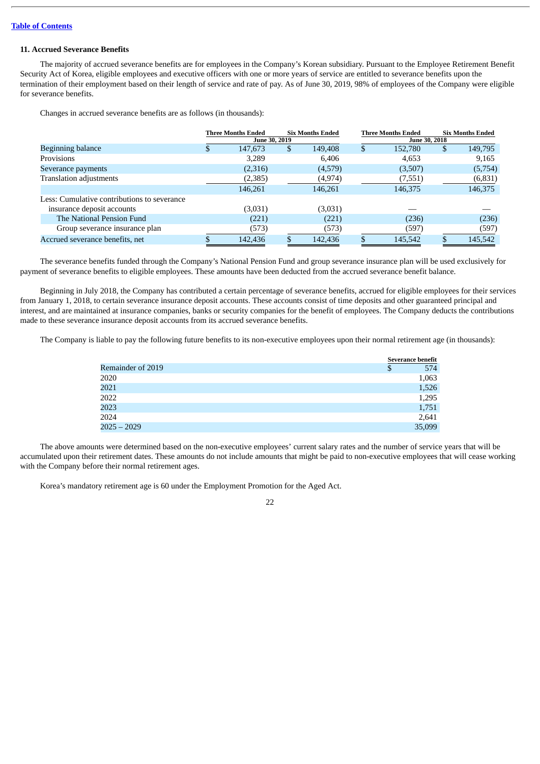[Table of Contents](#)

### 11. Accrued Severance Benefits

The majority of accrued severance benefits are for employees in the Company's Korean subsidiary. Pursuant to the Employee Retirement Benefit Security Act of Korea, eligible employees and executive officers with one or more years of service are entitled to severance benefits upon the termination of their employment based on their length of service and rate of pay. As of June 30, 2019, 98% of employees of the Company were eligible for severance benefits.

Changes in accrued severance benefits are as follows (in thousands):

| | Three Months Ended June 30, 2019 | Six Months Ended June 30, 2019 | Three Months Ended June 30, 2018 | Six Months Ended June 30, 2018 |
|---|---|---|---|---|
| Beginning balance | $ 147,673 | $ 149,408 | $ 152,780 | $ 149,795 |
| Provisions | 3,289 | 6,406 | 4,653 | 9,165 |
| Severance payments | (2,316) | (4,579) | (3,507) | (5,754) |
| Translation adjustments | (2,385) | (4,974) | (7,551) | (6,831) |
| | 146,261 | 146,261 | 146,375 | 146,375 |
| Less: Cumulative contributions to severance insurance deposit accounts | (3,031) | (3,031) | — | — |
| The National Pension Fund | (221) | (221) | (236) | (236) |
| Group severance insurance plan | (573) | (573) | (597) | (597) |
| Accrued severance benefits, net | $ 142,436 | $ 142,436 | $ 145,542 | $ 145,542 |

The severance benefits funded through the Company's National Pension Fund and group severance insurance plan will be used exclusively for payment of severance benefits to eligible employees. These amounts have been deducted from the accrued severance benefit balance.

Beginning in July 2018, the Company has contributed a certain percentage of severance benefits, accrued for eligible employees for their services from January 1, 2018, to certain severance insurance deposit accounts. These accounts consist of time deposits and other guaranteed principal and interest, and are maintained at insurance companies, banks or security companies for the benefit of employees. The Company deducts the contributions made to these severance insurance deposit accounts from its accrued severance benefits.

The Company is liable to pay the following future benefits to its non-executive employees upon their normal retirement age (in thousands):

| | Severance benefit |
|---|---|
| Remainder of 2019 | $ 574 |
| 2020 | 1,063 |
| 2021 | 1,526 |
| 2022 | 1,295 |
| 2023 | 1,751 |
| 2024 | 2,641 |
| 2025 – 2029 | 35,099 |

The above amounts were determined based on the non-executive employees' current salary rates and the number of service years that will be accumulated upon their retirement dates. These amounts do not include amounts that might be paid to non-executive employees that will cease working with the Company before their normal retirement ages.

Korea's mandatory retirement age is 60 under the Employment Promotion for the Aged Act.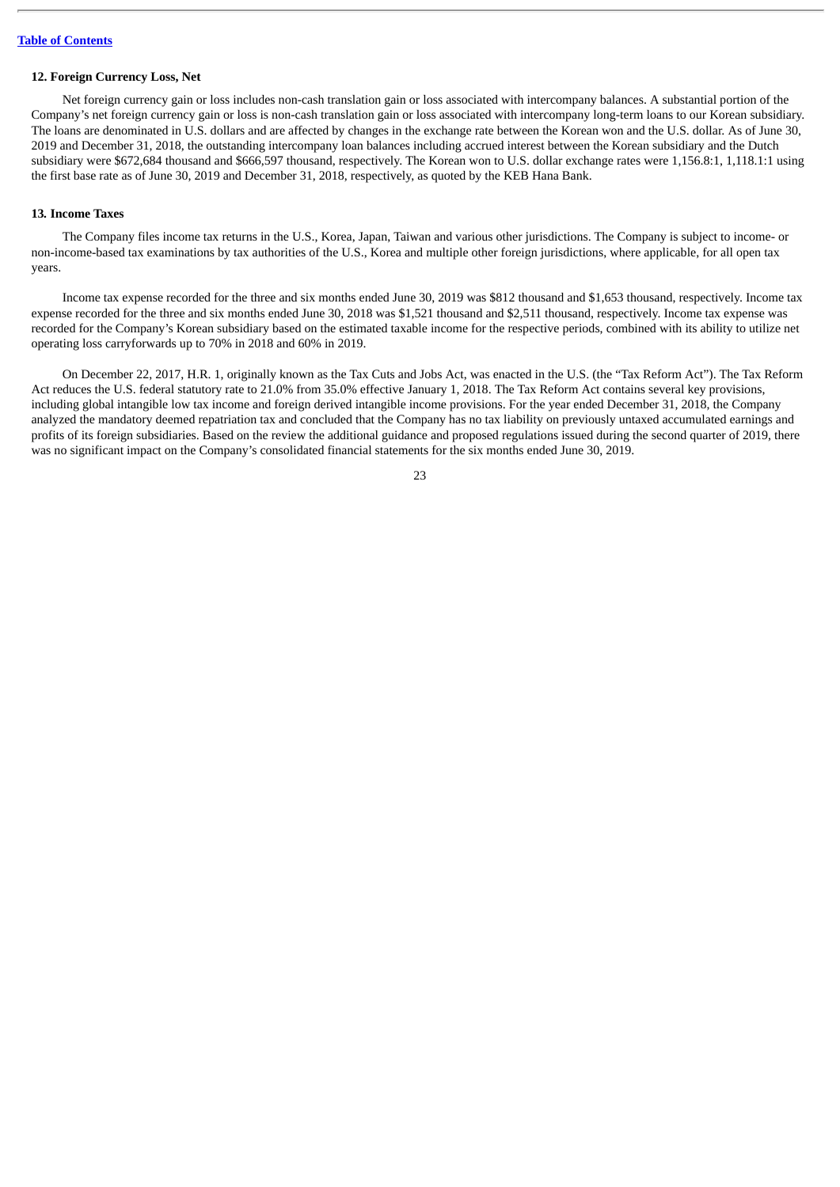### 12. Foreign Currency Loss, Net

Net foreign currency gain or loss includes non-cash translation gain or loss associated with intercompany balances. A substantial portion of the Company's net foreign currency gain or loss is non-cash translation gain or loss associated with intercompany long-term loans to our Korean subsidiary. The loans are denominated in U.S. dollars and are affected by changes in the exchange rate between the Korean won and the U.S. dollar. As of June 30, 2019 and December 31, 2018, the outstanding intercompany loan balances including accrued interest between the Korean subsidiary and the Dutch subsidiary were $672,684 thousand and $666,597 thousand, respectively. The Korean won to U.S. dollar exchange rates were 1,156.8:1, 1,118.1:1 using the first base rate as of June 30, 2019 and December 31, 2018, respectively, as quoted by the KEB Hana Bank.

### 13. Income Taxes

The Company files income tax returns in the U.S., Korea, Japan, Taiwan and various other jurisdictions. The Company is subject to income- or non-income-based tax examinations by tax authorities of the U.S., Korea and multiple other foreign jurisdictions, where applicable, for all open tax years.

Income tax expense recorded for the three and six months ended June 30, 2019 was $812 thousand and $1,653 thousand, respectively. Income tax expense recorded for the three and six months ended June 30, 2018 was $1,521 thousand and $2,511 thousand, respectively. Income tax expense was recorded for the Company's Korean subsidiary based on the estimated taxable income for the respective periods, combined with its ability to utilize net operating loss carryforwards up to 70% in 2018 and 60% in 2019.

On December 22, 2017, H.R. 1, originally known as the Tax Cuts and Jobs Act, was enacted in the U.S. (the "Tax Reform Act"). The Tax Reform Act reduces the U.S. federal statutory rate to 21.0% from 35.0% effective January 1, 2018. The Tax Reform Act contains several key provisions, including global intangible low tax income and foreign derived intangible income provisions. For the year ended December 31, 2018, the Company analyzed the mandatory deemed repatriation tax and concluded that the Company has no tax liability on previously untaxed accumulated earnings and profits of its foreign subsidiaries. Based on the review the additional guidance and proposed regulations issued during the second quarter of 2019, there was no significant impact on the Company's consolidated financial statements for the six months ended June 30, 2019.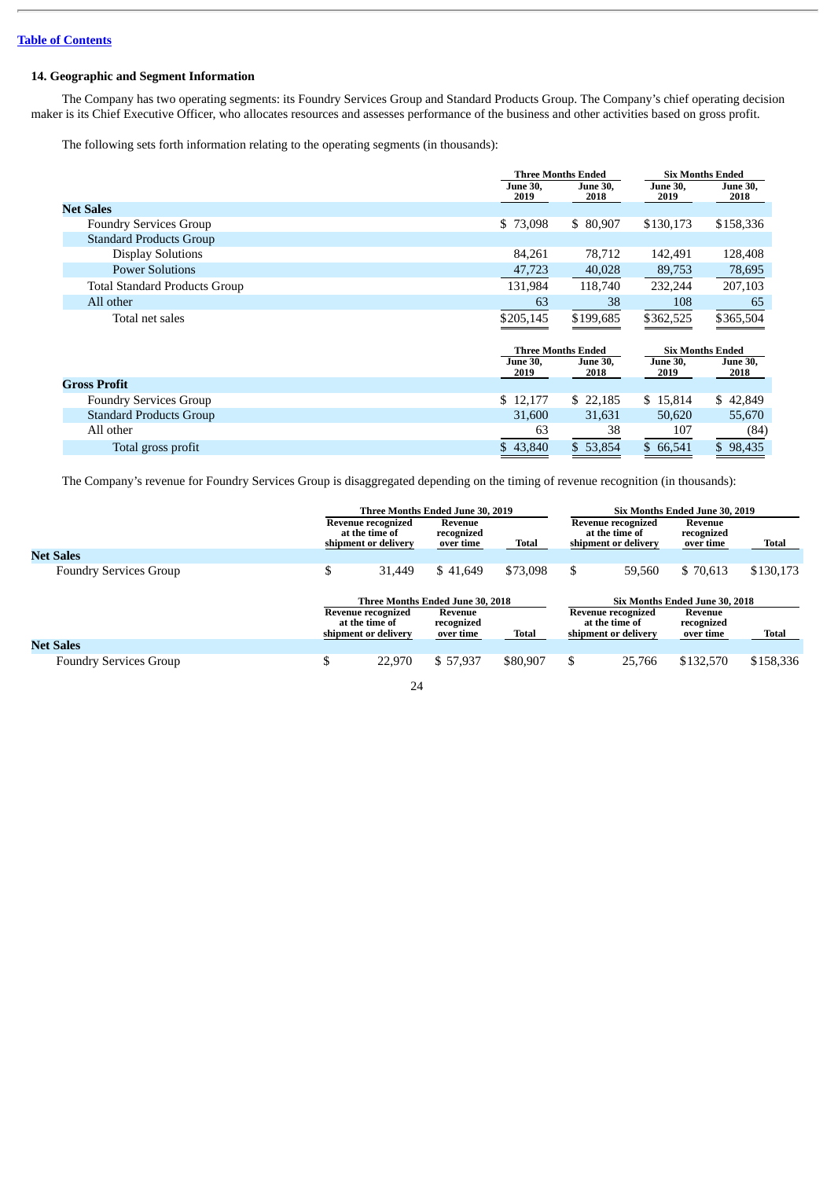[Table of Contents](#)

### 14. Geographic and Segment Information

The Company has two operating segments: its Foundry Services Group and Standard Products Group. The Company's chief operating decision maker is its Chief Executive Officer, who allocates resources and assesses performance of the business and other activities based on gross profit.

The following sets forth information relating to the operating segments (in thousands):

| | Three Months Ended | | Six Months Ended | |
|---|---|---|---|---|
| | June 30, 2019 | June 30, 2018 | June 30, 2019 | June 30, 2018 |
| **Net Sales** | | | | |
| Foundry Services Group | $ 73,098 | $ 80,907 | $130,173 | $158,336 |
| Standard Products Group | | | | |
| Display Solutions | 84,261 | 78,712 | 142,491 | 128,408 |
| Power Solutions | 47,723 | 40,028 | 89,753 | 78,695 |
| Total Standard Products Group | 131,984 | 118,740 | 232,244 | 207,103 |
| All other | 63 | 38 | 108 | 65 |
| Total net sales | $205,145 | $199,685 | $362,525 | $365,504 |

| | Three Months Ended | | Six Months Ended | |
|---|---|---|---|---|
| | June 30, 2019 | June 30, 2018 | June 30, 2019 | June 30, 2018 |
| **Gross Profit** | | | | |
| Foundry Services Group | $ 12,177 | $ 22,185 | $ 15,814 | $ 42,849 |
| Standard Products Group | 31,600 | 31,631 | 50,620 | 55,670 |
| All other | 63 | 38 | 107 | (84) |
| Total gross profit | $ 43,840 | $ 53,854 | $ 66,541 | $ 98,435 |

The Company's revenue for Foundry Services Group is disaggregated depending on the timing of revenue recognition (in thousands):

| | Three Months Ended June 30, 2019 | | | Six Months Ended June 30, 2019 | | |
|---|---|---|---|---|---|---|
| | Revenue recognized at the time of shipment or delivery | Revenue recognized over time | Total | Revenue recognized at the time of shipment or delivery | Revenue recognized over time | Total |
| **Net Sales** | | | | | | |
| Foundry Services Group | $ 31,449 | $ 41,649 | $73,098 | $ 59,560 | $ 70,613 | $130,173 |

| | Three Months Ended June 30, 2018 | | | Six Months Ended June 30, 2018 | | |
|---|---|---|---|---|---|---|
| | Revenue recognized at the time of shipment or delivery | Revenue recognized over time | Total | Revenue recognized at the time of shipment or delivery | Revenue recognized over time | Total |
| **Net Sales** | | | | | | |
| Foundry Services Group | $ 22,970 | $ 57,937 | $80,907 | $ 25,766 | $132,570 | $158,336 |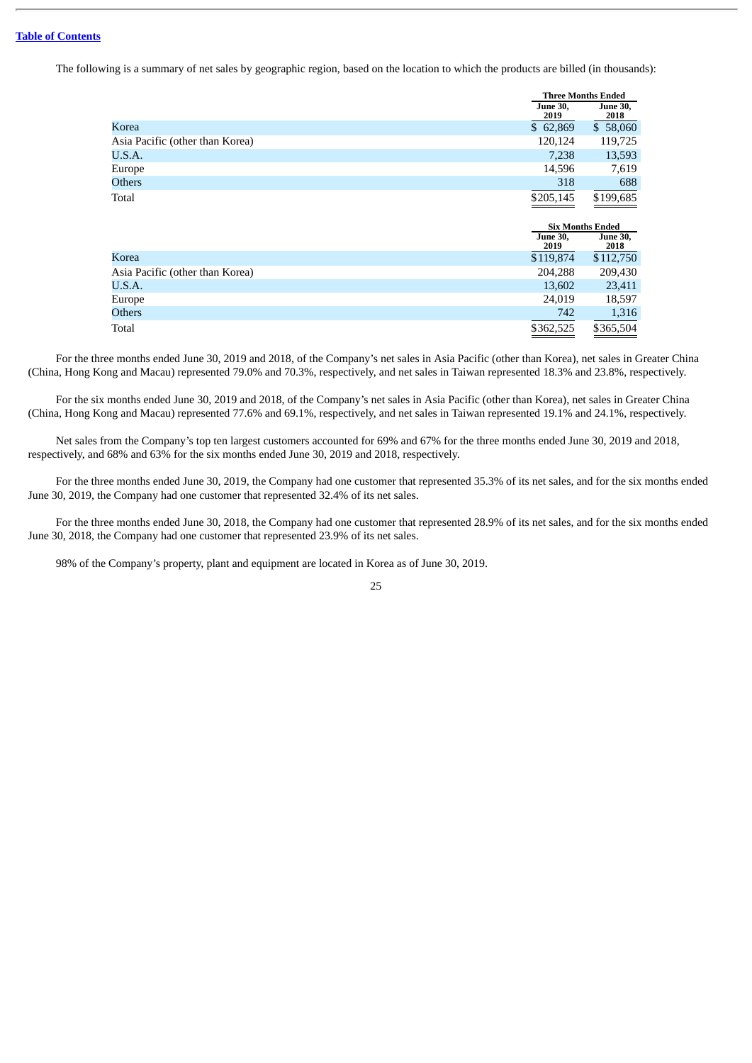The following is a summary of net sales by geographic region, based on the location to which the products are billed (in thousands):

| | Three Months Ended | |
|---|---|---|
| | June 30, 2019 | June 30, 2018 |
| Korea | $ 62,869 | $ 58,060 |
| Asia Pacific (other than Korea) | 120,124 | 119,725 |
| U.S.A. | 7,238 | 13,593 |
| Europe | 14,596 | 7,619 |
| Others | 318 | 688 |
| Total | $205,145 | $199,685 |

| | Six Months Ended | |
|---|---|---|
| | June 30, 2019 | June 30, 2018 |
| Korea | $119,874 | $112,750 |
| Asia Pacific (other than Korea) | 204,288 | 209,430 |
| U.S.A. | 13,602 | 23,411 |
| Europe | 24,019 | 18,597 |
| Others | 742 | 1,316 |
| Total | $362,525 | $365,504 |

For the three months ended June 30, 2019 and 2018, of the Company's net sales in Asia Pacific (other than Korea), net sales in Greater China (China, Hong Kong and Macau) represented 79.0% and 70.3%, respectively, and net sales in Taiwan represented 18.3% and 23.8%, respectively.

For the six months ended June 30, 2019 and 2018, of the Company's net sales in Asia Pacific (other than Korea), net sales in Greater China (China, Hong Kong and Macau) represented 77.6% and 69.1%, respectively, and net sales in Taiwan represented 19.1% and 24.1%, respectively.

Net sales from the Company's top ten largest customers accounted for 69% and 67% for the three months ended June 30, 2019 and 2018, respectively, and 68% and 63% for the six months ended June 30, 2019 and 2018, respectively.

For the three months ended June 30, 2019, the Company had one customer that represented 35.3% of its net sales, and for the six months ended June 30, 2019, the Company had one customer that represented 32.4% of its net sales.

For the three months ended June 30, 2018, the Company had one customer that represented 28.9% of its net sales, and for the six months ended June 30, 2018, the Company had one customer that represented 23.9% of its net sales.

98% of the Company's property, plant and equipment are located in Korea as of June 30, 2019.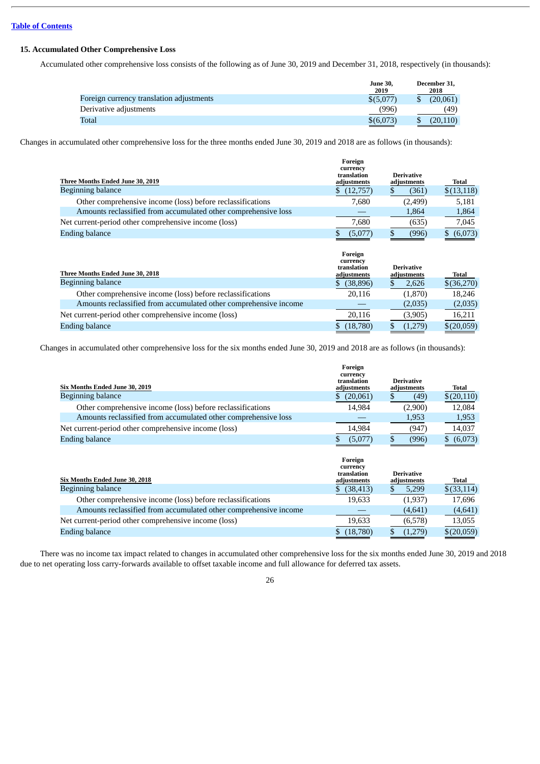[Table of Contents](#)

### 15. Accumulated Other Comprehensive Loss

Accumulated other comprehensive loss consists of the following as of June 30, 2019 and December 31, 2018, respectively (in thousands):

| | June 30, 2019 | December 31, 2018 |
|---|---|---|
| Foreign currency translation adjustments | $(5,077) | $ (20,061) |
| Derivative adjustments | (996) | (49) |
| Total | $(6,073) | $ (20,110) |

Changes in accumulated other comprehensive loss for the three months ended June 30, 2019 and 2018 are as follows (in thousands):

| Three Months Ended June 30, 2019 | Foreign currency translation adjustments | Derivative adjustments | Total |
|---|---|---|---|
| Beginning balance | $ (12,757) | $ (361) | $(13,118) |
| Other comprehensive income (loss) before reclassifications | 7,680 | (2,499) | 5,181 |
| Amounts reclassified from accumulated other comprehensive loss | — | 1,864 | 1,864 |
| Net current-period other comprehensive income (loss) | 7,680 | (635) | 7,045 |
| Ending balance | $ (5,077) | $ (996) | $ (6,073) |

| Three Months Ended June 30, 2018 | Foreign currency translation adjustments | Derivative adjustments | Total |
|---|---|---|---|
| Beginning balance | $ (38,896) | $ 2,626 | $(36,270) |
| Other comprehensive income (loss) before reclassifications | 20,116 | (1,870) | 18,246 |
| Amounts reclassified from accumulated other comprehensive income | — | (2,035) | (2,035) |
| Net current-period other comprehensive income (loss) | 20,116 | (3,905) | 16,211 |
| Ending balance | $ (18,780) | $ (1,279) | $(20,059) |

Changes in accumulated other comprehensive loss for the six months ended June 30, 2019 and 2018 are as follows (in thousands):

| Six Months Ended June 30, 2019 | Foreign currency translation adjustments | Derivative adjustments | Total |
|---|---|---|---|
| Beginning balance | $ (20,061) | $ (49) | $(20,110) |
| Other comprehensive income (loss) before reclassifications | 14,984 | (2,900) | 12,084 |
| Amounts reclassified from accumulated other comprehensive loss | — | 1,953 | 1,953 |
| Net current-period other comprehensive income (loss) | 14,984 | (947) | 14,037 |
| Ending balance | $ (5,077) | $ (996) | $ (6,073) |

| Six Months Ended June 30, 2018 | Foreign currency translation adjustments | Derivative adjustments | Total |
|---|---|---|---|
| Beginning balance | $ (38,413) | $ 5,299 | $(33,114) |
| Other comprehensive income (loss) before reclassifications | 19,633 | (1,937) | 17,696 |
| Amounts reclassified from accumulated other comprehensive income | — | (4,641) | (4,641) |
| Net current-period other comprehensive income (loss) | 19,633 | (6,578) | 13,055 |
| Ending balance | $ (18,780) | $ (1,279) | $(20,059) |

There was no income tax impact related to changes in accumulated other comprehensive loss for the six months ended June 30, 2019 and 2018 due to net operating loss carry-forwards available to offset taxable income and full allowance for deferred tax assets.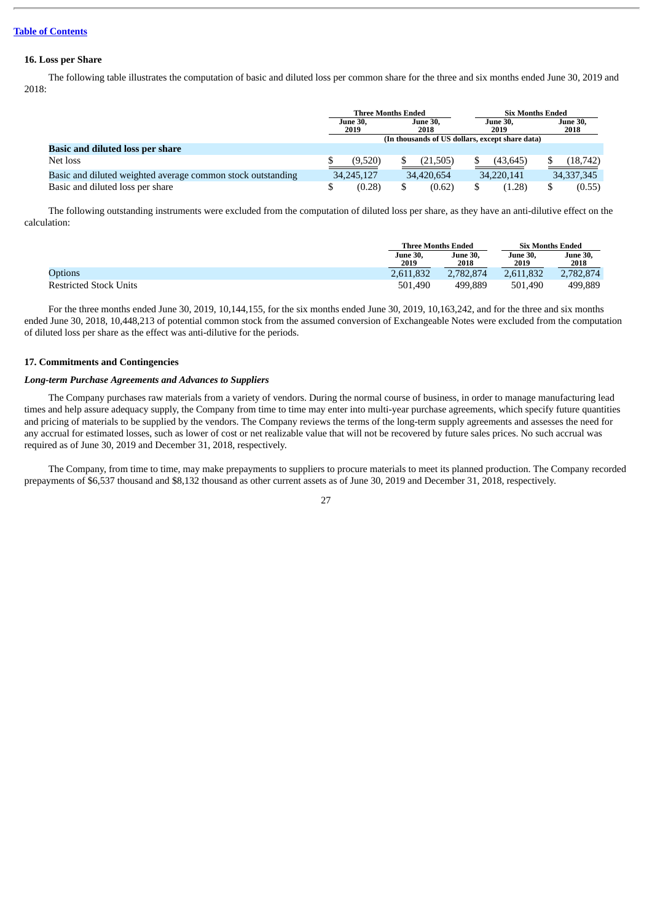### 16. Loss per Share

The following table illustrates the computation of basic and diluted loss per common share for the three and six months ended June 30, 2019 and 2018:

| | Three Months Ended | | Six Months Ended | |
|---|---|---|---|---|
| | June 30, 2019 | June 30, 2018 | June 30, 2019 | June 30, 2018 |
| | (In thousands of US dollars, except share data) | | | |
| **Basic and diluted loss per share** | | | | |
| Net loss | $ (9,520) | $ (21,505) | $ (43,645) | $ (18,742) |
| Basic and diluted weighted average common stock outstanding | 34,245,127 | 34,420,654 | 34,220,141 | 34,337,345 |
| Basic and diluted loss per share | $ (0.28) | $ (0.62) | $ (1.28) | $ (0.55) |

The following outstanding instruments were excluded from the computation of diluted loss per share, as they have an anti-dilutive effect on the calculation:

| | Three Months Ended | | Six Months Ended | |
|---|---|---|---|---|
| | June 30, 2019 | June 30, 2018 | June 30, 2019 | June 30, 2018 |
| Options | 2,611,832 | 2,782,874 | 2,611,832 | 2,782,874 |
| Restricted Stock Units | 501,490 | 499,889 | 501,490 | 499,889 |

For the three months ended June 30, 2019, 10,144,155, for the six months ended June 30, 2019, 10,163,242, and for the three and six months ended June 30, 2018, 10,448,213 of potential common stock from the assumed conversion of Exchangeable Notes were excluded from the computation of diluted loss per share as the effect was anti-dilutive for the periods.

### 17. Commitments and Contingencies

***Long-term Purchase Agreements and Advances to Suppliers***

The Company purchases raw materials from a variety of vendors. During the normal course of business, in order to manage manufacturing lead times and help assure adequacy supply, the Company from time to time may enter into multi-year purchase agreements, which specify future quantities and pricing of materials to be supplied by the vendors. The Company reviews the terms of the long-term supply agreements and assesses the need for any accrual for estimated losses, such as lower of cost or net realizable value that will not be recovered by future sales prices. No such accrual was required as of June 30, 2019 and December 31, 2018, respectively.

The Company, from time to time, may make prepayments to suppliers to procure materials to meet its planned production. The Company recorded prepayments of $6,537 thousand and $8,132 thousand as other current assets as of June 30, 2019 and December 31, 2018, respectively.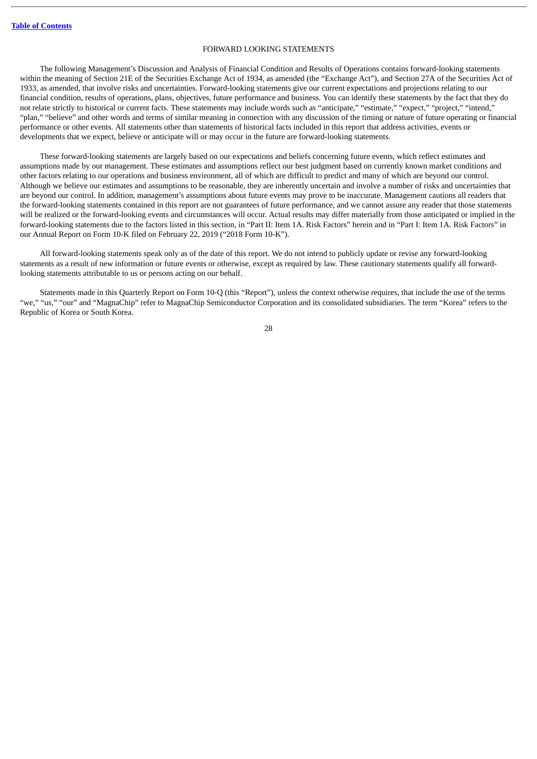# FORWARD LOOKING STATEMENTS

The following Management's Discussion and Analysis of Financial Condition and Results of Operations contains forward-looking statements within the meaning of Section 21E of the Securities Exchange Act of 1934, as amended (the "Exchange Act"), and Section 27A of the Securities Act of 1933, as amended, that involve risks and uncertainties. Forward-looking statements give our current expectations and projections relating to our financial condition, results of operations, plans, objectives, future performance and business. You can identify these statements by the fact that they do not relate strictly to historical or current facts. These statements may include words such as "anticipate," "estimate," "expect," "project," "intend," "plan," "believe" and other words and terms of similar meaning in connection with any discussion of the timing or nature of future operating or financial performance or other events. All statements other than statements of historical facts included in this report that address activities, events or developments that we expect, believe or anticipate will or may occur in the future are forward-looking statements.

These forward-looking statements are largely based on our expectations and beliefs concerning future events, which reflect estimates and assumptions made by our management. These estimates and assumptions reflect our best judgment based on currently known market conditions and other factors relating to our operations and business environment, all of which are difficult to predict and many of which are beyond our control. Although we believe our estimates and assumptions to be reasonable, they are inherently uncertain and involve a number of risks and uncertainties that are beyond our control. In addition, management's assumptions about future events may prove to be inaccurate. Management cautions all readers that the forward-looking statements contained in this report are not guarantees of future performance, and we cannot assure any reader that those statements will be realized or the forward-looking events and circumstances will occur. Actual results may differ materially from those anticipated or implied in the forward-looking statements due to the factors listed in this section, in "Part II: Item 1A. Risk Factors" herein and in "Part I: Item 1A. Risk Factors" in our Annual Report on Form 10-K filed on February 22, 2019 ("2018 Form 10-K").

All forward-looking statements speak only as of the date of this report. We do not intend to publicly update or revise any forward-looking statements as a result of new information or future events or otherwise, except as required by law. These cautionary statements qualify all forward-looking statements attributable to us or persons acting on our behalf.

Statements made in this Quarterly Report on Form 10-Q (this "Report"), unless the context otherwise requires, that include the use of the terms "we," "us," "our" and "MagnaChip" refer to MagnaChip Semiconductor Corporation and its consolidated subsidiaries. The term "Korea" refers to the Republic of Korea or South Korea.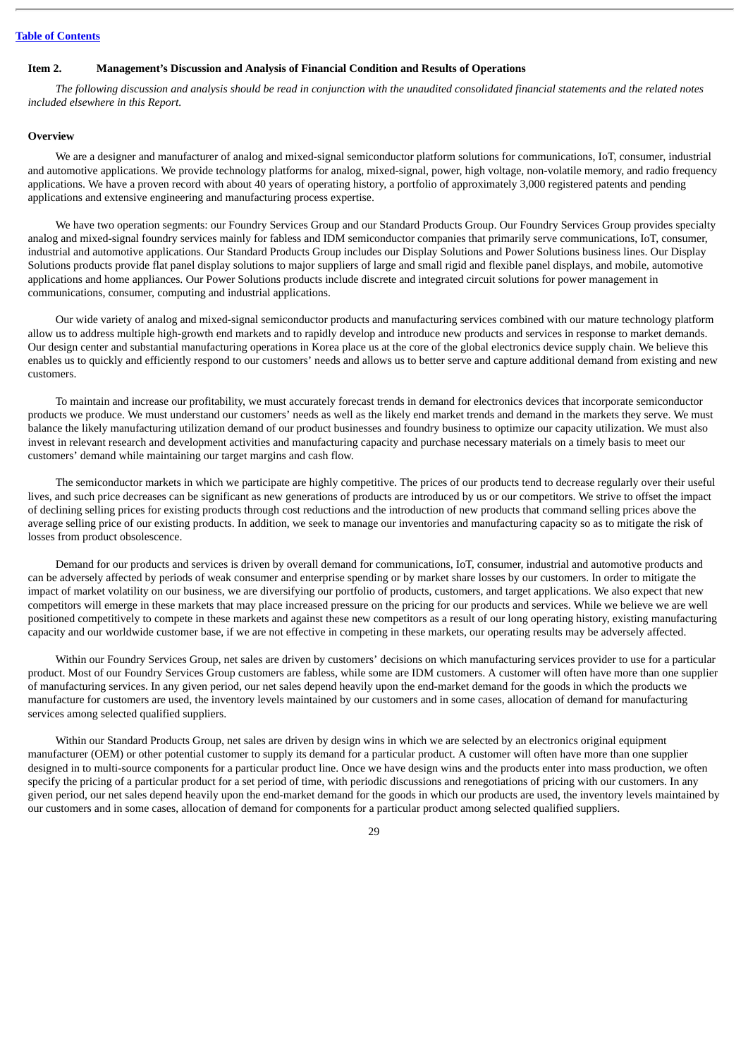[Table of Contents](#)

## Item 2. Management's Discussion and Analysis of Financial Condition and Results of Operations

*The following discussion and analysis should be read in conjunction with the unaudited consolidated financial statements and the related notes included elsewhere in this Report.*

### Overview

We are a designer and manufacturer of analog and mixed-signal semiconductor platform solutions for communications, IoT, consumer, industrial and automotive applications. We provide technology platforms for analog, mixed-signal, power, high voltage, non-volatile memory, and radio frequency applications. We have a proven record with about 40 years of operating history, a portfolio of approximately 3,000 registered patents and pending applications and extensive engineering and manufacturing process expertise.

We have two operation segments: our Foundry Services Group and our Standard Products Group. Our Foundry Services Group provides specialty analog and mixed-signal foundry services mainly for fabless and IDM semiconductor companies that primarily serve communications, IoT, consumer, industrial and automotive applications. Our Standard Products Group includes our Display Solutions and Power Solutions business lines. Our Display Solutions products provide flat panel display solutions to major suppliers of large and small rigid and flexible panel displays, and mobile, automotive applications and home appliances. Our Power Solutions products include discrete and integrated circuit solutions for power management in communications, consumer, computing and industrial applications.

Our wide variety of analog and mixed-signal semiconductor products and manufacturing services combined with our mature technology platform allow us to address multiple high-growth end markets and to rapidly develop and introduce new products and services in response to market demands. Our design center and substantial manufacturing operations in Korea place us at the core of the global electronics device supply chain. We believe this enables us to quickly and efficiently respond to our customers' needs and allows us to better serve and capture additional demand from existing and new customers.

To maintain and increase our profitability, we must accurately forecast trends in demand for electronics devices that incorporate semiconductor products we produce. We must understand our customers' needs as well as the likely end market trends and demand in the markets they serve. We must balance the likely manufacturing utilization demand of our product businesses and foundry business to optimize our capacity utilization. We must also invest in relevant research and development activities and manufacturing capacity and purchase necessary materials on a timely basis to meet our customers' demand while maintaining our target margins and cash flow.

The semiconductor markets in which we participate are highly competitive. The prices of our products tend to decrease regularly over their useful lives, and such price decreases can be significant as new generations of products are introduced by us or our competitors. We strive to offset the impact of declining selling prices for existing products through cost reductions and the introduction of new products that command selling prices above the average selling price of our existing products. In addition, we seek to manage our inventories and manufacturing capacity so as to mitigate the risk of losses from product obsolescence.

Demand for our products and services is driven by overall demand for communications, IoT, consumer, industrial and automotive products and can be adversely affected by periods of weak consumer and enterprise spending or by market share losses by our customers. In order to mitigate the impact of market volatility on our business, we are diversifying our portfolio of products, customers, and target applications. We also expect that new competitors will emerge in these markets that may place increased pressure on the pricing for our products and services. While we believe we are well positioned competitively to compete in these markets and against these new competitors as a result of our long operating history, existing manufacturing capacity and our worldwide customer base, if we are not effective in competing in these markets, our operating results may be adversely affected.

Within our Foundry Services Group, net sales are driven by customers' decisions on which manufacturing services provider to use for a particular product. Most of our Foundry Services Group customers are fabless, while some are IDM customers. A customer will often have more than one supplier of manufacturing services. In any given period, our net sales depend heavily upon the end-market demand for the goods in which the products we manufacture for customers are used, the inventory levels maintained by our customers and in some cases, allocation of demand for manufacturing services among selected qualified suppliers.

Within our Standard Products Group, net sales are driven by design wins in which we are selected by an electronics original equipment manufacturer (OEM) or other potential customer to supply its demand for a particular product. A customer will often have more than one supplier designed in to multi-source components for a particular product line. Once we have design wins and the products enter into mass production, we often specify the pricing of a particular product for a set period of time, with periodic discussions and renegotiations of pricing with our customers. In any given period, our net sales depend heavily upon the end-market demand for the goods in which our products are used, the inventory levels maintained by our customers and in some cases, allocation of demand for components for a particular product among selected qualified suppliers.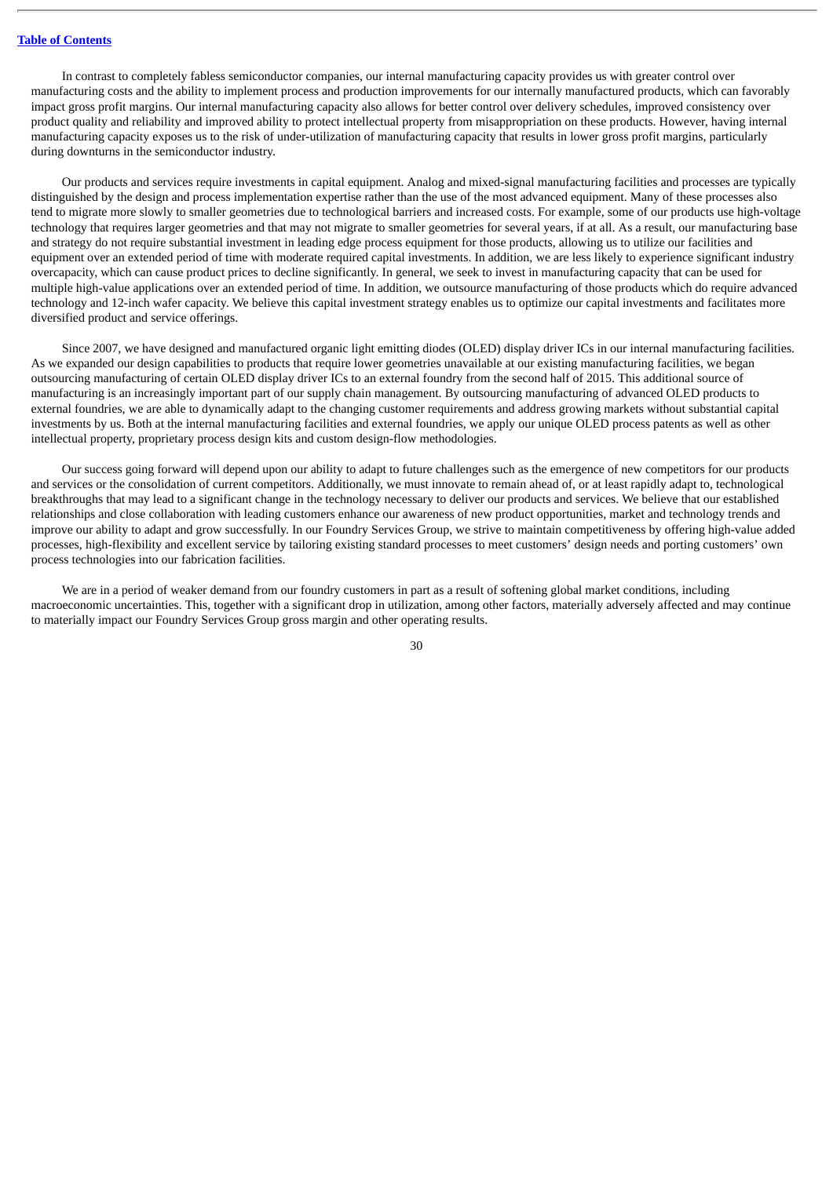In contrast to completely fabless semiconductor companies, our internal manufacturing capacity provides us with greater control over manufacturing costs and the ability to implement process and production improvements for our internally manufactured products, which can favorably impact gross profit margins. Our internal manufacturing capacity also allows for better control over delivery schedules, improved consistency over product quality and reliability and improved ability to protect intellectual property from misappropriation on these products. However, having internal manufacturing capacity exposes us to the risk of under-utilization of manufacturing capacity that results in lower gross profit margins, particularly during downturns in the semiconductor industry.

Our products and services require investments in capital equipment. Analog and mixed-signal manufacturing facilities and processes are typically distinguished by the design and process implementation expertise rather than the use of the most advanced equipment. Many of these processes also tend to migrate more slowly to smaller geometries due to technological barriers and increased costs. For example, some of our products use high-voltage technology that requires larger geometries and that may not migrate to smaller geometries for several years, if at all. As a result, our manufacturing base and strategy do not require substantial investment in leading edge process equipment for those products, allowing us to utilize our facilities and equipment over an extended period of time with moderate required capital investments. In addition, we are less likely to experience significant industry overcapacity, which can cause product prices to decline significantly. In general, we seek to invest in manufacturing capacity that can be used for multiple high-value applications over an extended period of time. In addition, we outsource manufacturing of those products which do require advanced technology and 12-inch wafer capacity. We believe this capital investment strategy enables us to optimize our capital investments and facilitates more diversified product and service offerings.

Since 2007, we have designed and manufactured organic light emitting diodes (OLED) display driver ICs in our internal manufacturing facilities. As we expanded our design capabilities to products that require lower geometries unavailable at our existing manufacturing facilities, we began outsourcing manufacturing of certain OLED display driver ICs to an external foundry from the second half of 2015. This additional source of manufacturing is an increasingly important part of our supply chain management. By outsourcing manufacturing of advanced OLED products to external foundries, we are able to dynamically adapt to the changing customer requirements and address growing markets without substantial capital investments by us. Both at the internal manufacturing facilities and external foundries, we apply our unique OLED process patents as well as other intellectual property, proprietary process design kits and custom design-flow methodologies.

Our success going forward will depend upon our ability to adapt to future challenges such as the emergence of new competitors for our products and services or the consolidation of current competitors. Additionally, we must innovate to remain ahead of, or at least rapidly adapt to, technological breakthroughs that may lead to a significant change in the technology necessary to deliver our products and services. We believe that our established relationships and close collaboration with leading customers enhance our awareness of new product opportunities, market and technology trends and improve our ability to adapt and grow successfully. In our Foundry Services Group, we strive to maintain competitiveness by offering high-value added processes, high-flexibility and excellent service by tailoring existing standard processes to meet customers' design needs and porting customers' own process technologies into our fabrication facilities.

We are in a period of weaker demand from our foundry customers in part as a result of softening global market conditions, including macroeconomic uncertainties. This, together with a significant drop in utilization, among other factors, materially adversely affected and may continue to materially impact our Foundry Services Group gross margin and other operating results.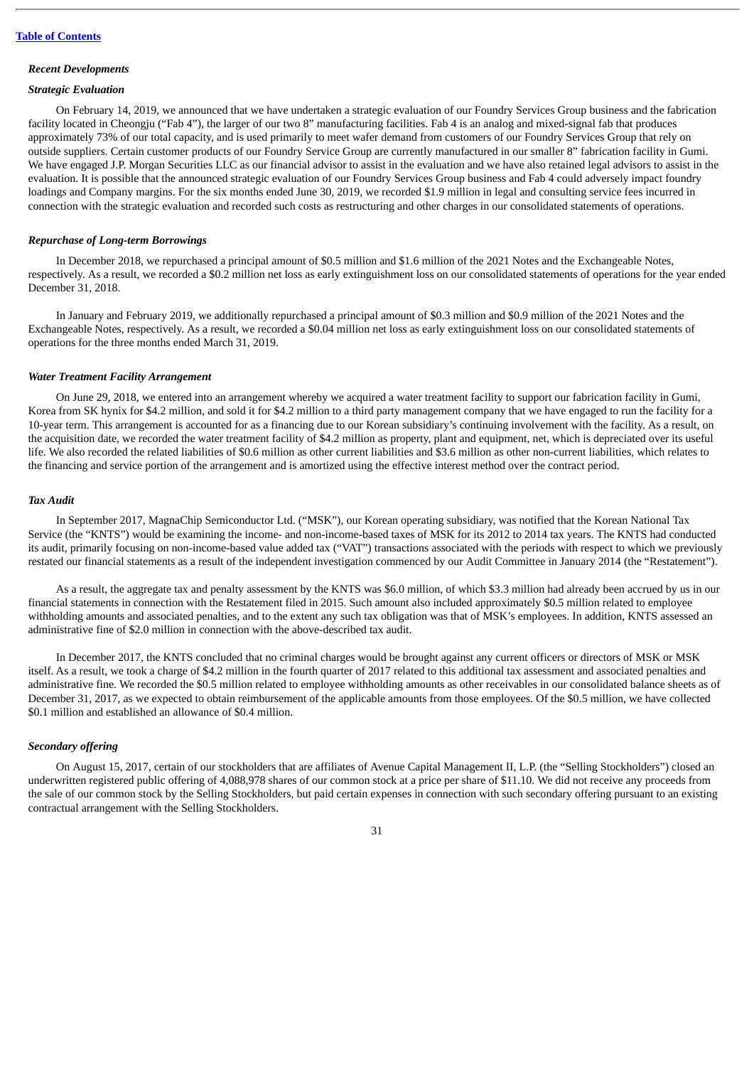***Recent Developments***

***Strategic Evaluation***

On February 14, 2019, we announced that we have undertaken a strategic evaluation of our Foundry Services Group business and the fabrication facility located in Cheongju ("Fab 4"), the larger of our two 8" manufacturing facilities. Fab 4 is an analog and mixed-signal fab that produces approximately 73% of our total capacity, and is used primarily to meet wafer demand from customers of our Foundry Services Group that rely on outside suppliers. Certain customer products of our Foundry Service Group are currently manufactured in our smaller 8" fabrication facility in Gumi. We have engaged J.P. Morgan Securities LLC as our financial advisor to assist in the evaluation and we have also retained legal advisors to assist in the evaluation. It is possible that the announced strategic evaluation of our Foundry Services Group business and Fab 4 could adversely impact foundry loadings and Company margins. For the six months ended June 30, 2019, we recorded $1.9 million in legal and consulting service fees incurred in connection with the strategic evaluation and recorded such costs as restructuring and other charges in our consolidated statements of operations.

***Repurchase of Long-term Borrowings***

In December 2018, we repurchased a principal amount of $0.5 million and $1.6 million of the 2021 Notes and the Exchangeable Notes, respectively. As a result, we recorded a $0.2 million net loss as early extinguishment loss on our consolidated statements of operations for the year ended December 31, 2018.

In January and February 2019, we additionally repurchased a principal amount of $0.3 million and $0.9 million of the 2021 Notes and the Exchangeable Notes, respectively. As a result, we recorded a $0.04 million net loss as early extinguishment loss on our consolidated statements of operations for the three months ended March 31, 2019.

***Water Treatment Facility Arrangement***

On June 29, 2018, we entered into an arrangement whereby we acquired a water treatment facility to support our fabrication facility in Gumi, Korea from SK hynix for $4.2 million, and sold it for $4.2 million to a third party management company that we have engaged to run the facility for a 10-year term. This arrangement is accounted for as a financing due to our Korean subsidiary's continuing involvement with the facility. As a result, on the acquisition date, we recorded the water treatment facility of $4.2 million as property, plant and equipment, net, which is depreciated over its useful life. We also recorded the related liabilities of $0.6 million as other current liabilities and $3.6 million as other non-current liabilities, which relates to the financing and service portion of the arrangement and is amortized using the effective interest method over the contract period.

***Tax Audit***

In September 2017, MagnaChip Semiconductor Ltd. ("MSK"), our Korean operating subsidiary, was notified that the Korean National Tax Service (the "KNTS") would be examining the income- and non-income-based taxes of MSK for its 2012 to 2014 tax years. The KNTS had conducted its audit, primarily focusing on non-income-based value added tax ("VAT") transactions associated with the periods with respect to which we previously restated our financial statements as a result of the independent investigation commenced by our Audit Committee in January 2014 (the "Restatement").

As a result, the aggregate tax and penalty assessment by the KNTS was $6.0 million, of which $3.3 million had already been accrued by us in our financial statements in connection with the Restatement filed in 2015. Such amount also included approximately $0.5 million related to employee withholding amounts and associated penalties, and to the extent any such tax obligation was that of MSK's employees. In addition, KNTS assessed an administrative fine of $2.0 million in connection with the above-described tax audit.

In December 2017, the KNTS concluded that no criminal charges would be brought against any current officers or directors of MSK or MSK itself. As a result, we took a charge of $4.2 million in the fourth quarter of 2017 related to this additional tax assessment and associated penalties and administrative fine. We recorded the $0.5 million related to employee withholding amounts as other receivables in our consolidated balance sheets as of December 31, 2017, as we expected to obtain reimbursement of the applicable amounts from those employees. Of the $0.5 million, we have collected $0.1 million and established an allowance of $0.4 million.

***Secondary offering***

On August 15, 2017, certain of our stockholders that are affiliates of Avenue Capital Management II, L.P. (the "Selling Stockholders") closed an underwritten registered public offering of 4,088,978 shares of our common stock at a price per share of $11.10. We did not receive any proceeds from the sale of our common stock by the Selling Stockholders, but paid certain expenses in connection with such secondary offering pursuant to an existing contractual arrangement with the Selling Stockholders.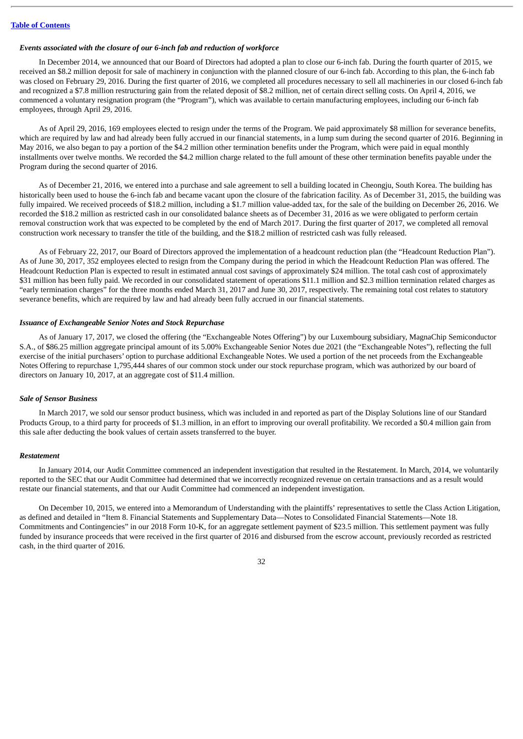### *Events associated with the closure of our 6-inch fab and reduction of workforce*

In December 2014, we announced that our Board of Directors had adopted a plan to close our 6-inch fab. During the fourth quarter of 2015, we received an $8.2 million deposit for sale of machinery in conjunction with the planned closure of our 6-inch fab. According to this plan, the 6-inch fab was closed on February 29, 2016. During the first quarter of 2016, we completed all procedures necessary to sell all machineries in our closed 6-inch fab and recognized a $7.8 million restructuring gain from the related deposit of $8.2 million, net of certain direct selling costs. On April 4, 2016, we commenced a voluntary resignation program (the "Program"), which was available to certain manufacturing employees, including our 6-inch fab employees, through April 29, 2016.

As of April 29, 2016, 169 employees elected to resign under the terms of the Program. We paid approximately $8 million for severance benefits, which are required by law and had already been fully accrued in our financial statements, in a lump sum during the second quarter of 2016. Beginning in May 2016, we also began to pay a portion of the $4.2 million other termination benefits under the Program, which were paid in equal monthly installments over twelve months. We recorded the $4.2 million charge related to the full amount of these other termination benefits payable under the Program during the second quarter of 2016.

As of December 21, 2016, we entered into a purchase and sale agreement to sell a building located in Cheongju, South Korea. The building has historically been used to house the 6-inch fab and became vacant upon the closure of the fabrication facility. As of December 31, 2015, the building was fully impaired. We received proceeds of $18.2 million, including a $1.7 million value-added tax, for the sale of the building on December 26, 2016. We recorded the $18.2 million as restricted cash in our consolidated balance sheets as of December 31, 2016 as we were obligated to perform certain removal construction work that was expected to be completed by the end of March 2017. During the first quarter of 2017, we completed all removal construction work necessary to transfer the title of the building, and the $18.2 million of restricted cash was fully released.

As of February 22, 2017, our Board of Directors approved the implementation of a headcount reduction plan (the "Headcount Reduction Plan"). As of June 30, 2017, 352 employees elected to resign from the Company during the period in which the Headcount Reduction Plan was offered. The Headcount Reduction Plan is expected to result in estimated annual cost savings of approximately $24 million. The total cash cost of approximately $31 million has been fully paid. We recorded in our consolidated statement of operations $11.1 million and $2.3 million termination related charges as "early termination charges" for the three months ended March 31, 2017 and June 30, 2017, respectively. The remaining total cost relates to statutory severance benefits, which are required by law and had already been fully accrued in our financial statements.

### *Issuance of Exchangeable Senior Notes and Stock Repurchase*

As of January 17, 2017, we closed the offering (the "Exchangeable Notes Offering") by our Luxembourg subsidiary, MagnaChip Semiconductor S.A., of $86.25 million aggregate principal amount of its 5.00% Exchangeable Senior Notes due 2021 (the "Exchangeable Notes"), reflecting the full exercise of the initial purchasers' option to purchase additional Exchangeable Notes. We used a portion of the net proceeds from the Exchangeable Notes Offering to repurchase 1,795,444 shares of our common stock under our stock repurchase program, which was authorized by our board of directors on January 10, 2017, at an aggregate cost of $11.4 million.

### *Sale of Sensor Business*

In March 2017, we sold our sensor product business, which was included in and reported as part of the Display Solutions line of our Standard Products Group, to a third party for proceeds of $1.3 million, in an effort to improving our overall profitability. We recorded a $0.4 million gain from this sale after deducting the book values of certain assets transferred to the buyer.

### *Restatement*

In January 2014, our Audit Committee commenced an independent investigation that resulted in the Restatement. In March, 2014, we voluntarily reported to the SEC that our Audit Committee had determined that we incorrectly recognized revenue on certain transactions and as a result would restate our financial statements, and that our Audit Committee had commenced an independent investigation.

On December 10, 2015, we entered into a Memorandum of Understanding with the plaintiffs' representatives to settle the Class Action Litigation, as defined and detailed in "Item 8. Financial Statements and Supplementary Data—Notes to Consolidated Financial Statements—Note 18. Commitments and Contingencies" in our 2018 Form 10-K, for an aggregate settlement payment of $23.5 million. This settlement payment was fully funded by insurance proceeds that were received in the first quarter of 2016 and disbursed from the escrow account, previously recorded as restricted cash, in the third quarter of 2016.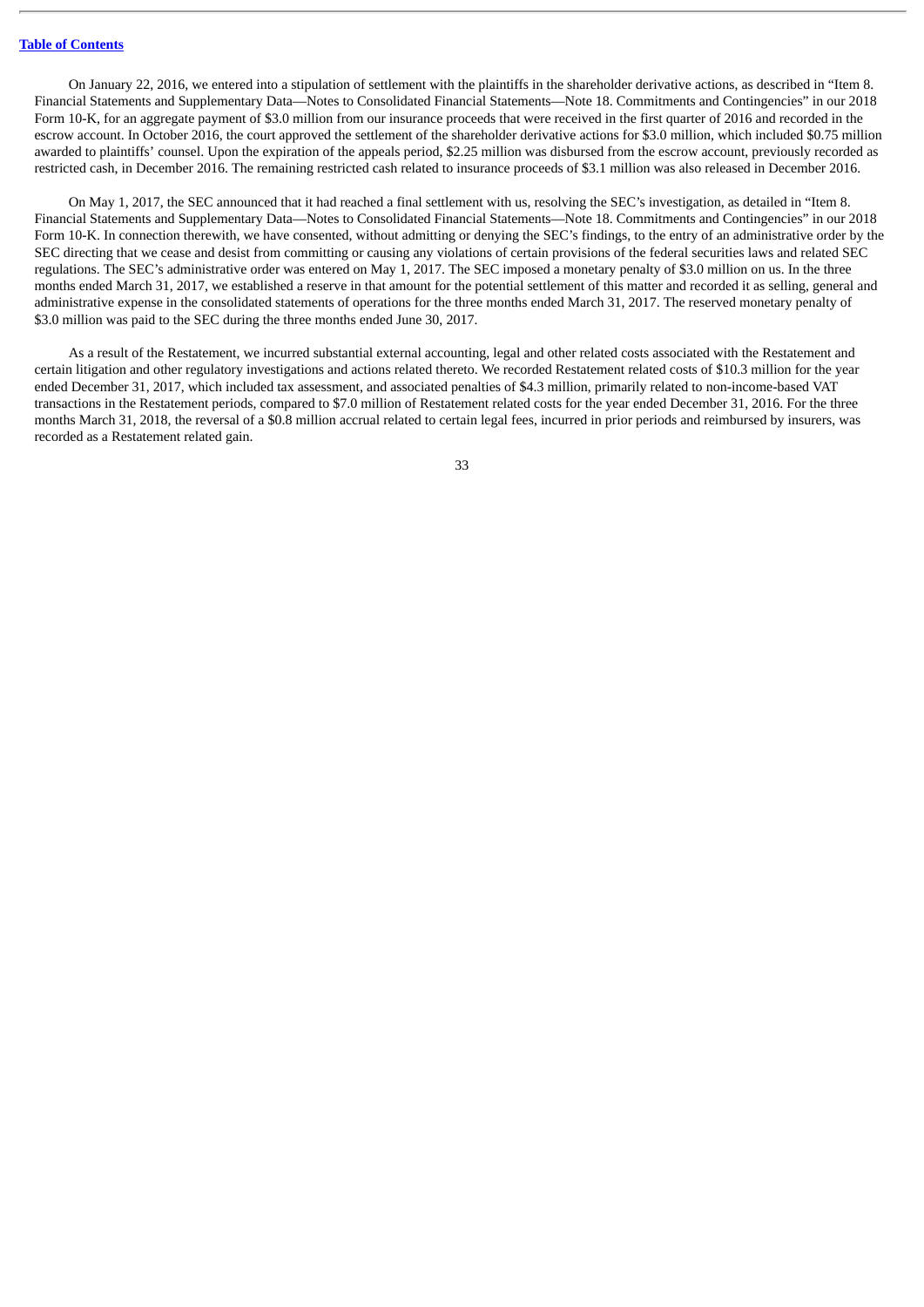On January 22, 2016, we entered into a stipulation of settlement with the plaintiffs in the shareholder derivative actions, as described in "Item 8. Financial Statements and Supplementary Data—Notes to Consolidated Financial Statements—Note 18. Commitments and Contingencies" in our 2018 Form 10-K, for an aggregate payment of $3.0 million from our insurance proceeds that were received in the first quarter of 2016 and recorded in the escrow account. In October 2016, the court approved the settlement of the shareholder derivative actions for $3.0 million, which included $0.75 million awarded to plaintiffs' counsel. Upon the expiration of the appeals period, $2.25 million was disbursed from the escrow account, previously recorded as restricted cash, in December 2016. The remaining restricted cash related to insurance proceeds of $3.1 million was also released in December 2016.

On May 1, 2017, the SEC announced that it had reached a final settlement with us, resolving the SEC's investigation, as detailed in "Item 8. Financial Statements and Supplementary Data—Notes to Consolidated Financial Statements—Note 18. Commitments and Contingencies" in our 2018 Form 10-K. In connection therewith, we have consented, without admitting or denying the SEC's findings, to the entry of an administrative order by the SEC directing that we cease and desist from committing or causing any violations of certain provisions of the federal securities laws and related SEC regulations. The SEC's administrative order was entered on May 1, 2017. The SEC imposed a monetary penalty of $3.0 million on us. In the three months ended March 31, 2017, we established a reserve in that amount for the potential settlement of this matter and recorded it as selling, general and administrative expense in the consolidated statements of operations for the three months ended March 31, 2017. The reserved monetary penalty of $3.0 million was paid to the SEC during the three months ended June 30, 2017.

As a result of the Restatement, we incurred substantial external accounting, legal and other related costs associated with the Restatement and certain litigation and other regulatory investigations and actions related thereto. We recorded Restatement related costs of $10.3 million for the year ended December 31, 2017, which included tax assessment, and associated penalties of $4.3 million, primarily related to non-income-based VAT transactions in the Restatement periods, compared to $7.0 million of Restatement related costs for the year ended December 31, 2016. For the three months March 31, 2018, the reversal of a $0.8 million accrual related to certain legal fees, incurred in prior periods and reimbursed by insurers, was recorded as a Restatement related gain.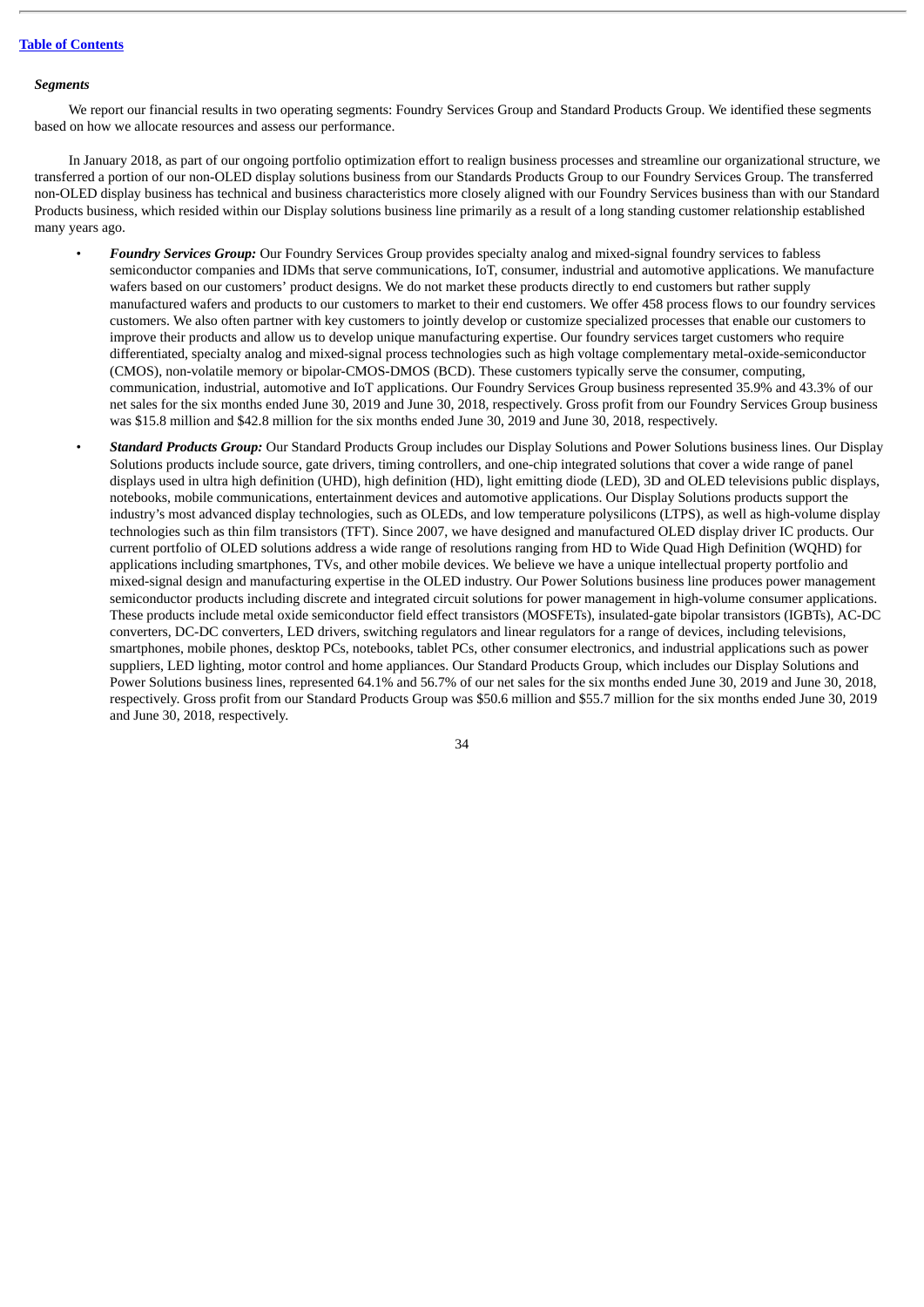*Segments*

We report our financial results in two operating segments: Foundry Services Group and Standard Products Group. We identified these segments based on how we allocate resources and assess our performance.

In January 2018, as part of our ongoing portfolio optimization effort to realign business processes and streamline our organizational structure, we transferred a portion of our non-OLED display solutions business from our Standards Products Group to our Foundry Services Group. The transferred non-OLED display business has technical and business characteristics more closely aligned with our Foundry Services business than with our Standard Products business, which resided within our Display solutions business line primarily as a result of a long standing customer relationship established many years ago.

- ***Foundry Services Group:*** Our Foundry Services Group provides specialty analog and mixed-signal foundry services to fabless semiconductor companies and IDMs that serve communications, IoT, consumer, industrial and automotive applications. We manufacture wafers based on our customers' product designs. We do not market these products directly to end customers but rather supply manufactured wafers and products to our customers to market to their end customers. We offer 458 process flows to our foundry services customers. We also often partner with key customers to jointly develop or customize specialized processes that enable our customers to improve their products and allow us to develop unique manufacturing expertise. Our foundry services target customers who require differentiated, specialty analog and mixed-signal process technologies such as high voltage complementary metal-oxide-semiconductor (CMOS), non-volatile memory or bipolar-CMOS-DMOS (BCD). These customers typically serve the consumer, computing, communication, industrial, automotive and IoT applications. Our Foundry Services Group business represented 35.9% and 43.3% of our net sales for the six months ended June 30, 2019 and June 30, 2018, respectively. Gross profit from our Foundry Services Group business was $15.8 million and $42.8 million for the six months ended June 30, 2019 and June 30, 2018, respectively.
- ***Standard Products Group:*** Our Standard Products Group includes our Display Solutions and Power Solutions business lines. Our Display Solutions products include source, gate drivers, timing controllers, and one-chip integrated solutions that cover a wide range of panel displays used in ultra high definition (UHD), high definition (HD), light emitting diode (LED), 3D and OLED televisions public displays, notebooks, mobile communications, entertainment devices and automotive applications. Our Display Solutions products support the industry's most advanced display technologies, such as OLEDs, and low temperature polysilicons (LTPS), as well as high-volume display technologies such as thin film transistors (TFT). Since 2007, we have designed and manufactured OLED display driver IC products. Our current portfolio of OLED solutions address a wide range of resolutions ranging from HD to Wide Quad High Definition (WQHD) for applications including smartphones, TVs, and other mobile devices. We believe we have a unique intellectual property portfolio and mixed-signal design and manufacturing expertise in the OLED industry. Our Power Solutions business line produces power management semiconductor products including discrete and integrated circuit solutions for power management in high-volume consumer applications. These products include metal oxide semiconductor field effect transistors (MOSFETs), insulated-gate bipolar transistors (IGBTs), AC-DC converters, DC-DC converters, LED drivers, switching regulators and linear regulators for a range of devices, including televisions, smartphones, mobile phones, desktop PCs, notebooks, tablet PCs, other consumer electronics, and industrial applications such as power suppliers, LED lighting, motor control and home appliances. Our Standard Products Group, which includes our Display Solutions and Power Solutions business lines, represented 64.1% and 56.7% of our net sales for the six months ended June 30, 2019 and June 30, 2018, respectively. Gross profit from our Standard Products Group was $50.6 million and $55.7 million for the six months ended June 30, 2019 and June 30, 2018, respectively.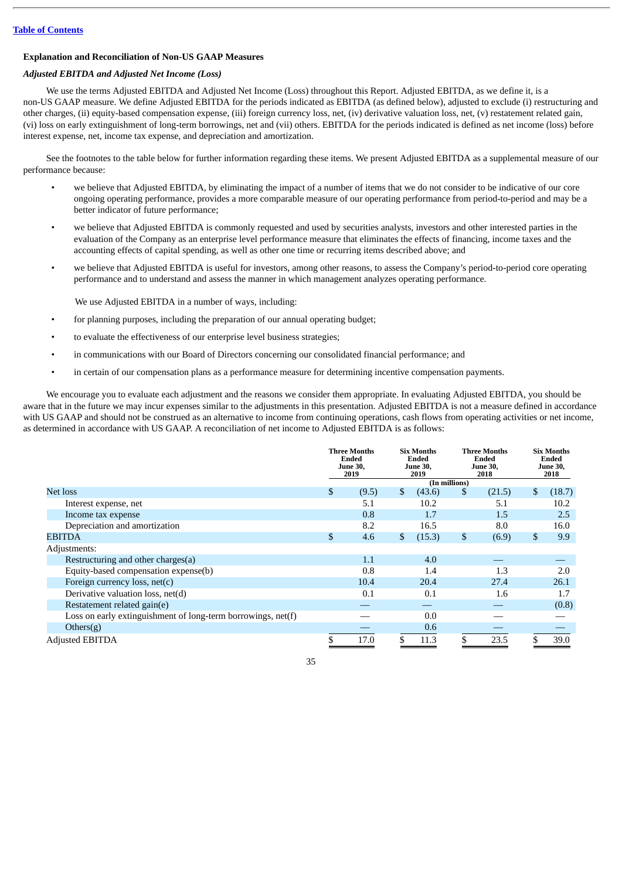[Table of Contents](#)

**Explanation and Reconciliation of Non-US GAAP Measures**

***Adjusted EBITDA and Adjusted Net Income (Loss)***

We use the terms Adjusted EBITDA and Adjusted Net Income (Loss) throughout this Report. Adjusted EBITDA, as we define it, is a non-US GAAP measure. We define Adjusted EBITDA for the periods indicated as EBITDA (as defined below), adjusted to exclude (i) restructuring and other charges, (ii) equity-based compensation expense, (iii) foreign currency loss, net, (iv) derivative valuation loss, net, (v) restatement related gain, (vi) loss on early extinguishment of long-term borrowings, net and (vii) others. EBITDA for the periods indicated is defined as net income (loss) before interest expense, net, income tax expense, and depreciation and amortization.

See the footnotes to the table below for further information regarding these items. We present Adjusted EBITDA as a supplemental measure of our performance because:

- we believe that Adjusted EBITDA, by eliminating the impact of a number of items that we do not consider to be indicative of our core ongoing operating performance, provides a more comparable measure of our operating performance from period-to-period and may be a better indicator of future performance;
- we believe that Adjusted EBITDA is commonly requested and used by securities analysts, investors and other interested parties in the evaluation of the Company as an enterprise level performance measure that eliminates the effects of financing, income taxes and the accounting effects of capital spending, as well as other one time or recurring items described above; and
- we believe that Adjusted EBITDA is useful for investors, among other reasons, to assess the Company's period-to-period core operating performance and to understand and assess the manner in which management analyzes operating performance.

We use Adjusted EBITDA in a number of ways, including:

- for planning purposes, including the preparation of our annual operating budget;
- to evaluate the effectiveness of our enterprise level business strategies;
- in communications with our Board of Directors concerning our consolidated financial performance; and
- in certain of our compensation plans as a performance measure for determining incentive compensation payments.

We encourage you to evaluate each adjustment and the reasons we consider them appropriate. In evaluating Adjusted EBITDA, you should be aware that in the future we may incur expenses similar to the adjustments in this presentation. Adjusted EBITDA is not a measure defined in accordance with US GAAP and should not be construed as an alternative to income from continuing operations, cash flows from operating activities or net income, as determined in accordance with US GAAP. A reconciliation of net income to Adjusted EBITDA is as follows:

| | Three Months Ended June 30, 2019 | Six Months Ended June 30, 2019 | Three Months Ended June 30, 2018 | Six Months Ended June 30, 2018 |
|---|---|---|---|---|
| | (In millions) | | | |
| Net loss | $ (9.5) | $ (43.6) | $ (21.5) | $ (18.7) |
| Interest expense, net | 5.1 | 10.2 | 5.1 | 10.2 |
| Income tax expense | 0.8 | 1.7 | 1.5 | 2.5 |
| Depreciation and amortization | 8.2 | 16.5 | 8.0 | 16.0 |
| EBITDA | $ 4.6 | $ (15.3) | $ (6.9) | $ 9.9 |
| Adjustments: | | | | |
| Restructuring and other charges(a) | 1.1 | 4.0 | — | — |
| Equity-based compensation expense(b) | 0.8 | 1.4 | 1.3 | 2.0 |
| Foreign currency loss, net(c) | 10.4 | 20.4 | 27.4 | 26.1 |
| Derivative valuation loss, net(d) | 0.1 | 0.1 | 1.6 | 1.7 |
| Restatement related gain(e) | — | — | — | (0.8) |
| Loss on early extinguishment of long-term borrowings, net(f) | — | 0.0 | — | — |
| Others(g) | — | 0.6 | — | — |
| Adjusted EBITDA | $ 17.0 | $ 11.3 | $ 23.5 | $ 39.0 |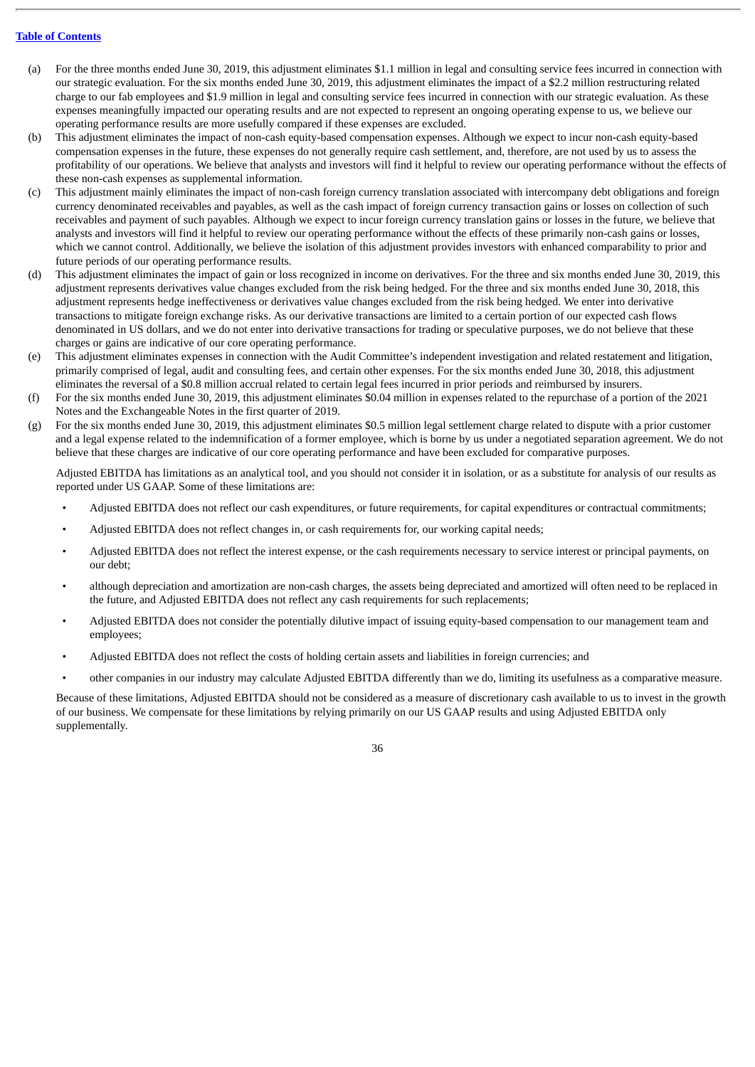(a) For the three months ended June 30, 2019, this adjustment eliminates $1.1 million in legal and consulting service fees incurred in connection with our strategic evaluation. For the six months ended June 30, 2019, this adjustment eliminates the impact of a $2.2 million restructuring related charge to our fab employees and $1.9 million in legal and consulting service fees incurred in connection with our strategic evaluation. As these expenses meaningfully impacted our operating results and are not expected to represent an ongoing operating expense to us, we believe our operating performance results are more usefully compared if these expenses are excluded.

(b) This adjustment eliminates the impact of non-cash equity-based compensation expenses. Although we expect to incur non-cash equity-based compensation expenses in the future, these expenses do not generally require cash settlement, and, therefore, are not used by us to assess the profitability of our operations. We believe that analysts and investors will find it helpful to review our operating performance without the effects of these non-cash expenses as supplemental information.

(c) This adjustment mainly eliminates the impact of non-cash foreign currency translation associated with intercompany debt obligations and foreign currency denominated receivables and payables, as well as the cash impact of foreign currency transaction gains or losses on collection of such receivables and payment of such payables. Although we expect to incur foreign currency translation gains or losses in the future, we believe that analysts and investors will find it helpful to review our operating performance without the effects of these primarily non-cash gains or losses, which we cannot control. Additionally, we believe the isolation of this adjustment provides investors with enhanced comparability to prior and future periods of our operating performance results.

(d) This adjustment eliminates the impact of gain or loss recognized in income on derivatives. For the three and six months ended June 30, 2019, this adjustment represents derivatives value changes excluded from the risk being hedged. For the three and six months ended June 30, 2018, this adjustment represents hedge ineffectiveness or derivatives value changes excluded from the risk being hedged. We enter into derivative transactions to mitigate foreign exchange risks. As our derivative transactions are limited to a certain portion of our expected cash flows denominated in US dollars, and we do not enter into derivative transactions for trading or speculative purposes, we do not believe that these charges or gains are indicative of our core operating performance.

(e) This adjustment eliminates expenses in connection with the Audit Committee's independent investigation and related restatement and litigation, primarily comprised of legal, audit and consulting fees, and certain other expenses. For the six months ended June 30, 2018, this adjustment eliminates the reversal of a $0.8 million accrual related to certain legal fees incurred in prior periods and reimbursed by insurers.

(f) For the six months ended June 30, 2019, this adjustment eliminates $0.04 million in expenses related to the repurchase of a portion of the 2021 Notes and the Exchangeable Notes in the first quarter of 2019.

(g) For the six months ended June 30, 2019, this adjustment eliminates $0.5 million legal settlement charge related to dispute with a prior customer and a legal expense related to the indemnification of a former employee, which is borne by us under a negotiated separation agreement. We do not believe that these charges are indicative of our core operating performance and have been excluded for comparative purposes.

Adjusted EBITDA has limitations as an analytical tool, and you should not consider it in isolation, or as a substitute for analysis of our results as reported under US GAAP. Some of these limitations are:

- Adjusted EBITDA does not reflect our cash expenditures, or future requirements, for capital expenditures or contractual commitments;
- Adjusted EBITDA does not reflect changes in, or cash requirements for, our working capital needs;
- Adjusted EBITDA does not reflect the interest expense, or the cash requirements necessary to service interest or principal payments, on our debt;
- although depreciation and amortization are non-cash charges, the assets being depreciated and amortized will often need to be replaced in the future, and Adjusted EBITDA does not reflect any cash requirements for such replacements;
- Adjusted EBITDA does not consider the potentially dilutive impact of issuing equity-based compensation to our management team and employees;
- Adjusted EBITDA does not reflect the costs of holding certain assets and liabilities in foreign currencies; and
- other companies in our industry may calculate Adjusted EBITDA differently than we do, limiting its usefulness as a comparative measure.

Because of these limitations, Adjusted EBITDA should not be considered as a measure of discretionary cash available to us to invest in the growth of our business. We compensate for these limitations by relying primarily on our US GAAP results and using Adjusted EBITDA only supplementally.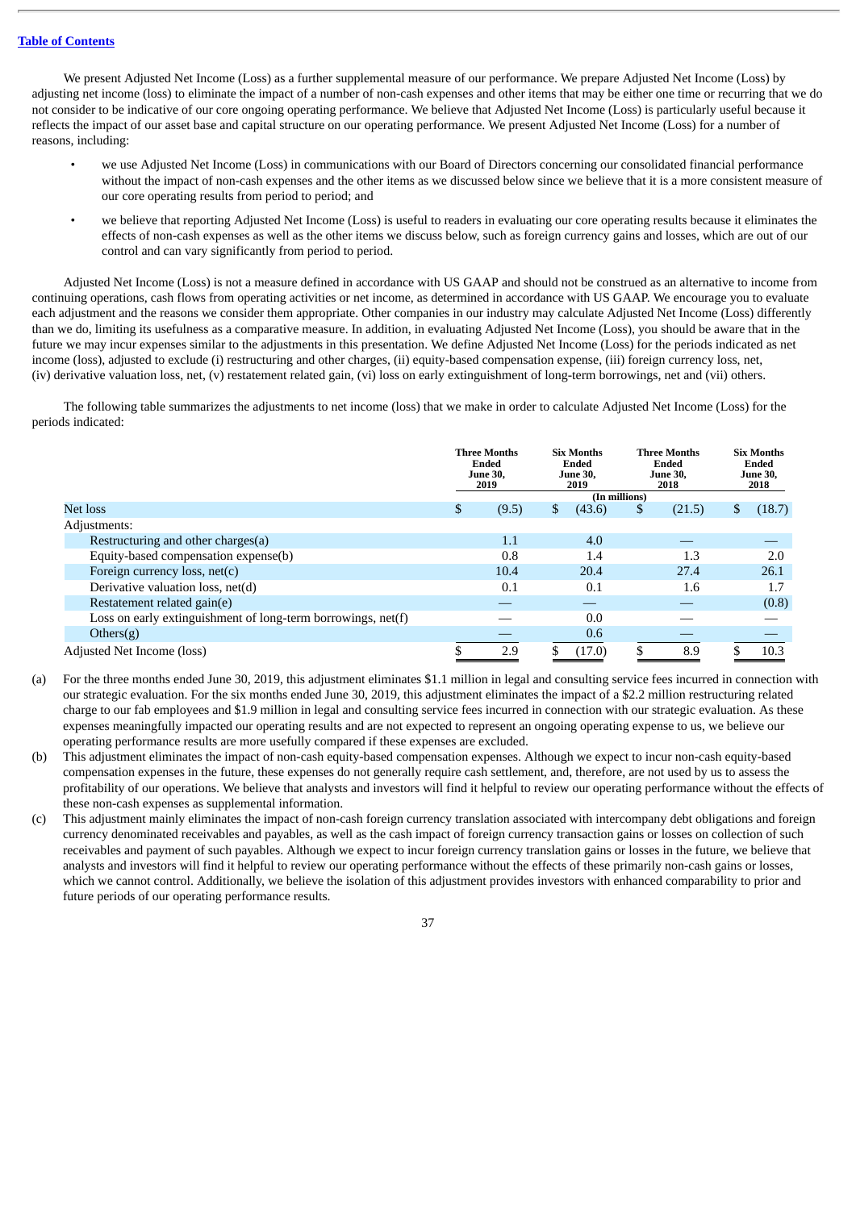We present Adjusted Net Income (Loss) as a further supplemental measure of our performance. We prepare Adjusted Net Income (Loss) by adjusting net income (loss) to eliminate the impact of a number of non-cash expenses and other items that may be either one time or recurring that we do not consider to be indicative of our core ongoing operating performance. We believe that Adjusted Net Income (Loss) is particularly useful because it reflects the impact of our asset base and capital structure on our operating performance. We present Adjusted Net Income (Loss) for a number of reasons, including:

- we use Adjusted Net Income (Loss) in communications with our Board of Directors concerning our consolidated financial performance without the impact of non-cash expenses and the other items as we discussed below since we believe that it is a more consistent measure of our core operating results from period to period; and
- we believe that reporting Adjusted Net Income (Loss) is useful to readers in evaluating our core operating results because it eliminates the effects of non-cash expenses as well as the other items we discuss below, such as foreign currency gains and losses, which are out of our control and can vary significantly from period to period.

Adjusted Net Income (Loss) is not a measure defined in accordance with US GAAP and should not be construed as an alternative to income from continuing operations, cash flows from operating activities or net income, as determined in accordance with US GAAP. We encourage you to evaluate each adjustment and the reasons we consider them appropriate. Other companies in our industry may calculate Adjusted Net Income (Loss) differently than we do, limiting its usefulness as a comparative measure. In addition, in evaluating Adjusted Net Income (Loss), you should be aware that in the future we may incur expenses similar to the adjustments in this presentation. We define Adjusted Net Income (Loss) for the periods indicated as net income (loss), adjusted to exclude (i) restructuring and other charges, (ii) equity-based compensation expense, (iii) foreign currency loss, net, (iv) derivative valuation loss, net, (v) restatement related gain, (vi) loss on early extinguishment of long-term borrowings, net and (vii) others.

The following table summarizes the adjustments to net income (loss) that we make in order to calculate Adjusted Net Income (Loss) for the periods indicated:

| | Three Months Ended June 30, 2019 | Six Months Ended June 30, 2019 | Three Months Ended June 30, 2018 | Six Months Ended June 30, 2018 |
|---|---|---|---|---|
| | (In millions) | | | |
| Net loss | $ (9.5) | $ (43.6) | $ (21.5) | $ (18.7) |
| Adjustments: | | | | |
| Restructuring and other charges(a) | 1.1 | 4.0 | — | — |
| Equity-based compensation expense(b) | 0.8 | 1.4 | 1.3 | 2.0 |
| Foreign currency loss, net(c) | 10.4 | 20.4 | 27.4 | 26.1 |
| Derivative valuation loss, net(d) | 0.1 | 0.1 | 1.6 | 1.7 |
| Restatement related gain(e) | — | — | — | (0.8) |
| Loss on early extinguishment of long-term borrowings, net(f) | — | 0.0 | — | — |
| Others(g) | — | 0.6 | — | — |
| Adjusted Net Income (loss) | $ 2.9 | $ (17.0) | $ 8.9 | $ 10.3 |

(a) For the three months ended June 30, 2019, this adjustment eliminates $1.1 million in legal and consulting service fees incurred in connection with our strategic evaluation. For the six months ended June 30, 2019, this adjustment eliminates the impact of a $2.2 million restructuring related charge to our fab employees and $1.9 million in legal and consulting service fees incurred in connection with our strategic evaluation. As these expenses meaningfully impacted our operating results and are not expected to represent an ongoing operating expense to us, we believe our operating performance results are more usefully compared if these expenses are excluded.

(b) This adjustment eliminates the impact of non-cash equity-based compensation expenses. Although we expect to incur non-cash equity-based compensation expenses in the future, these expenses do not generally require cash settlement, and, therefore, are not used by us to assess the profitability of our operations. We believe that analysts and investors will find it helpful to review our operating performance without the effects of these non-cash expenses as supplemental information.

(c) This adjustment mainly eliminates the impact of non-cash foreign currency translation associated with intercompany debt obligations and foreign currency denominated receivables and payables, as well as the cash impact of foreign currency transaction gains or losses on collection of such receivables and payment of such payables. Although we expect to incur foreign currency translation gains or losses in the future, we believe that analysts and investors will find it helpful to review our operating performance without the effects of these primarily non-cash gains or losses, which we cannot control. Additionally, we believe the isolation of this adjustment provides investors with enhanced comparability to prior and future periods of our operating performance results.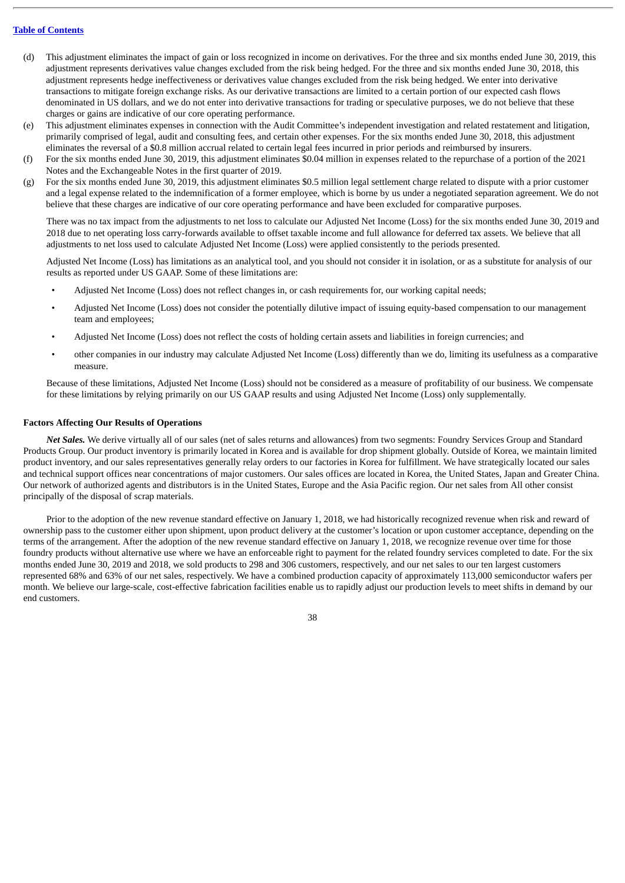(d) This adjustment eliminates the impact of gain or loss recognized in income on derivatives. For the three and six months ended June 30, 2019, this adjustment represents derivatives value changes excluded from the risk being hedged. For the three and six months ended June 30, 2018, this adjustment represents hedge ineffectiveness or derivatives value changes excluded from the risk being hedged. We enter into derivative transactions to mitigate foreign exchange risks. As our derivative transactions are limited to a certain portion of our expected cash flows denominated in US dollars, and we do not enter into derivative transactions for trading or speculative purposes, we do not believe that these charges or gains are indicative of our core operating performance.

(e) This adjustment eliminates expenses in connection with the Audit Committee's independent investigation and related restatement and litigation, primarily comprised of legal, audit and consulting fees, and certain other expenses. For the six months ended June 30, 2018, this adjustment eliminates the reversal of a $0.8 million accrual related to certain legal fees incurred in prior periods and reimbursed by insurers.

(f) For the six months ended June 30, 2019, this adjustment eliminates $0.04 million in expenses related to the repurchase of a portion of the 2021 Notes and the Exchangeable Notes in the first quarter of 2019.

(g) For the six months ended June 30, 2019, this adjustment eliminates $0.5 million legal settlement charge related to dispute with a prior customer and a legal expense related to the indemnification of a former employee, which is borne by us under a negotiated separation agreement. We do not believe that these charges are indicative of our core operating performance and have been excluded for comparative purposes.

There was no tax impact from the adjustments to net loss to calculate our Adjusted Net Income (Loss) for the six months ended June 30, 2019 and 2018 due to net operating loss carry-forwards available to offset taxable income and full allowance for deferred tax assets. We believe that all adjustments to net loss used to calculate Adjusted Net Income (Loss) were applied consistently to the periods presented.

Adjusted Net Income (Loss) has limitations as an analytical tool, and you should not consider it in isolation, or as a substitute for analysis of our results as reported under US GAAP. Some of these limitations are:

- Adjusted Net Income (Loss) does not reflect changes in, or cash requirements for, our working capital needs;
- Adjusted Net Income (Loss) does not consider the potentially dilutive impact of issuing equity-based compensation to our management team and employees;
- Adjusted Net Income (Loss) does not reflect the costs of holding certain assets and liabilities in foreign currencies; and
- other companies in our industry may calculate Adjusted Net Income (Loss) differently than we do, limiting its usefulness as a comparative measure.

Because of these limitations, Adjusted Net Income (Loss) should not be considered as a measure of profitability of our business. We compensate for these limitations by relying primarily on our US GAAP results and using Adjusted Net Income (Loss) only supplementally.

**Factors Affecting Our Results of Operations**

***Net Sales.*** We derive virtually all of our sales (net of sales returns and allowances) from two segments: Foundry Services Group and Standard Products Group. Our product inventory is primarily located in Korea and is available for drop shipment globally. Outside of Korea, we maintain limited product inventory, and our sales representatives generally relay orders to our factories in Korea for fulfillment. We have strategically located our sales and technical support offices near concentrations of major customers. Our sales offices are located in Korea, the United States, Japan and Greater China. Our network of authorized agents and distributors is in the United States, Europe and the Asia Pacific region. Our net sales from All other consist principally of the disposal of scrap materials.

Prior to the adoption of the new revenue standard effective on January 1, 2018, we had historically recognized revenue when risk and reward of ownership pass to the customer either upon shipment, upon product delivery at the customer's location or upon customer acceptance, depending on the terms of the arrangement. After the adoption of the new revenue standard effective on January 1, 2018, we recognize revenue over time for those foundry products without alternative use where we have an enforceable right to payment for the related foundry services completed to date. For the six months ended June 30, 2019 and 2018, we sold products to 298 and 306 customers, respectively, and our net sales to our ten largest customers represented 68% and 63% of our net sales, respectively. We have a combined production capacity of approximately 113,000 semiconductor wafers per month. We believe our large-scale, cost-effective fabrication facilities enable us to rapidly adjust our production levels to meet shifts in demand by our end customers.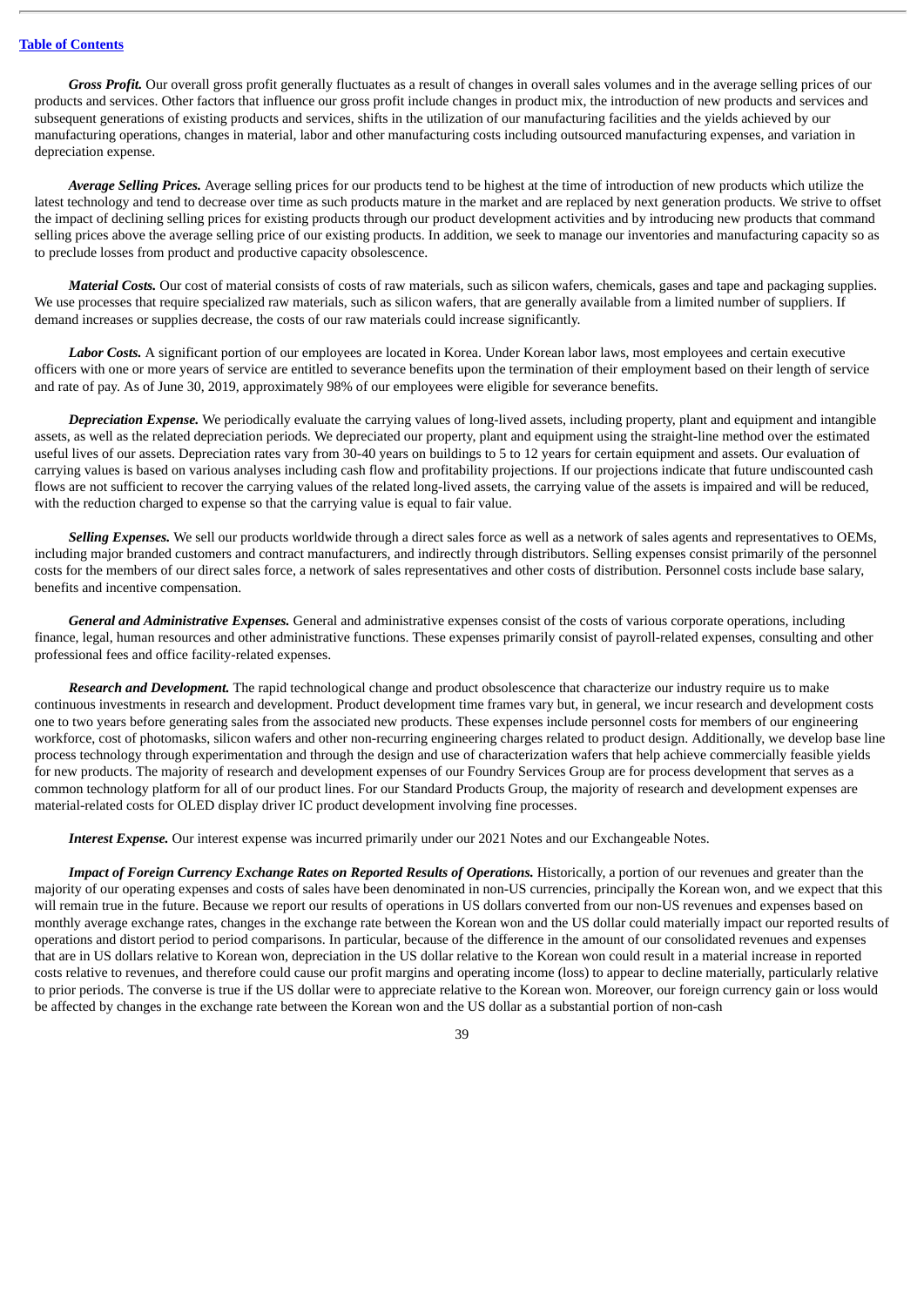*Gross Profit.* Our overall gross profit generally fluctuates as a result of changes in overall sales volumes and in the average selling prices of our products and services. Other factors that influence our gross profit include changes in product mix, the introduction of new products and services and subsequent generations of existing products and services, shifts in the utilization of our manufacturing facilities and the yields achieved by our manufacturing operations, changes in material, labor and other manufacturing costs including outsourced manufacturing expenses, and variation in depreciation expense.

*Average Selling Prices.* Average selling prices for our products tend to be highest at the time of introduction of new products which utilize the latest technology and tend to decrease over time as such products mature in the market and are replaced by next generation products. We strive to offset the impact of declining selling prices for existing products through our product development activities and by introducing new products that command selling prices above the average selling price of our existing products. In addition, we seek to manage our inventories and manufacturing capacity so as to preclude losses from product and productive capacity obsolescence.

*Material Costs.* Our cost of material consists of costs of raw materials, such as silicon wafers, chemicals, gases and tape and packaging supplies. We use processes that require specialized raw materials, such as silicon wafers, that are generally available from a limited number of suppliers. If demand increases or supplies decrease, the costs of our raw materials could increase significantly.

*Labor Costs.* A significant portion of our employees are located in Korea. Under Korean labor laws, most employees and certain executive officers with one or more years of service are entitled to severance benefits upon the termination of their employment based on their length of service and rate of pay. As of June 30, 2019, approximately 98% of our employees were eligible for severance benefits.

*Depreciation Expense.* We periodically evaluate the carrying values of long-lived assets, including property, plant and equipment and intangible assets, as well as the related depreciation periods. We depreciated our property, plant and equipment using the straight-line method over the estimated useful lives of our assets. Depreciation rates vary from 30-40 years on buildings to 5 to 12 years for certain equipment and assets. Our evaluation of carrying values is based on various analyses including cash flow and profitability projections. If our projections indicate that future undiscounted cash flows are not sufficient to recover the carrying values of the related long-lived assets, the carrying value of the assets is impaired and will be reduced, with the reduction charged to expense so that the carrying value is equal to fair value.

*Selling Expenses.* We sell our products worldwide through a direct sales force as well as a network of sales agents and representatives to OEMs, including major branded customers and contract manufacturers, and indirectly through distributors. Selling expenses consist primarily of the personnel costs for the members of our direct sales force, a network of sales representatives and other costs of distribution. Personnel costs include base salary, benefits and incentive compensation.

*General and Administrative Expenses.* General and administrative expenses consist of the costs of various corporate operations, including finance, legal, human resources and other administrative functions. These expenses primarily consist of payroll-related expenses, consulting and other professional fees and office facility-related expenses.

*Research and Development.* The rapid technological change and product obsolescence that characterize our industry require us to make continuous investments in research and development. Product development time frames vary but, in general, we incur research and development costs one to two years before generating sales from the associated new products. These expenses include personnel costs for members of our engineering workforce, cost of photomasks, silicon wafers and other non-recurring engineering charges related to product design. Additionally, we develop base line process technology through experimentation and through the design and use of characterization wafers that help achieve commercially feasible yields for new products. The majority of research and development expenses of our Foundry Services Group are for process development that serves as a common technology platform for all of our product lines. For our Standard Products Group, the majority of research and development expenses are material-related costs for OLED display driver IC product development involving fine processes.

*Interest Expense.* Our interest expense was incurred primarily under our 2021 Notes and our Exchangeable Notes.

*Impact of Foreign Currency Exchange Rates on Reported Results of Operations.* Historically, a portion of our revenues and greater than the majority of our operating expenses and costs of sales have been denominated in non-US currencies, principally the Korean won, and we expect that this will remain true in the future. Because we report our results of operations in US dollars converted from our non-US revenues and expenses based on monthly average exchange rates, changes in the exchange rate between the Korean won and the US dollar could materially impact our reported results of operations and distort period to period comparisons. In particular, because of the difference in the amount of our consolidated revenues and expenses that are in US dollars relative to Korean won, depreciation in the US dollar relative to the Korean won could result in a material increase in reported costs relative to revenues, and therefore could cause our profit margins and operating income (loss) to appear to decline materially, particularly relative to prior periods. The converse is true if the US dollar were to appreciate relative to the Korean won. Moreover, our foreign currency gain or loss would be affected by changes in the exchange rate between the Korean won and the US dollar as a substantial portion of non-cash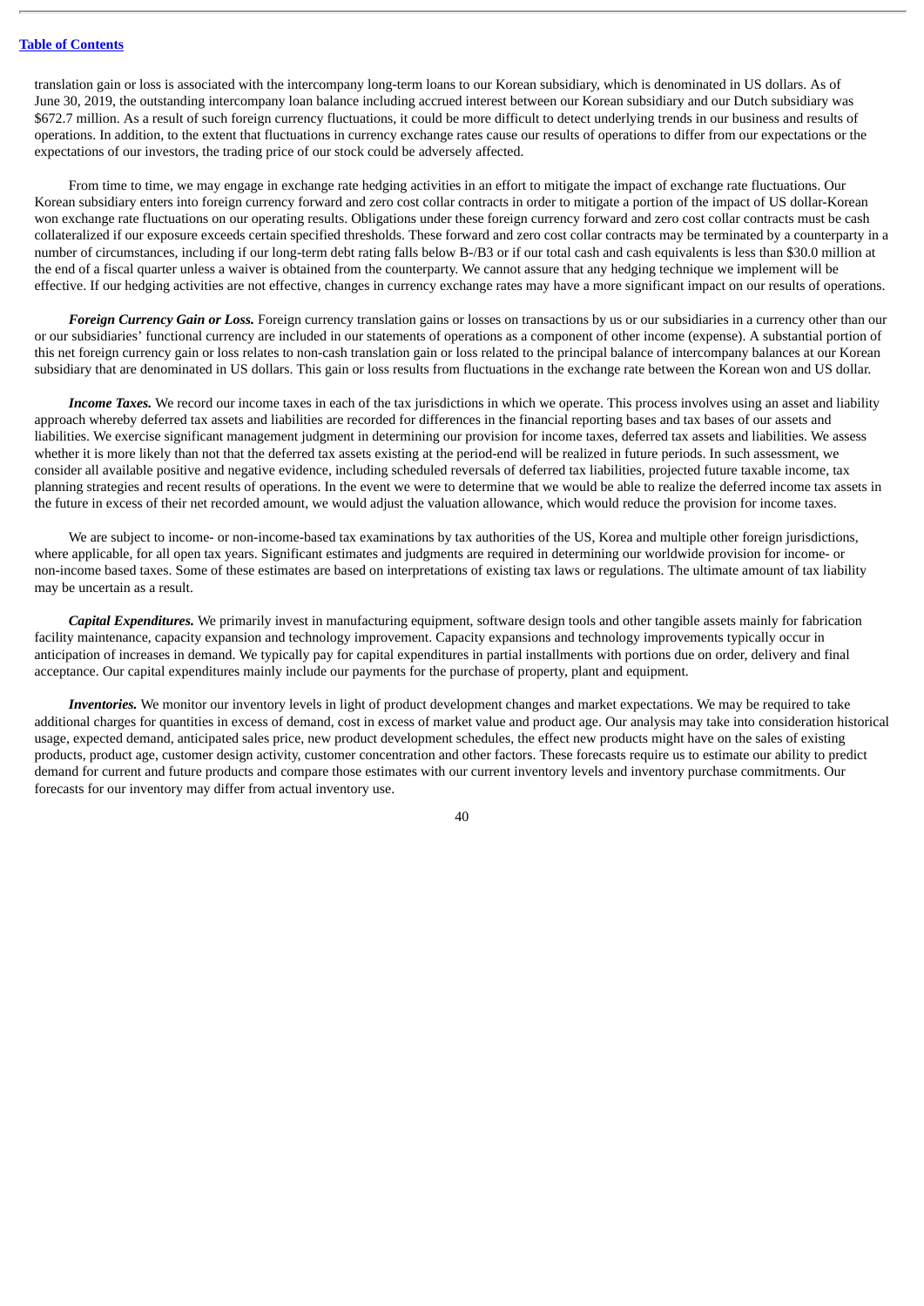translation gain or loss is associated with the intercompany long-term loans to our Korean subsidiary, which is denominated in US dollars. As of June 30, 2019, the outstanding intercompany loan balance including accrued interest between our Korean subsidiary and our Dutch subsidiary was $672.7 million. As a result of such foreign currency fluctuations, it could be more difficult to detect underlying trends in our business and results of operations. In addition, to the extent that fluctuations in currency exchange rates cause our results of operations to differ from our expectations or the expectations of our investors, the trading price of our stock could be adversely affected.

From time to time, we may engage in exchange rate hedging activities in an effort to mitigate the impact of exchange rate fluctuations. Our Korean subsidiary enters into foreign currency forward and zero cost collar contracts in order to mitigate a portion of the impact of US dollar-Korean won exchange rate fluctuations on our operating results. Obligations under these foreign currency forward and zero cost collar contracts must be cash collateralized if our exposure exceeds certain specified thresholds. These forward and zero cost collar contracts may be terminated by a counterparty in a number of circumstances, including if our long-term debt rating falls below B-/B3 or if our total cash and cash equivalents is less than $30.0 million at the end of a fiscal quarter unless a waiver is obtained from the counterparty. We cannot assure that any hedging technique we implement will be effective. If our hedging activities are not effective, changes in currency exchange rates may have a more significant impact on our results of operations.

***Foreign Currency Gain or Loss.*** Foreign currency translation gains or losses on transactions by us or our subsidiaries in a currency other than our or our subsidiaries' functional currency are included in our statements of operations as a component of other income (expense). A substantial portion of this net foreign currency gain or loss relates to non-cash translation gain or loss related to the principal balance of intercompany balances at our Korean subsidiary that are denominated in US dollars. This gain or loss results from fluctuations in the exchange rate between the Korean won and US dollar.

***Income Taxes.*** We record our income taxes in each of the tax jurisdictions in which we operate. This process involves using an asset and liability approach whereby deferred tax assets and liabilities are recorded for differences in the financial reporting bases and tax bases of our assets and liabilities. We exercise significant management judgment in determining our provision for income taxes, deferred tax assets and liabilities. We assess whether it is more likely than not that the deferred tax assets existing at the period-end will be realized in future periods. In such assessment, we consider all available positive and negative evidence, including scheduled reversals of deferred tax liabilities, projected future taxable income, tax planning strategies and recent results of operations. In the event we were to determine that we would be able to realize the deferred income tax assets in the future in excess of their net recorded amount, we would adjust the valuation allowance, which would reduce the provision for income taxes.

We are subject to income- or non-income-based tax examinations by tax authorities of the US, Korea and multiple other foreign jurisdictions, where applicable, for all open tax years. Significant estimates and judgments are required in determining our worldwide provision for income- or non-income based taxes. Some of these estimates are based on interpretations of existing tax laws or regulations. The ultimate amount of tax liability may be uncertain as a result.

***Capital Expenditures.*** We primarily invest in manufacturing equipment, software design tools and other tangible assets mainly for fabrication facility maintenance, capacity expansion and technology improvement. Capacity expansions and technology improvements typically occur in anticipation of increases in demand. We typically pay for capital expenditures in partial installments with portions due on order, delivery and final acceptance. Our capital expenditures mainly include our payments for the purchase of property, plant and equipment.

***Inventories.*** We monitor our inventory levels in light of product development changes and market expectations. We may be required to take additional charges for quantities in excess of demand, cost in excess of market value and product age. Our analysis may take into consideration historical usage, expected demand, anticipated sales price, new product development schedules, the effect new products might have on the sales of existing products, product age, customer design activity, customer concentration and other factors. These forecasts require us to estimate our ability to predict demand for current and future products and compare those estimates with our current inventory levels and inventory purchase commitments. Our forecasts for our inventory may differ from actual inventory use.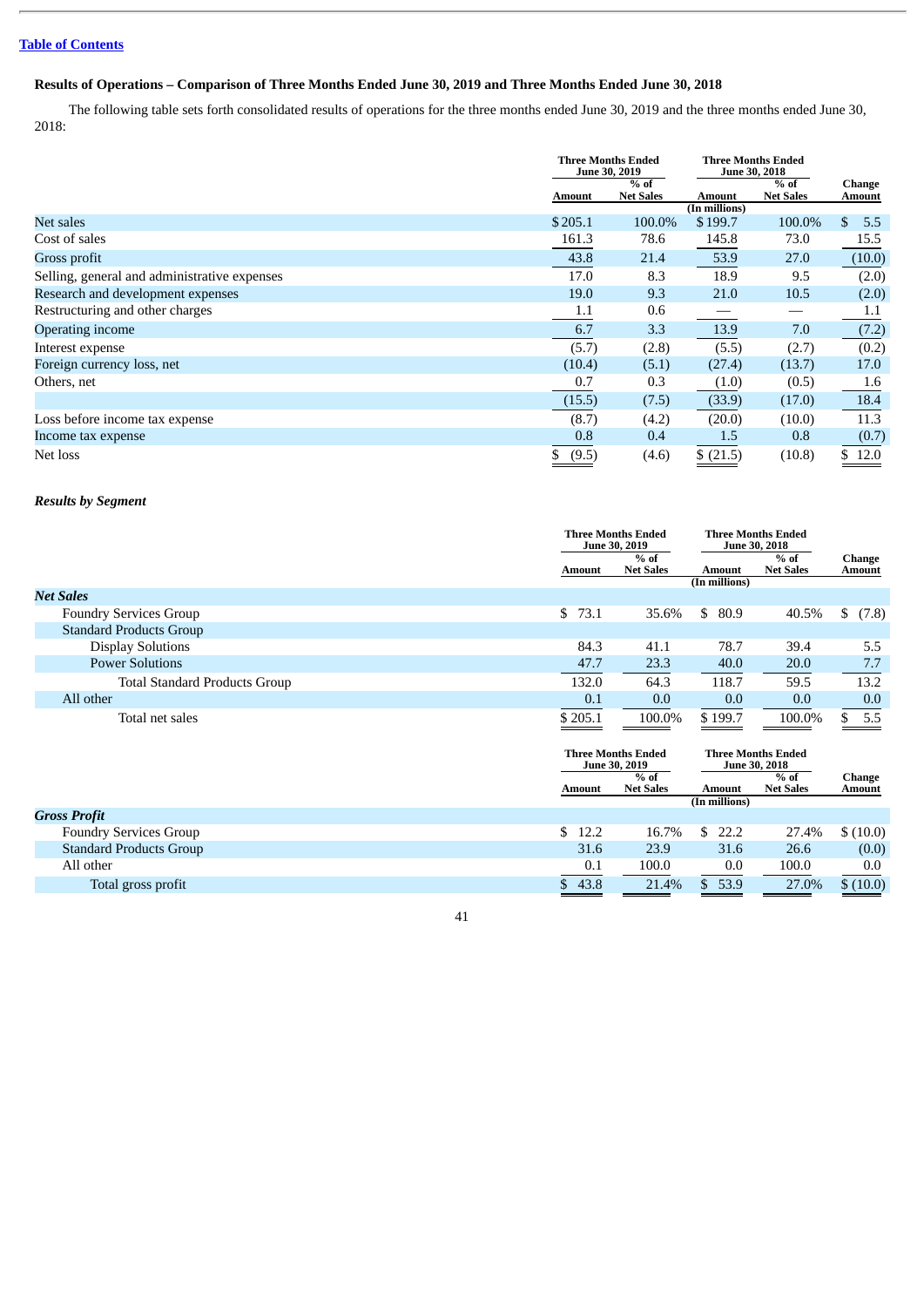[Table of Contents](#)

### Results of Operations – Comparison of Three Months Ended June 30, 2019 and Three Months Ended June 30, 2018

The following table sets forth consolidated results of operations for the three months ended June 30, 2019 and the three months ended June 30, 2018:

| | Three Months Ended June 30, 2019 | | Three Months Ended June 30, 2018 | | |
|---|---|---|---|---|---|
| | Amount | % of Net Sales | Amount | % of Net Sales | Change Amount |
| | | | (In millions) | | |
| Net sales | $ 205.1 | 100.0% | $ 199.7 | 100.0% | $ 5.5 |
| Cost of sales | 161.3 | 78.6 | 145.8 | 73.0 | 15.5 |
| Gross profit | 43.8 | 21.4 | 53.9 | 27.0 | (10.0) |
| Selling, general and administrative expenses | 17.0 | 8.3 | 18.9 | 9.5 | (2.0) |
| Research and development expenses | 19.0 | 9.3 | 21.0 | 10.5 | (2.0) |
| Restructuring and other charges | 1.1 | 0.6 | — | — | 1.1 |
| Operating income | 6.7 | 3.3 | 13.9 | 7.0 | (7.2) |
| Interest expense | (5.7) | (2.8) | (5.5) | (2.7) | (0.2) |
| Foreign currency loss, net | (10.4) | (5.1) | (27.4) | (13.7) | 17.0 |
| Others, net | 0.7 | 0.3 | (1.0) | (0.5) | 1.6 |
| | (15.5) | (7.5) | (33.9) | (17.0) | 18.4 |
| Loss before income tax expense | (8.7) | (4.2) | (20.0) | (10.0) | 11.3 |
| Income tax expense | 0.8 | 0.4 | 1.5 | 0.8 | (0.7) |
| Net loss | $ (9.5) | (4.6) | $ (21.5) | (10.8) | $ 12.0 |

***Results by Segment***

| | Three Months Ended June 30, 2019 | | Three Months Ended June 30, 2018 | | |
|---|---|---|---|---|---|
| | Amount | % of Net Sales | Amount | % of Net Sales | Change Amount |
| | | | (In millions) | | |
| ***Net Sales*** | | | | | |
| Foundry Services Group | $ 73.1 | 35.6% | $ 80.9 | 40.5% | $ (7.8) |
| Standard Products Group | | | | | |
| Display Solutions | 84.3 | 41.1 | 78.7 | 39.4 | 5.5 |
| Power Solutions | 47.7 | 23.3 | 40.0 | 20.0 | 7.7 |
| Total Standard Products Group | 132.0 | 64.3 | 118.7 | 59.5 | 13.2 |
| All other | 0.1 | 0.0 | 0.0 | 0.0 | 0.0 |
| Total net sales | $ 205.1 | 100.0% | $ 199.7 | 100.0% | $ 5.5 |

| | Three Months Ended June 30, 2019 | | Three Months Ended June 30, 2018 | | |
|---|---|---|---|---|---|
| | Amount | % of Net Sales | Amount | % of Net Sales | Change Amount |
| | | | (In millions) | | |
| ***Gross Profit*** | | | | | |
| Foundry Services Group | $ 12.2 | 16.7% | $ 22.2 | 27.4% | $ (10.0) |
| Standard Products Group | 31.6 | 23.9 | 31.6 | 26.6 | (0.0) |
| All other | 0.1 | 100.0 | 0.0 | 100.0 | 0.0 |
| Total gross profit | $ 43.8 | 21.4% | $ 53.9 | 27.0% | $ (10.0) |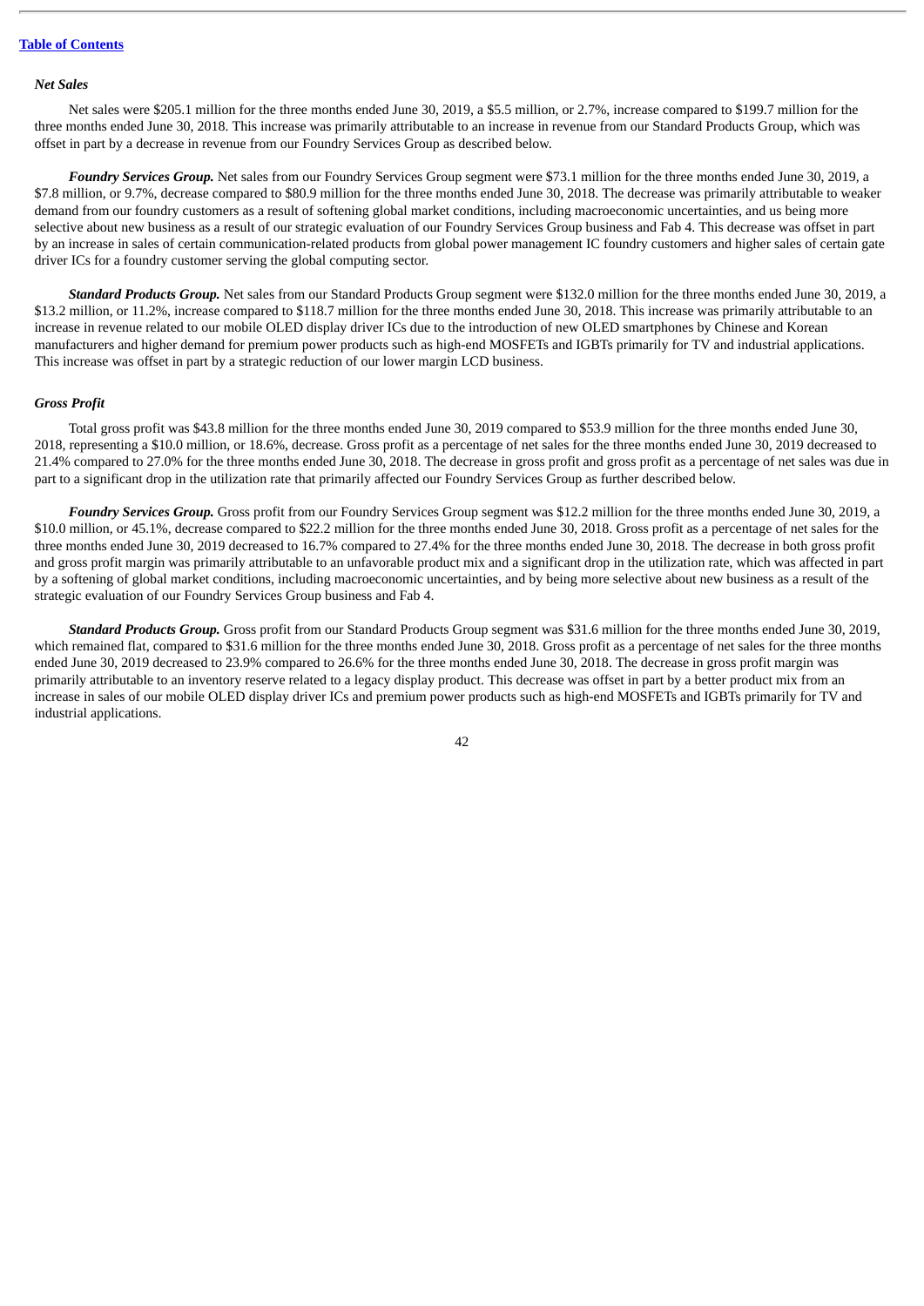*Net Sales*

Net sales were $205.1 million for the three months ended June 30, 2019, a $5.5 million, or 2.7%, increase compared to $199.7 million for the three months ended June 30, 2018. This increase was primarily attributable to an increase in revenue from our Standard Products Group, which was offset in part by a decrease in revenue from our Foundry Services Group as described below.

***Foundry Services Group.*** Net sales from our Foundry Services Group segment were $73.1 million for the three months ended June 30, 2019, a $7.8 million, or 9.7%, decrease compared to $80.9 million for the three months ended June 30, 2018. The decrease was primarily attributable to weaker demand from our foundry customers as a result of softening global market conditions, including macroeconomic uncertainties, and us being more selective about new business as a result of our strategic evaluation of our Foundry Services Group business and Fab 4. This decrease was offset in part by an increase in sales of certain communication-related products from global power management IC foundry customers and higher sales of certain gate driver ICs for a foundry customer serving the global computing sector.

***Standard Products Group.*** Net sales from our Standard Products Group segment were $132.0 million for the three months ended June 30, 2019, a $13.2 million, or 11.2%, increase compared to $118.7 million for the three months ended June 30, 2018. This increase was primarily attributable to an increase in revenue related to our mobile OLED display driver ICs due to the introduction of new OLED smartphones by Chinese and Korean manufacturers and higher demand for premium power products such as high-end MOSFETs and IGBTs primarily for TV and industrial applications. This increase was offset in part by a strategic reduction of our lower margin LCD business.

*Gross Profit*

Total gross profit was $43.8 million for the three months ended June 30, 2019 compared to $53.9 million for the three months ended June 30, 2018, representing a $10.0 million, or 18.6%, decrease. Gross profit as a percentage of net sales for the three months ended June 30, 2019 decreased to 21.4% compared to 27.0% for the three months ended June 30, 2018. The decrease in gross profit and gross profit as a percentage of net sales was due in part to a significant drop in the utilization rate that primarily affected our Foundry Services Group as further described below.

***Foundry Services Group.*** Gross profit from our Foundry Services Group segment was $12.2 million for the three months ended June 30, 2019, a $10.0 million, or 45.1%, decrease compared to $22.2 million for the three months ended June 30, 2018. Gross profit as a percentage of net sales for the three months ended June 30, 2019 decreased to 16.7% compared to 27.4% for the three months ended June 30, 2018. The decrease in both gross profit and gross profit margin was primarily attributable to an unfavorable product mix and a significant drop in the utilization rate, which was affected in part by a softening of global market conditions, including macroeconomic uncertainties, and by being more selective about new business as a result of the strategic evaluation of our Foundry Services Group business and Fab 4.

***Standard Products Group.*** Gross profit from our Standard Products Group segment was $31.6 million for the three months ended June 30, 2019, which remained flat, compared to $31.6 million for the three months ended June 30, 2018. Gross profit as a percentage of net sales for the three months ended June 30, 2019 decreased to 23.9% compared to 26.6% for the three months ended June 30, 2018. The decrease in gross profit margin was primarily attributable to an inventory reserve related to a legacy display product. This decrease was offset in part by a better product mix from an increase in sales of our mobile OLED display driver ICs and premium power products such as high-end MOSFETs and IGBTs primarily for TV and industrial applications.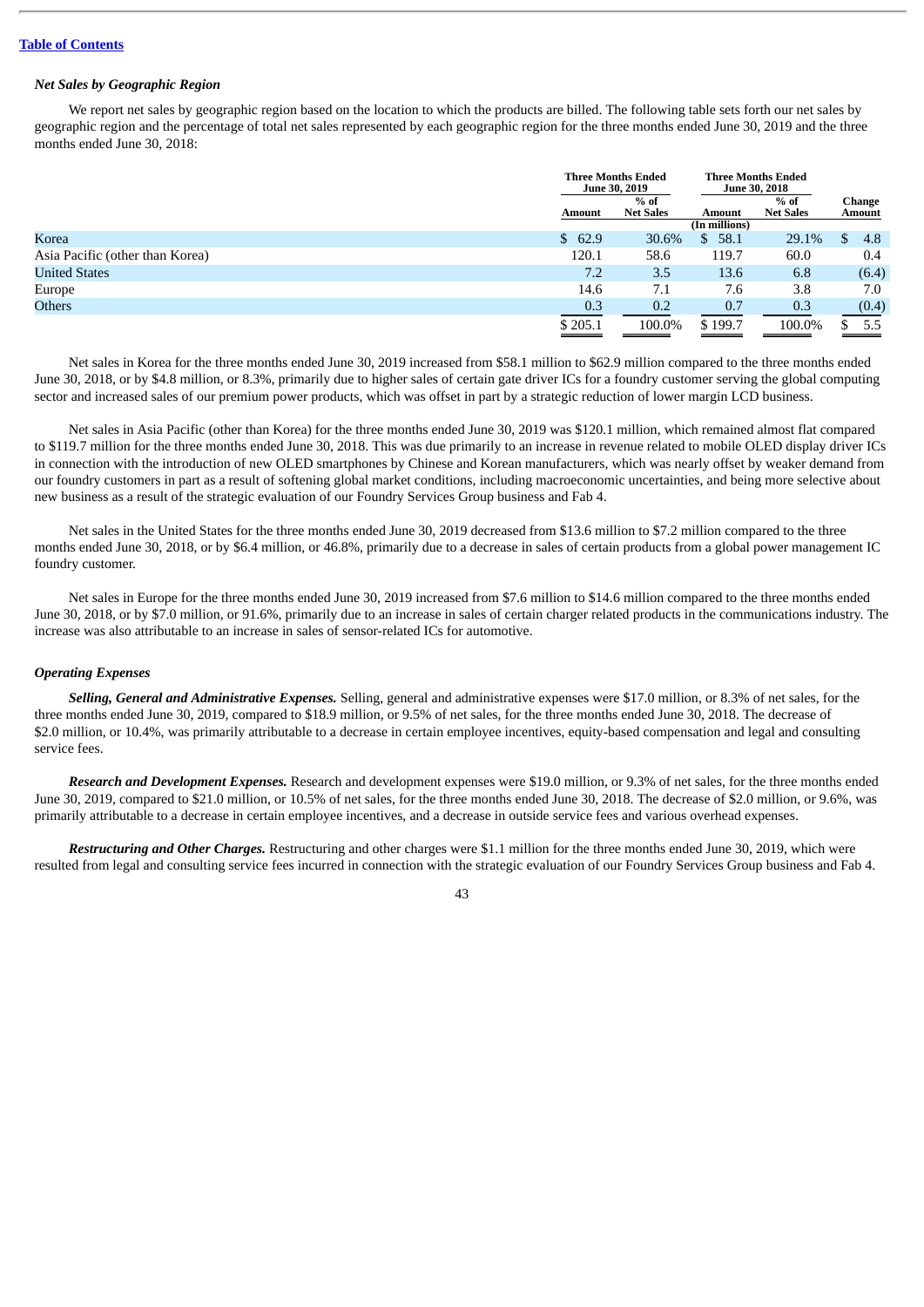[Table of Contents](#)

### *Net Sales by Geographic Region*

We report net sales by geographic region based on the location to which the products are billed. The following table sets forth our net sales by geographic region and the percentage of total net sales represented by each geographic region for the three months ended June 30, 2019 and the three months ended June 30, 2018:

| | Three Months Ended June 30, 2019 | | Three Months Ended June 30, 2018 | | |
|---|---|---|---|---|---|
| | Amount | % of Net Sales | Amount | % of Net Sales | Change Amount |
| | | | (In millions) | | |
| Korea | $ 62.9 | 30.6% | $ 58.1 | 29.1% | $ 4.8 |
| Asia Pacific (other than Korea) | 120.1 | 58.6 | 119.7 | 60.0 | 0.4 |
| United States | 7.2 | 3.5 | 13.6 | 6.8 | (6.4) |
| Europe | 14.6 | 7.1 | 7.6 | 3.8 | 7.0 |
| Others | 0.3 | 0.2 | 0.7 | 0.3 | (0.4) |
| | $ 205.1 | 100.0% | $ 199.7 | 100.0% | $ 5.5 |

Net sales in Korea for the three months ended June 30, 2019 increased from $58.1 million to $62.9 million compared to the three months ended June 30, 2018, or by $4.8 million, or 8.3%, primarily due to higher sales of certain gate driver ICs for a foundry customer serving the global computing sector and increased sales of our premium power products, which was offset in part by a strategic reduction of lower margin LCD business.

Net sales in Asia Pacific (other than Korea) for the three months ended June 30, 2019 was $120.1 million, which remained almost flat compared to $119.7 million for the three months ended June 30, 2018. This was due primarily to an increase in revenue related to mobile OLED display driver ICs in connection with the introduction of new OLED smartphones by Chinese and Korean manufacturers, which was nearly offset by weaker demand from our foundry customers in part as a result of softening global market conditions, including macroeconomic uncertainties, and being more selective about new business as a result of the strategic evaluation of our Foundry Services Group business and Fab 4.

Net sales in the United States for the three months ended June 30, 2019 decreased from $13.6 million to $7.2 million compared to the three months ended June 30, 2018, or by $6.4 million, or 46.8%, primarily due to a decrease in sales of certain products from a global power management IC foundry customer.

Net sales in Europe for the three months ended June 30, 2019 increased from $7.6 million to $14.6 million compared to the three months ended June 30, 2018, or by $7.0 million, or 91.6%, primarily due to an increase in sales of certain charger related products in the communications industry. The increase was also attributable to an increase in sales of sensor-related ICs for automotive.

### *Operating Expenses*

***Selling, General and Administrative Expenses.*** Selling, general and administrative expenses were $17.0 million, or 8.3% of net sales, for the three months ended June 30, 2019, compared to $18.9 million, or 9.5% of net sales, for the three months ended June 30, 2018. The decrease of $2.0 million, or 10.4%, was primarily attributable to a decrease in certain employee incentives, equity-based compensation and legal and consulting service fees.

***Research and Development Expenses.*** Research and development expenses were $19.0 million, or 9.3% of net sales, for the three months ended June 30, 2019, compared to $21.0 million, or 10.5% of net sales, for the three months ended June 30, 2018. The decrease of $2.0 million, or 9.6%, was primarily attributable to a decrease in certain employee incentives, and a decrease in outside service fees and various overhead expenses.

***Restructuring and Other Charges.*** Restructuring and other charges were $1.1 million for the three months ended June 30, 2019, which were resulted from legal and consulting service fees incurred in connection with the strategic evaluation of our Foundry Services Group business and Fab 4.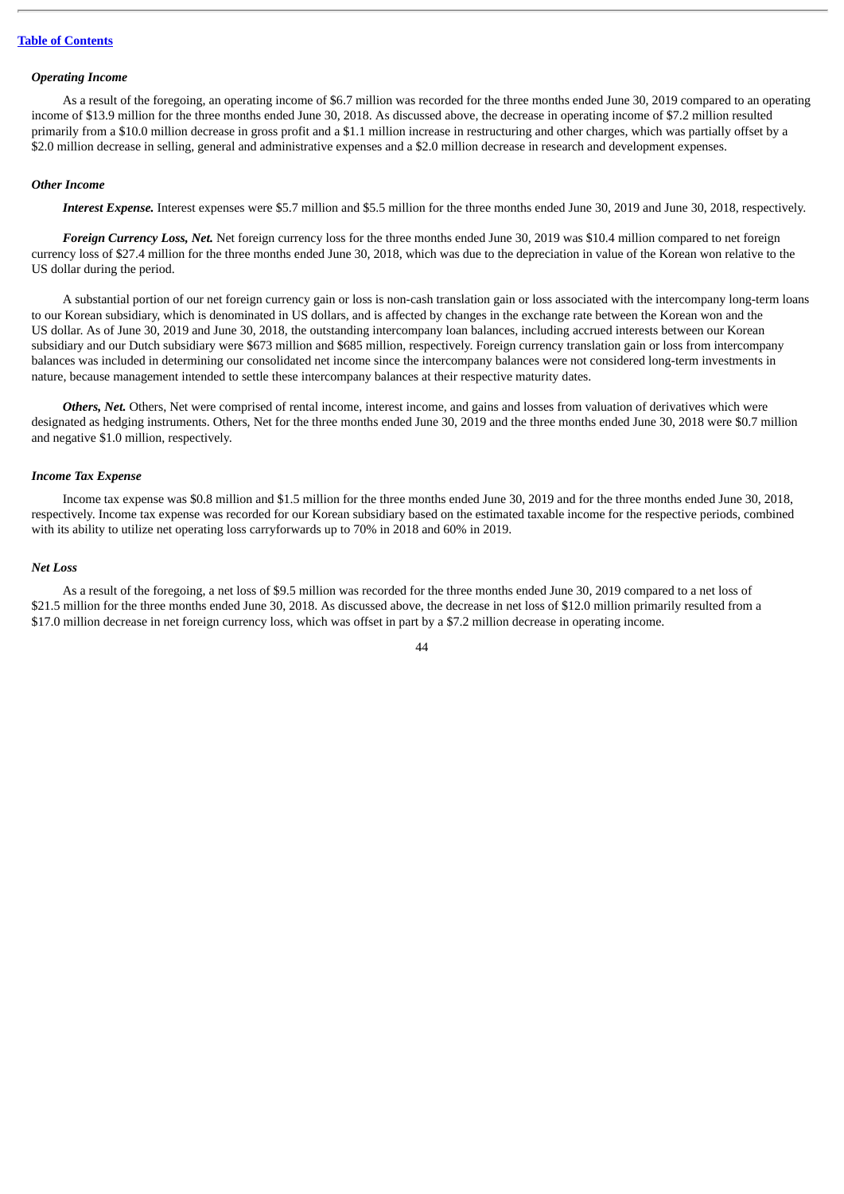### *Operating Income*

As a result of the foregoing, an operating income of $6.7 million was recorded for the three months ended June 30, 2019 compared to an operating income of $13.9 million for the three months ended June 30, 2018. As discussed above, the decrease in operating income of $7.2 million resulted primarily from a $10.0 million decrease in gross profit and a $1.1 million increase in restructuring and other charges, which was partially offset by a $2.0 million decrease in selling, general and administrative expenses and a $2.0 million decrease in research and development expenses.

### *Other Income*

***Interest Expense.*** Interest expenses were $5.7 million and $5.5 million for the three months ended June 30, 2019 and June 30, 2018, respectively.

***Foreign Currency Loss, Net.*** Net foreign currency loss for the three months ended June 30, 2019 was $10.4 million compared to net foreign currency loss of $27.4 million for the three months ended June 30, 2018, which was due to the depreciation in value of the Korean won relative to the US dollar during the period.

A substantial portion of our net foreign currency gain or loss is non-cash translation gain or loss associated with the intercompany long-term loans to our Korean subsidiary, which is denominated in US dollars, and is affected by changes in the exchange rate between the Korean won and the US dollar. As of June 30, 2019 and June 30, 2018, the outstanding intercompany loan balances, including accrued interests between our Korean subsidiary and our Dutch subsidiary were $673 million and $685 million, respectively. Foreign currency translation gain or loss from intercompany balances was included in determining our consolidated net income since the intercompany balances were not considered long-term investments in nature, because management intended to settle these intercompany balances at their respective maturity dates.

***Others, Net.*** Others, Net were comprised of rental income, interest income, and gains and losses from valuation of derivatives which were designated as hedging instruments. Others, Net for the three months ended June 30, 2019 and the three months ended June 30, 2018 were $0.7 million and negative $1.0 million, respectively.

### *Income Tax Expense*

Income tax expense was $0.8 million and $1.5 million for the three months ended June 30, 2019 and for the three months ended June 30, 2018, respectively. Income tax expense was recorded for our Korean subsidiary based on the estimated taxable income for the respective periods, combined with its ability to utilize net operating loss carryforwards up to 70% in 2018 and 60% in 2019.

### *Net Loss*

As a result of the foregoing, a net loss of $9.5 million was recorded for the three months ended June 30, 2019 compared to a net loss of $21.5 million for the three months ended June 30, 2018. As discussed above, the decrease in net loss of $12.0 million primarily resulted from a $17.0 million decrease in net foreign currency loss, which was offset in part by a $7.2 million decrease in operating income.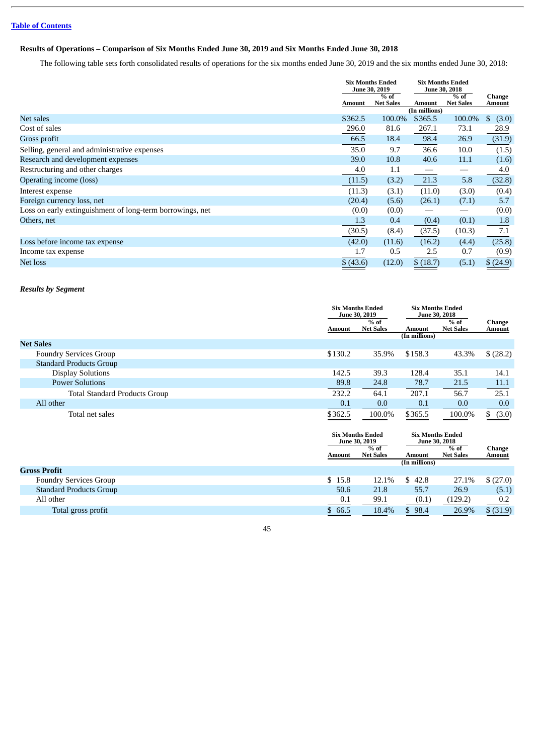[Table of Contents](#)

**Results of Operations – Comparison of Six Months Ended June 30, 2019 and Six Months Ended June 30, 2018**

The following table sets forth consolidated results of operations for the six months ended June 30, 2019 and the six months ended June 30, 2018:

| | Six Months Ended June 30, 2019 | | Six Months Ended June 30, 2018 | | |
|---|---|---|---|---|---|
| | Amount | % of Net Sales | Amount | % of Net Sales | Change Amount |
| | | | (In millions) | | |
| Net sales | $362.5 | 100.0% | $365.5 | 100.0% | $ (3.0) |
| Cost of sales | 296.0 | 81.6 | 267.1 | 73.1 | 28.9 |
| Gross profit | 66.5 | 18.4 | 98.4 | 26.9 | (31.9) |
| Selling, general and administrative expenses | 35.0 | 9.7 | 36.6 | 10.0 | (1.5) |
| Research and development expenses | 39.0 | 10.8 | 40.6 | 11.1 | (1.6) |
| Restructuring and other charges | 4.0 | 1.1 | — | — | 4.0 |
| Operating income (loss) | (11.5) | (3.2) | 21.3 | 5.8 | (32.8) |
| Interest expense | (11.3) | (3.1) | (11.0) | (3.0) | (0.4) |
| Foreign currency loss, net | (20.4) | (5.6) | (26.1) | (7.1) | 5.7 |
| Loss on early extinguishment of long-term borrowings, net | (0.0) | (0.0) | — | — | (0.0) |
| Others, net | 1.3 | 0.4 | (0.4) | (0.1) | 1.8 |
| | (30.5) | (8.4) | (37.5) | (10.3) | 7.1 |
| Loss before income tax expense | (42.0) | (11.6) | (16.2) | (4.4) | (25.8) |
| Income tax expense | 1.7 | 0.5 | 2.5 | 0.7 | (0.9) |
| Net loss | $ (43.6) | (12.0) | $ (18.7) | (5.1) | $ (24.9) |

***Results by Segment***

| | Six Months Ended June 30, 2019 | | Six Months Ended June 30, 2018 | | |
|---|---|---|---|---|---|
| | Amount | % of Net Sales | Amount | % of Net Sales | Change Amount |
| | | | (In millions) | | |
| **Net Sales** | | | | | |
| Foundry Services Group | $130.2 | 35.9% | $158.3 | 43.3% | $ (28.2) |
| Standard Products Group | | | | | |
| Display Solutions | 142.5 | 39.3 | 128.4 | 35.1 | 14.1 |
| Power Solutions | 89.8 | 24.8 | 78.7 | 21.5 | 11.1 |
| Total Standard Products Group | 232.2 | 64.1 | 207.1 | 56.7 | 25.1 |
| All other | 0.1 | 0.0 | 0.1 | 0.0 | 0.0 |
| Total net sales | $362.5 | 100.0% | $365.5 | 100.0% | $ (3.0) |

| | Six Months Ended June 30, 2019 | | Six Months Ended June 30, 2018 | | |
|---|---|---|---|---|---|
| | Amount | % of Net Sales | Amount | % of Net Sales | Change Amount |
| | | | (In millions) | | |
| **Gross Profit** | | | | | |
| Foundry Services Group | $ 15.8 | 12.1% | $ 42.8 | 27.1% | $ (27.0) |
| Standard Products Group | 50.6 | 21.8 | 55.7 | 26.9 | (5.1) |
| All other | 0.1 | 99.1 | (0.1) | (129.2) | 0.2 |
| Total gross profit | $ 66.5 | 18.4% | $ 98.4 | 26.9% | $ (31.9) |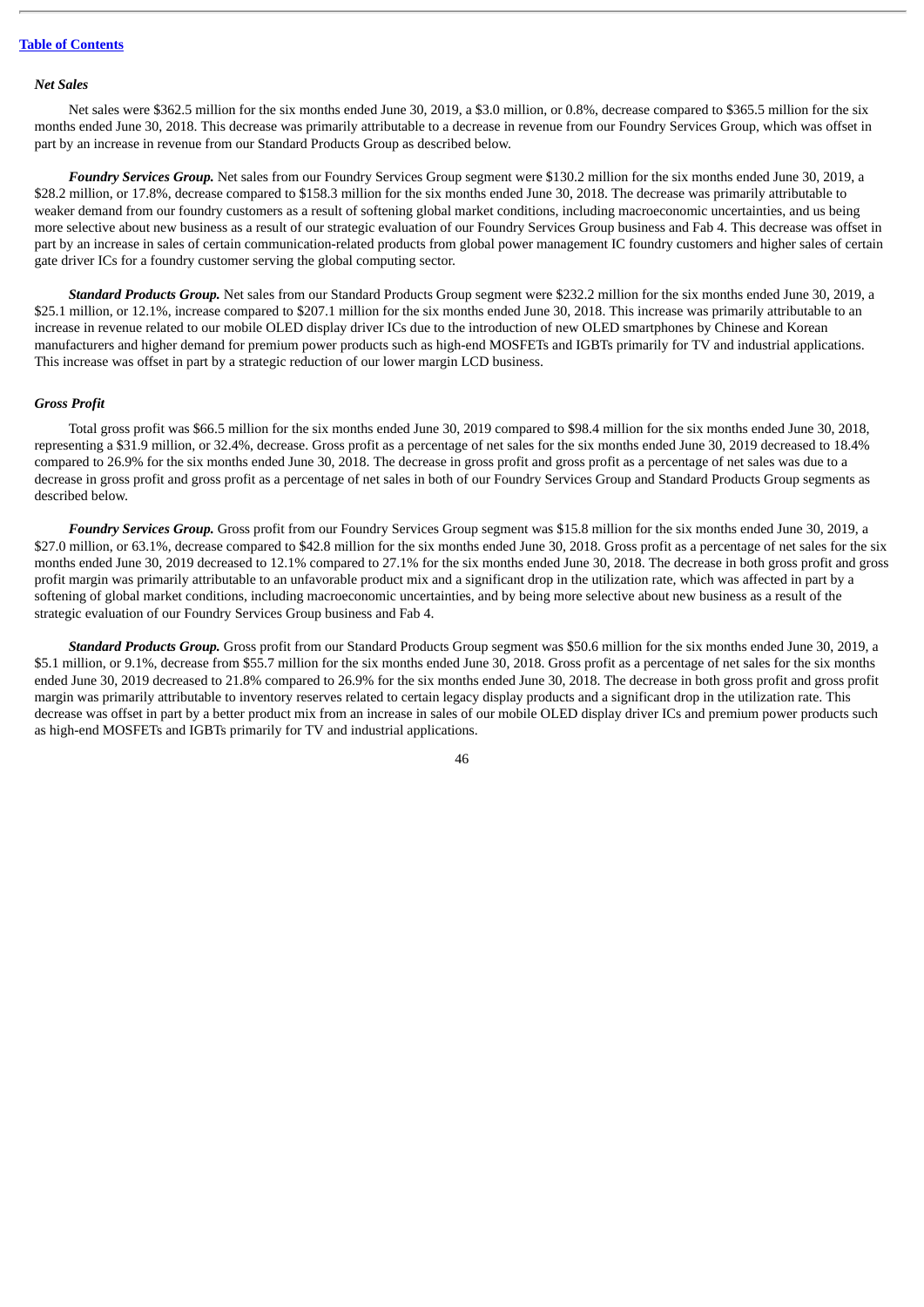*Net Sales*

Net sales were $362.5 million for the six months ended June 30, 2019, a $3.0 million, or 0.8%, decrease compared to $365.5 million for the six months ended June 30, 2018. This decrease was primarily attributable to a decrease in revenue from our Foundry Services Group, which was offset in part by an increase in revenue from our Standard Products Group as described below.

***Foundry Services Group.*** Net sales from our Foundry Services Group segment were $130.2 million for the six months ended June 30, 2019, a $28.2 million, or 17.8%, decrease compared to $158.3 million for the six months ended June 30, 2018. The decrease was primarily attributable to weaker demand from our foundry customers as a result of softening global market conditions, including macroeconomic uncertainties, and us being more selective about new business as a result of our strategic evaluation of our Foundry Services Group business and Fab 4. This decrease was offset in part by an increase in sales of certain communication-related products from global power management IC foundry customers and higher sales of certain gate driver ICs for a foundry customer serving the global computing sector.

***Standard Products Group.*** Net sales from our Standard Products Group segment were $232.2 million for the six months ended June 30, 2019, a $25.1 million, or 12.1%, increase compared to $207.1 million for the six months ended June 30, 2018. This increase was primarily attributable to an increase in revenue related to our mobile OLED display driver ICs due to the introduction of new OLED smartphones by Chinese and Korean manufacturers and higher demand for premium power products such as high-end MOSFETs and IGBTs primarily for TV and industrial applications. This increase was offset in part by a strategic reduction of our lower margin LCD business.

*Gross Profit*

Total gross profit was $66.5 million for the six months ended June 30, 2019 compared to $98.4 million for the six months ended June 30, 2018, representing a $31.9 million, or 32.4%, decrease. Gross profit as a percentage of net sales for the six months ended June 30, 2019 decreased to 18.4% compared to 26.9% for the six months ended June 30, 2018. The decrease in gross profit and gross profit as a percentage of net sales was due to a decrease in gross profit and gross profit as a percentage of net sales in both of our Foundry Services Group and Standard Products Group segments as described below.

***Foundry Services Group.*** Gross profit from our Foundry Services Group segment was $15.8 million for the six months ended June 30, 2019, a $27.0 million, or 63.1%, decrease compared to $42.8 million for the six months ended June 30, 2018. Gross profit as a percentage of net sales for the six months ended June 30, 2019 decreased to 12.1% compared to 27.1% for the six months ended June 30, 2018. The decrease in both gross profit and gross profit margin was primarily attributable to an unfavorable product mix and a significant drop in the utilization rate, which was affected in part by a softening of global market conditions, including macroeconomic uncertainties, and by being more selective about new business as a result of the strategic evaluation of our Foundry Services Group business and Fab 4.

***Standard Products Group.*** Gross profit from our Standard Products Group segment was $50.6 million for the six months ended June 30, 2019, a $5.1 million, or 9.1%, decrease from $55.7 million for the six months ended June 30, 2018. Gross profit as a percentage of net sales for the six months ended June 30, 2019 decreased to 21.8% compared to 26.9% for the six months ended June 30, 2018. The decrease in both gross profit and gross profit margin was primarily attributable to inventory reserves related to certain legacy display products and a significant drop in the utilization rate. This decrease was offset in part by a better product mix from an increase in sales of our mobile OLED display driver ICs and premium power products such as high-end MOSFETs and IGBTs primarily for TV and industrial applications.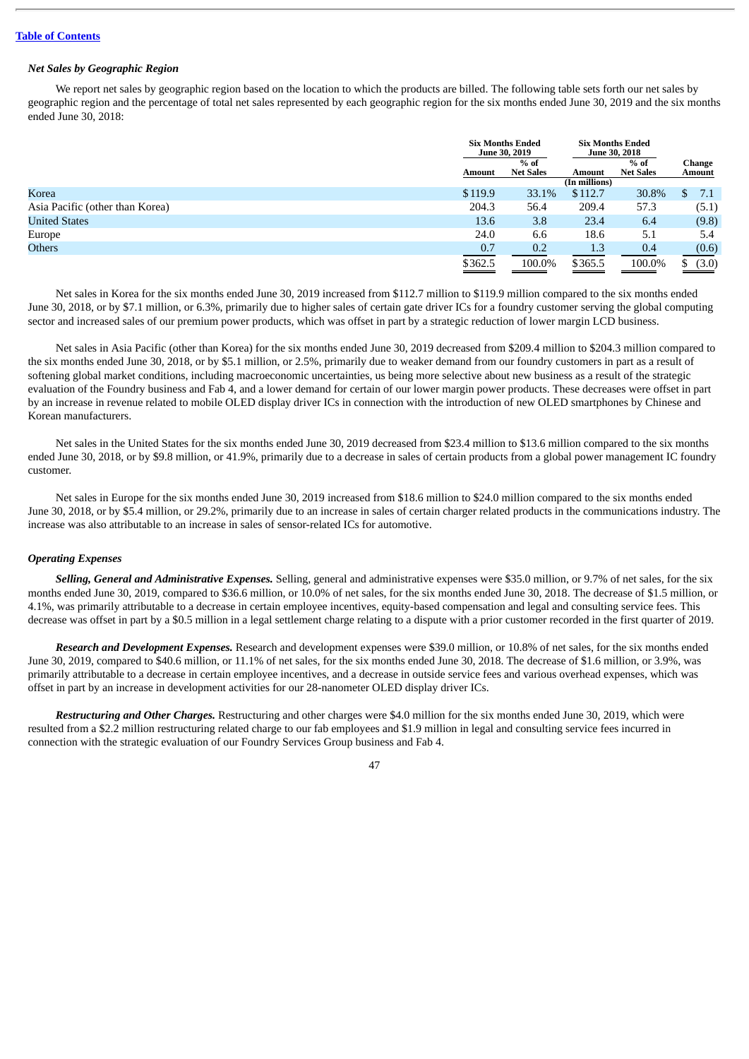[Table of Contents](#)

### *Net Sales by Geographic Region*

We report net sales by geographic region based on the location to which the products are billed. The following table sets forth our net sales by geographic region and the percentage of total net sales represented by each geographic region for the six months ended June 30, 2019 and the six months ended June 30, 2018:

| | Six Months Ended June 30, 2019 | | Six Months Ended June 30, 2018 | | |
|---|---|---|---|---|---|
| | Amount | % of Net Sales | Amount | % of Net Sales | Change Amount |
| | | | (In millions) | | |
| Korea | $119.9 | 33.1% | $112.7 | 30.8% | $ 7.1 |
| Asia Pacific (other than Korea) | 204.3 | 56.4 | 209.4 | 57.3 | (5.1) |
| United States | 13.6 | 3.8 | 23.4 | 6.4 | (9.8) |
| Europe | 24.0 | 6.6 | 18.6 | 5.1 | 5.4 |
| Others | 0.7 | 0.2 | 1.3 | 0.4 | (0.6) |
| | $362.5 | 100.0% | $365.5 | 100.0% | $ (3.0) |

Net sales in Korea for the six months ended June 30, 2019 increased from $112.7 million to $119.9 million compared to the six months ended June 30, 2018, or by $7.1 million, or 6.3%, primarily due to higher sales of certain gate driver ICs for a foundry customer serving the global computing sector and increased sales of our premium power products, which was offset in part by a strategic reduction of lower margin LCD business.

Net sales in Asia Pacific (other than Korea) for the six months ended June 30, 2019 decreased from $209.4 million to $204.3 million compared to the six months ended June 30, 2018, or by $5.1 million, or 2.5%, primarily due to weaker demand from our foundry customers in part as a result of softening global market conditions, including macroeconomic uncertainties, us being more selective about new business as a result of the strategic evaluation of the Foundry business and Fab 4, and a lower demand for certain of our lower margin power products. These decreases were offset in part by an increase in revenue related to mobile OLED display driver ICs in connection with the introduction of new OLED smartphones by Chinese and Korean manufacturers.

Net sales in the United States for the six months ended June 30, 2019 decreased from $23.4 million to $13.6 million compared to the six months ended June 30, 2018, or by $9.8 million, or 41.9%, primarily due to a decrease in sales of certain products from a global power management IC foundry customer.

Net sales in Europe for the six months ended June 30, 2019 increased from $18.6 million to $24.0 million compared to the six months ended June 30, 2018, or by $5.4 million, or 29.2%, primarily due to an increase in sales of certain charger related products in the communications industry. The increase was also attributable to an increase in sales of sensor-related ICs for automotive.

### *Operating Expenses*

***Selling, General and Administrative Expenses.*** Selling, general and administrative expenses were $35.0 million, or 9.7% of net sales, for the six months ended June 30, 2019, compared to $36.6 million, or 10.0% of net sales, for the six months ended June 30, 2018. The decrease of $1.5 million, or 4.1%, was primarily attributable to a decrease in certain employee incentives, equity-based compensation and legal and consulting service fees. This decrease was offset in part by a $0.5 million in a legal settlement charge relating to a dispute with a prior customer recorded in the first quarter of 2019.

***Research and Development Expenses.*** Research and development expenses were $39.0 million, or 10.8% of net sales, for the six months ended June 30, 2019, compared to $40.6 million, or 11.1% of net sales, for the six months ended June 30, 2018. The decrease of $1.6 million, or 3.9%, was primarily attributable to a decrease in certain employee incentives, and a decrease in outside service fees and various overhead expenses, which was offset in part by an increase in development activities for our 28-nanometer OLED display driver ICs.

***Restructuring and Other Charges.*** Restructuring and other charges were $4.0 million for the six months ended June 30, 2019, which were resulted from a $2.2 million restructuring related charge to our fab employees and $1.9 million in legal and consulting service fees incurred in connection with the strategic evaluation of our Foundry Services Group business and Fab 4.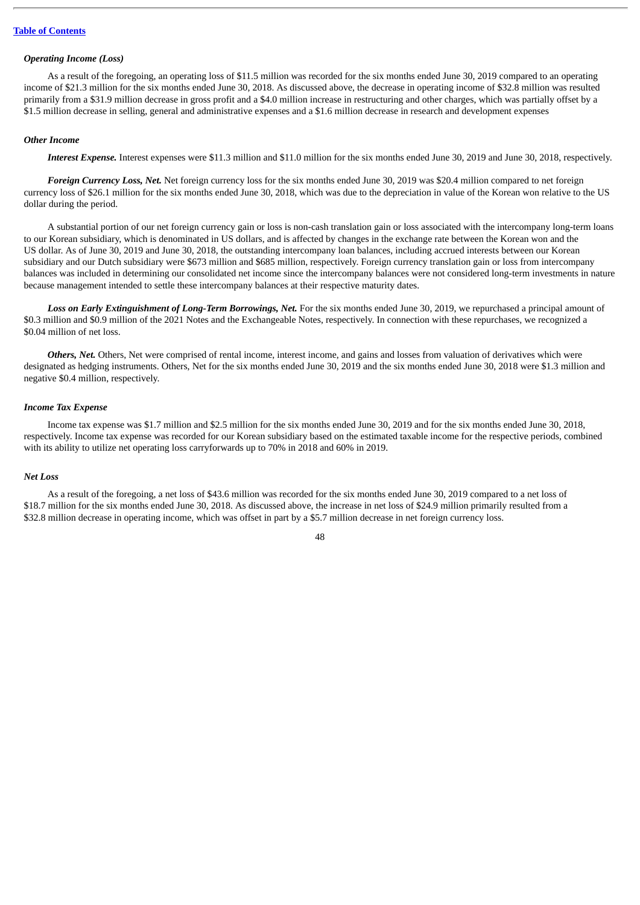### *Operating Income (Loss)*

As a result of the foregoing, an operating loss of $11.5 million was recorded for the six months ended June 30, 2019 compared to an operating income of $21.3 million for the six months ended June 30, 2018. As discussed above, the decrease in operating income of $32.8 million was resulted primarily from a $31.9 million decrease in gross profit and a $4.0 million increase in restructuring and other charges, which was partially offset by a $1.5 million decrease in selling, general and administrative expenses and a $1.6 million decrease in research and development expenses

### *Other Income*

***Interest Expense.*** Interest expenses were $11.3 million and $11.0 million for the six months ended June 30, 2019 and June 30, 2018, respectively.

***Foreign Currency Loss, Net.*** Net foreign currency loss for the six months ended June 30, 2019 was $20.4 million compared to net foreign currency loss of $26.1 million for the six months ended June 30, 2018, which was due to the depreciation in value of the Korean won relative to the US dollar during the period.

A substantial portion of our net foreign currency gain or loss is non-cash translation gain or loss associated with the intercompany long-term loans to our Korean subsidiary, which is denominated in US dollars, and is affected by changes in the exchange rate between the Korean won and the US dollar. As of June 30, 2019 and June 30, 2018, the outstanding intercompany loan balances, including accrued interests between our Korean subsidiary and our Dutch subsidiary were $673 million and $685 million, respectively. Foreign currency translation gain or loss from intercompany balances was included in determining our consolidated net income since the intercompany balances were not considered long-term investments in nature because management intended to settle these intercompany balances at their respective maturity dates.

***Loss on Early Extinguishment of Long-Term Borrowings, Net.*** For the six months ended June 30, 2019, we repurchased a principal amount of $0.3 million and $0.9 million of the 2021 Notes and the Exchangeable Notes, respectively. In connection with these repurchases, we recognized a $0.04 million of net loss.

***Others, Net.*** Others, Net were comprised of rental income, interest income, and gains and losses from valuation of derivatives which were designated as hedging instruments. Others, Net for the six months ended June 30, 2019 and the six months ended June 30, 2018 were $1.3 million and negative $0.4 million, respectively.

### *Income Tax Expense*

Income tax expense was $1.7 million and $2.5 million for the six months ended June 30, 2019 and for the six months ended June 30, 2018, respectively. Income tax expense was recorded for our Korean subsidiary based on the estimated taxable income for the respective periods, combined with its ability to utilize net operating loss carryforwards up to 70% in 2018 and 60% in 2019.

### *Net Loss*

As a result of the foregoing, a net loss of $43.6 million was recorded for the six months ended June 30, 2019 compared to a net loss of $18.7 million for the six months ended June 30, 2018. As discussed above, the increase in net loss of $24.9 million primarily resulted from a $32.8 million decrease in operating income, which was offset in part by a $5.7 million decrease in net foreign currency loss.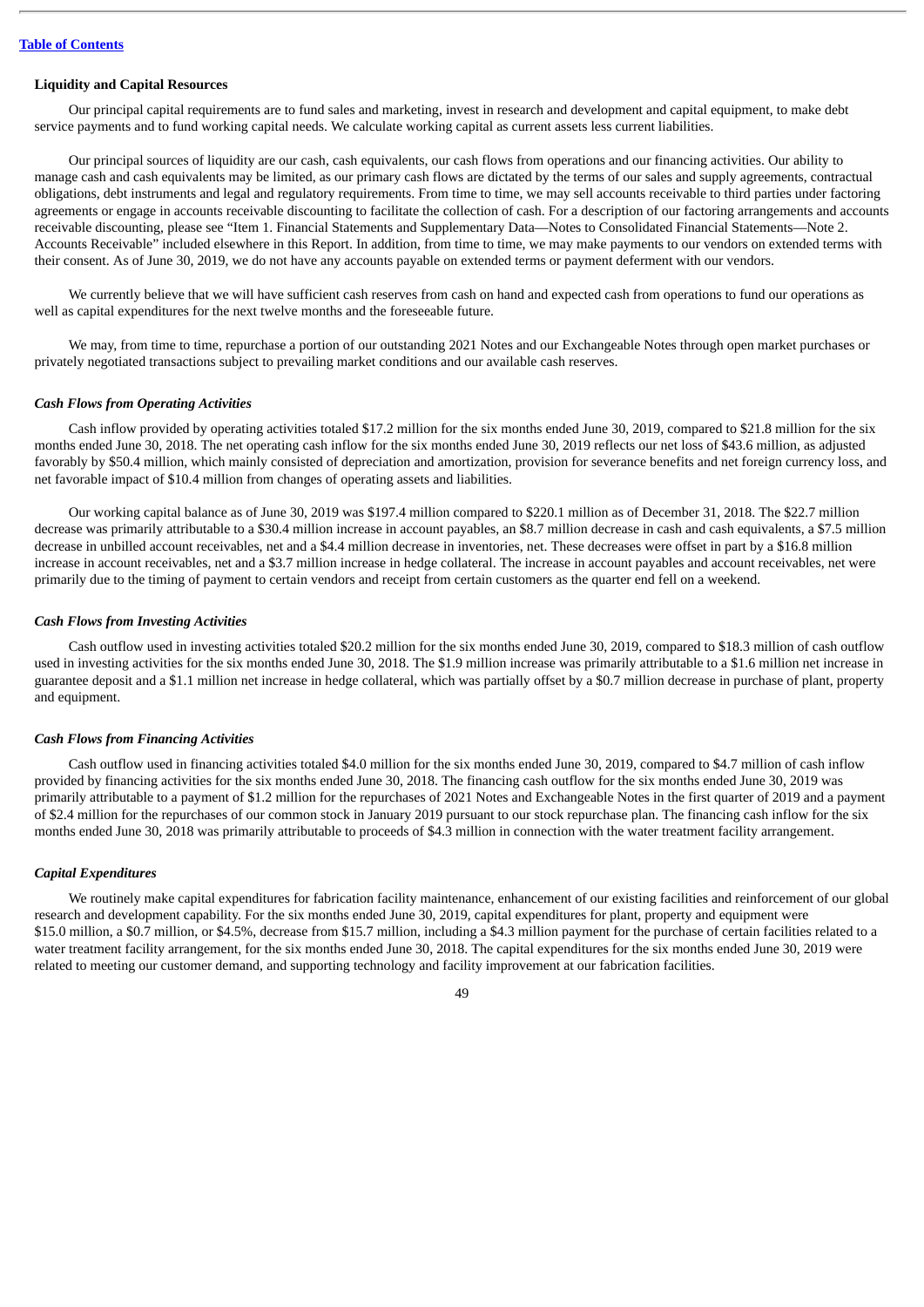[Table of Contents](#)

### Liquidity and Capital Resources

Our principal capital requirements are to fund sales and marketing, invest in research and development and capital equipment, to make debt service payments and to fund working capital needs. We calculate working capital as current assets less current liabilities.

Our principal sources of liquidity are our cash, cash equivalents, our cash flows from operations and our financing activities. Our ability to manage cash and cash equivalents may be limited, as our primary cash flows are dictated by the terms of our sales and supply agreements, contractual obligations, debt instruments and legal and regulatory requirements. From time to time, we may sell accounts receivable to third parties under factoring agreements or engage in accounts receivable discounting to facilitate the collection of cash. For a description of our factoring arrangements and accounts receivable discounting, please see "Item 1. Financial Statements and Supplementary Data—Notes to Consolidated Financial Statements—Note 2. Accounts Receivable" included elsewhere in this Report. In addition, from time to time, we may make payments to our vendors on extended terms with their consent. As of June 30, 2019, we do not have any accounts payable on extended terms or payment deferment with our vendors.

We currently believe that we will have sufficient cash reserves from cash on hand and expected cash from operations to fund our operations as well as capital expenditures for the next twelve months and the foreseeable future.

We may, from time to time, repurchase a portion of our outstanding 2021 Notes and our Exchangeable Notes through open market purchases or privately negotiated transactions subject to prevailing market conditions and our available cash reserves.

#### *Cash Flows from Operating Activities*

Cash inflow provided by operating activities totaled $17.2 million for the six months ended June 30, 2019, compared to $21.8 million for the six months ended June 30, 2018. The net operating cash inflow for the six months ended June 30, 2019 reflects our net loss of $43.6 million, as adjusted favorably by $50.4 million, which mainly consisted of depreciation and amortization, provision for severance benefits and net foreign currency loss, and net favorable impact of $10.4 million from changes of operating assets and liabilities.

Our working capital balance as of June 30, 2019 was $197.4 million compared to $220.1 million as of December 31, 2018. The $22.7 million decrease was primarily attributable to a $30.4 million increase in account payables, an $8.7 million decrease in cash and cash equivalents, a $7.5 million decrease in unbilled account receivables, net and a $4.4 million decrease in inventories, net. These decreases were offset in part by a $16.8 million increase in account receivables, net and a $3.7 million increase in hedge collateral. The increase in account payables and account receivables, net were primarily due to the timing of payment to certain vendors and receipt from certain customers as the quarter end fell on a weekend.

#### *Cash Flows from Investing Activities*

Cash outflow used in investing activities totaled $20.2 million for the six months ended June 30, 2019, compared to $18.3 million of cash outflow used in investing activities for the six months ended June 30, 2018. The $1.9 million increase was primarily attributable to a $1.6 million net increase in guarantee deposit and a $1.1 million net increase in hedge collateral, which was partially offset by a $0.7 million decrease in purchase of plant, property and equipment.

#### *Cash Flows from Financing Activities*

Cash outflow used in financing activities totaled $4.0 million for the six months ended June 30, 2019, compared to $4.7 million of cash inflow provided by financing activities for the six months ended June 30, 2018. The financing cash outflow for the six months ended June 30, 2019 was primarily attributable to a payment of $1.2 million for the repurchases of 2021 Notes and Exchangeable Notes in the first quarter of 2019 and a payment of $2.4 million for the repurchases of our common stock in January 2019 pursuant to our stock repurchase plan. The financing cash inflow for the six months ended June 30, 2018 was primarily attributable to proceeds of $4.3 million in connection with the water treatment facility arrangement.

#### *Capital Expenditures*

We routinely make capital expenditures for fabrication facility maintenance, enhancement of our existing facilities and reinforcement of our global research and development capability. For the six months ended June 30, 2019, capital expenditures for plant, property and equipment were $15.0 million, a $0.7 million, or $4.5%, decrease from $15.7 million, including a $4.3 million payment for the purchase of certain facilities related to a water treatment facility arrangement, for the six months ended June 30, 2018. The capital expenditures for the six months ended June 30, 2019 were related to meeting our customer demand, and supporting technology and facility improvement at our fabrication facilities.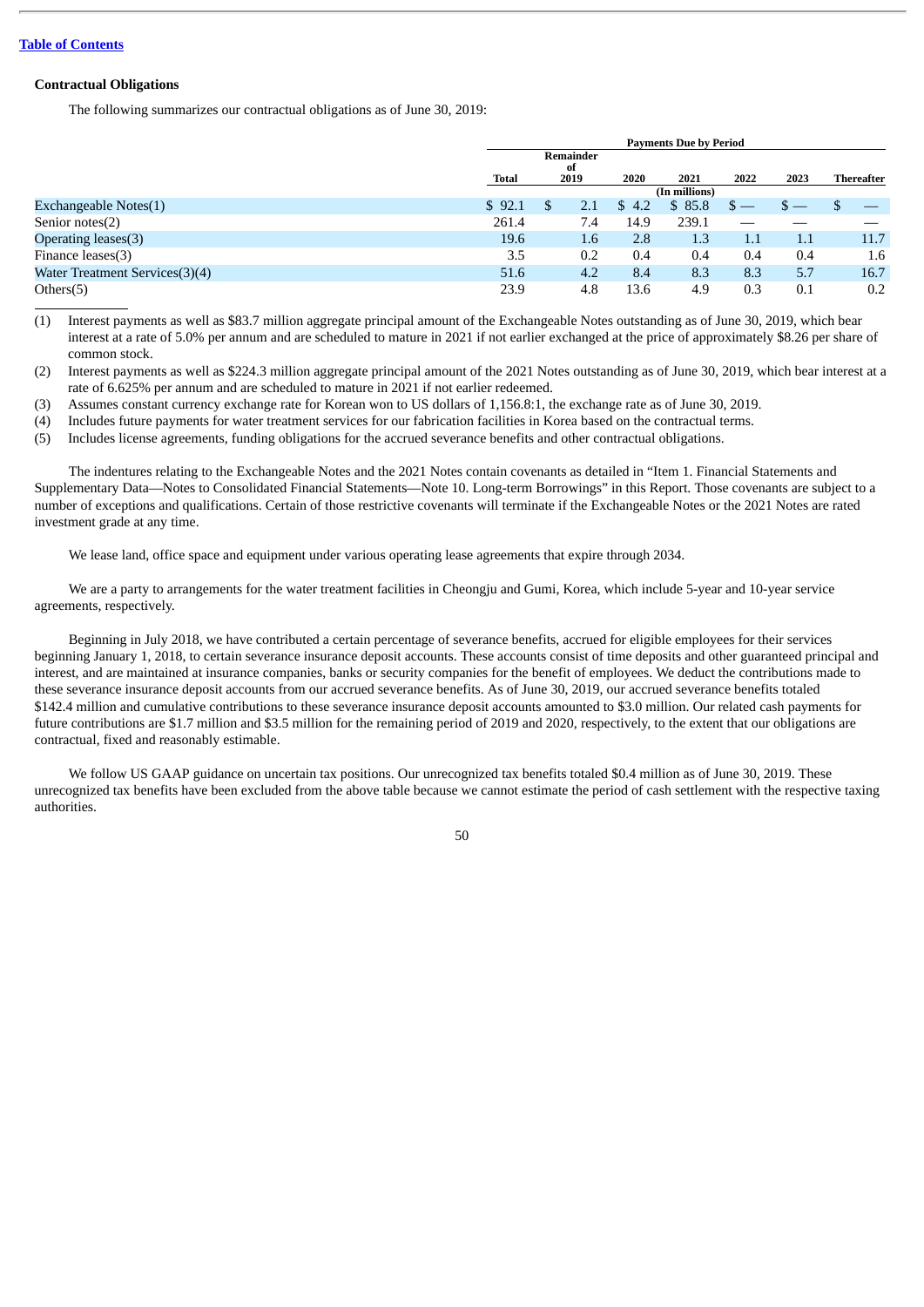**Contractual Obligations**

The following summarizes our contractual obligations as of June 30, 2019:

| | Payments Due by Period | | | | | | |
|---|---|---|---|---|---|---|---|
| | Total | Remainder of 2019 | 2020 | 2021 | 2022 | 2023 | Thereafter |
| | (In millions) | | | | | | |
| Exchangeable Notes(1) | $ 92.1 | $ 2.1 | $ 4.2 | $ 85.8 | $ — | $ — | $ — |
| Senior notes(2) | 261.4 | 7.4 | 14.9 | 239.1 | — | — | — |
| Operating leases(3) | 19.6 | 1.6 | 2.8 | 1.3 | 1.1 | 1.1 | 11.7 |
| Finance leases(3) | 3.5 | 0.2 | 0.4 | 0.4 | 0.4 | 0.4 | 1.6 |
| Water Treatment Services(3)(4) | 51.6 | 4.2 | 8.4 | 8.3 | 8.3 | 5.7 | 16.7 |
| Others(5) | 23.9 | 4.8 | 13.6 | 4.9 | 0.3 | 0.1 | 0.2 |

(1) Interest payments as well as $83.7 million aggregate principal amount of the Exchangeable Notes outstanding as of June 30, 2019, which bear interest at a rate of 5.0% per annum and are scheduled to mature in 2021 if not earlier exchanged at the price of approximately $8.26 per share of common stock.

(2) Interest payments as well as $224.3 million aggregate principal amount of the 2021 Notes outstanding as of June 30, 2019, which bear interest at a rate of 6.625% per annum and are scheduled to mature in 2021 if not earlier redeemed.

(3) Assumes constant currency exchange rate for Korean won to US dollars of 1,156.8:1, the exchange rate as of June 30, 2019.

(4) Includes future payments for water treatment services for our fabrication facilities in Korea based on the contractual terms.

(5) Includes license agreements, funding obligations for the accrued severance benefits and other contractual obligations.

The indentures relating to the Exchangeable Notes and the 2021 Notes contain covenants as detailed in "Item 1. Financial Statements and Supplementary Data—Notes to Consolidated Financial Statements—Note 10. Long-term Borrowings" in this Report. Those covenants are subject to a number of exceptions and qualifications. Certain of those restrictive covenants will terminate if the Exchangeable Notes or the 2021 Notes are rated investment grade at any time.

We lease land, office space and equipment under various operating lease agreements that expire through 2034.

We are a party to arrangements for the water treatment facilities in Cheongju and Gumi, Korea, which include 5-year and 10-year service agreements, respectively.

Beginning in July 2018, we have contributed a certain percentage of severance benefits, accrued for eligible employees for their services beginning January 1, 2018, to certain severance insurance deposit accounts. These accounts consist of time deposits and other guaranteed principal and interest, and are maintained at insurance companies, banks or security companies for the benefit of employees. We deduct the contributions made to these severance insurance deposit accounts from our accrued severance benefits. As of June 30, 2019, our accrued severance benefits totaled $142.4 million and cumulative contributions to these severance insurance deposit accounts amounted to $3.0 million. Our related cash payments for future contributions are $1.7 million and $3.5 million for the remaining period of 2019 and 2020, respectively, to the extent that our obligations are contractual, fixed and reasonably estimable.

We follow US GAAP guidance on uncertain tax positions. Our unrecognized tax benefits totaled $0.4 million as of June 30, 2019. These unrecognized tax benefits have been excluded from the above table because we cannot estimate the period of cash settlement with the respective taxing authorities.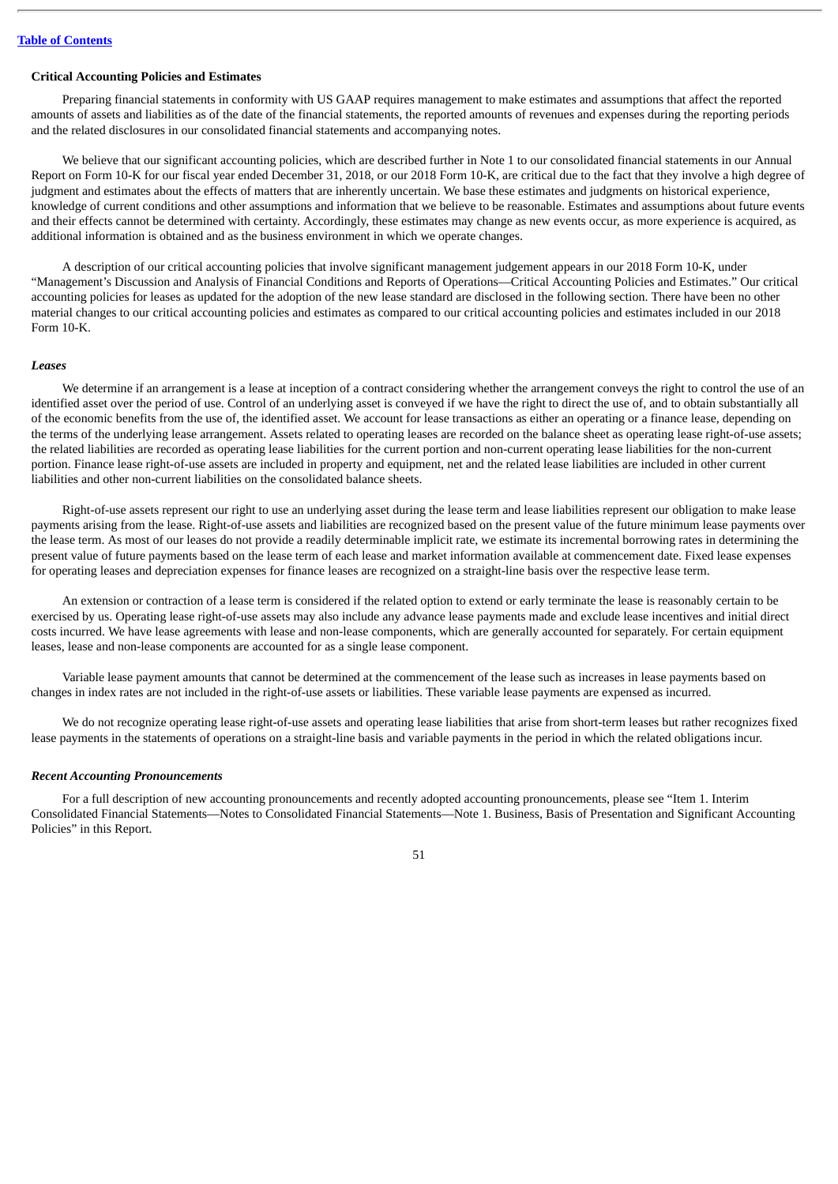**Critical Accounting Policies and Estimates**

Preparing financial statements in conformity with US GAAP requires management to make estimates and assumptions that affect the reported amounts of assets and liabilities as of the date of the financial statements, the reported amounts of revenues and expenses during the reporting periods and the related disclosures in our consolidated financial statements and accompanying notes.

We believe that our significant accounting policies, which are described further in Note 1 to our consolidated financial statements in our Annual Report on Form 10-K for our fiscal year ended December 31, 2018, or our 2018 Form 10-K, are critical due to the fact that they involve a high degree of judgment and estimates about the effects of matters that are inherently uncertain. We base these estimates and judgments on historical experience, knowledge of current conditions and other assumptions and information that we believe to be reasonable. Estimates and assumptions about future events and their effects cannot be determined with certainty. Accordingly, these estimates may change as new events occur, as more experience is acquired, as additional information is obtained and as the business environment in which we operate changes.

A description of our critical accounting policies that involve significant management judgement appears in our 2018 Form 10-K, under "Management's Discussion and Analysis of Financial Conditions and Reports of Operations—Critical Accounting Policies and Estimates." Our critical accounting policies for leases as updated for the adoption of the new lease standard are disclosed in the following section. There have been no other material changes to our critical accounting policies and estimates as compared to our critical accounting policies and estimates included in our 2018 Form 10-K.

***Leases***

We determine if an arrangement is a lease at inception of a contract considering whether the arrangement conveys the right to control the use of an identified asset over the period of use. Control of an underlying asset is conveyed if we have the right to direct the use of, and to obtain substantially all of the economic benefits from the use of, the identified asset. We account for lease transactions as either an operating or a finance lease, depending on the terms of the underlying lease arrangement. Assets related to operating leases are recorded on the balance sheet as operating lease right-of-use assets; the related liabilities are recorded as operating lease liabilities for the current portion and non-current operating lease liabilities for the non-current portion. Finance lease right-of-use assets are included in property and equipment, net and the related lease liabilities are included in other current liabilities and other non-current liabilities on the consolidated balance sheets.

Right-of-use assets represent our right to use an underlying asset during the lease term and lease liabilities represent our obligation to make lease payments arising from the lease. Right-of-use assets and liabilities are recognized based on the present value of the future minimum lease payments over the lease term. As most of our leases do not provide a readily determinable implicit rate, we estimate its incremental borrowing rates in determining the present value of future payments based on the lease term of each lease and market information available at commencement date. Fixed lease expenses for operating leases and depreciation expenses for finance leases are recognized on a straight-line basis over the respective lease term.

An extension or contraction of a lease term is considered if the related option to extend or early terminate the lease is reasonably certain to be exercised by us. Operating lease right-of-use assets may also include any advance lease payments made and exclude lease incentives and initial direct costs incurred. We have lease agreements with lease and non-lease components, which are generally accounted for separately. For certain equipment leases, lease and non-lease components are accounted for as a single lease component.

Variable lease payment amounts that cannot be determined at the commencement of the lease such as increases in lease payments based on changes in index rates are not included in the right-of-use assets or liabilities. These variable lease payments are expensed as incurred.

We do not recognize operating lease right-of-use assets and operating lease liabilities that arise from short-term leases but rather recognizes fixed lease payments in the statements of operations on a straight-line basis and variable payments in the period in which the related obligations incur.

***Recent Accounting Pronouncements***

For a full description of new accounting pronouncements and recently adopted accounting pronouncements, please see "Item 1. Interim Consolidated Financial Statements—Notes to Consolidated Financial Statements—Note 1. Business, Basis of Presentation and Significant Accounting Policies" in this Report.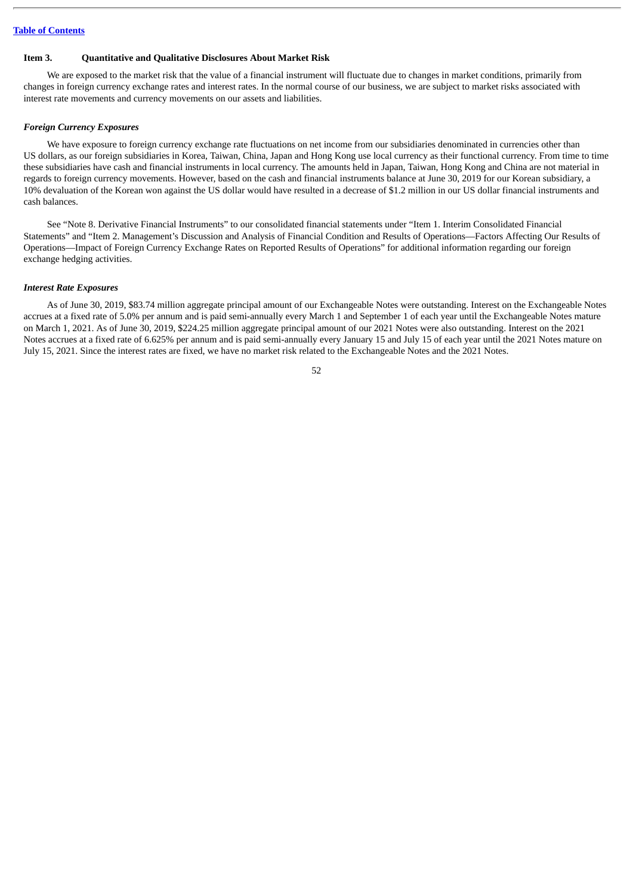## Item 3. Quantitative and Qualitative Disclosures About Market Risk

We are exposed to the market risk that the value of a financial instrument will fluctuate due to changes in market conditions, primarily from changes in foreign currency exchange rates and interest rates. In the normal course of our business, we are subject to market risks associated with interest rate movements and currency movements on our assets and liabilities.

### *Foreign Currency Exposures*

We have exposure to foreign currency exchange rate fluctuations on net income from our subsidiaries denominated in currencies other than US dollars, as our foreign subsidiaries in Korea, Taiwan, China, Japan and Hong Kong use local currency as their functional currency. From time to time these subsidiaries have cash and financial instruments in local currency. The amounts held in Japan, Taiwan, Hong Kong and China are not material in regards to foreign currency movements. However, based on the cash and financial instruments balance at June 30, 2019 for our Korean subsidiary, a 10% devaluation of the Korean won against the US dollar would have resulted in a decrease of $1.2 million in our US dollar financial instruments and cash balances.

See "Note 8. Derivative Financial Instruments" to our consolidated financial statements under "Item 1. Interim Consolidated Financial Statements" and "Item 2. Management's Discussion and Analysis of Financial Condition and Results of Operations—Factors Affecting Our Results of Operations—Impact of Foreign Currency Exchange Rates on Reported Results of Operations" for additional information regarding our foreign exchange hedging activities.

### *Interest Rate Exposures*

As of June 30, 2019, $83.74 million aggregate principal amount of our Exchangeable Notes were outstanding. Interest on the Exchangeable Notes accrues at a fixed rate of 5.0% per annum and is paid semi-annually every March 1 and September 1 of each year until the Exchangeable Notes mature on March 1, 2021. As of June 30, 2019, $224.25 million aggregate principal amount of our 2021 Notes were also outstanding. Interest on the 2021 Notes accrues at a fixed rate of 6.625% per annum and is paid semi-annually every January 15 and July 15 of each year until the 2021 Notes mature on July 15, 2021. Since the interest rates are fixed, we have no market risk related to the Exchangeable Notes and the 2021 Notes.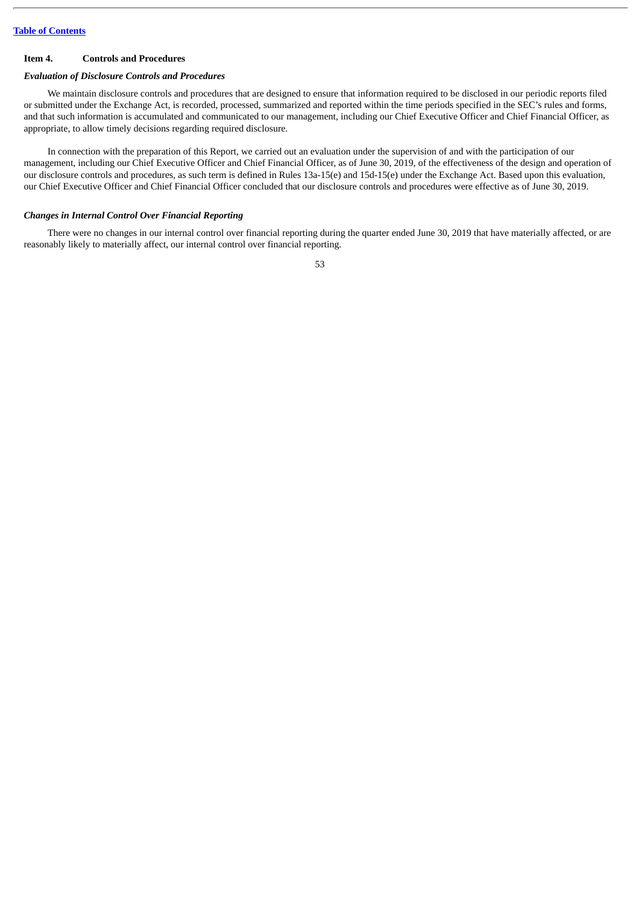### Item 4. Controls and Procedures

***Evaluation of Disclosure Controls and Procedures***

We maintain disclosure controls and procedures that are designed to ensure that information required to be disclosed in our periodic reports filed or submitted under the Exchange Act, is recorded, processed, summarized and reported within the time periods specified in the SEC's rules and forms, and that such information is accumulated and communicated to our management, including our Chief Executive Officer and Chief Financial Officer, as appropriate, to allow timely decisions regarding required disclosure.

In connection with the preparation of this Report, we carried out an evaluation under the supervision of and with the participation of our management, including our Chief Executive Officer and Chief Financial Officer, as of June 30, 2019, of the effectiveness of the design and operation of our disclosure controls and procedures, as such term is defined in Rules 13a-15(e) and 15d-15(e) under the Exchange Act. Based upon this evaluation, our Chief Executive Officer and Chief Financial Officer concluded that our disclosure controls and procedures were effective as of June 30, 2019.

***Changes in Internal Control Over Financial Reporting***

There were no changes in our internal control over financial reporting during the quarter ended June 30, 2019 that have materially affected, or are reasonably likely to materially affect, our internal control over financial reporting.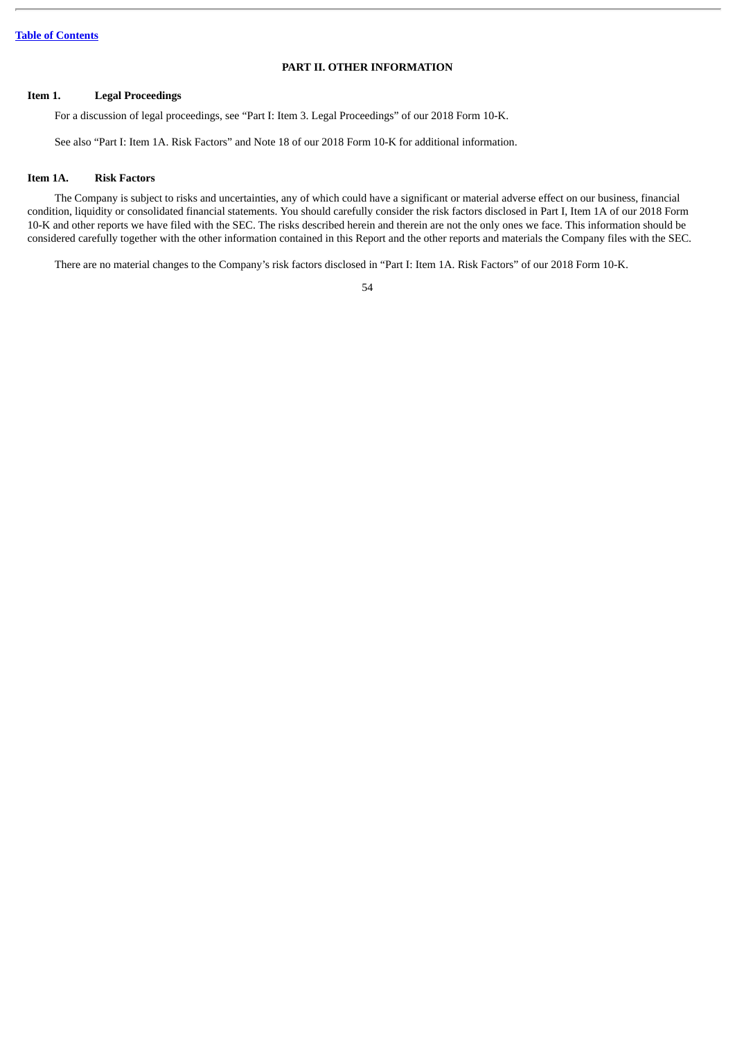## PART II. OTHER INFORMATION

### Item 1. Legal Proceedings

For a discussion of legal proceedings, see "Part I: Item 3. Legal Proceedings" of our 2018 Form 10-K.

See also "Part I: Item 1A. Risk Factors" and Note 18 of our 2018 Form 10-K for additional information.

### Item 1A. Risk Factors

The Company is subject to risks and uncertainties, any of which could have a significant or material adverse effect on our business, financial condition, liquidity or consolidated financial statements. You should carefully consider the risk factors disclosed in Part I, Item 1A of our 2018 Form 10-K and other reports we have filed with the SEC. The risks described herein and therein are not the only ones we face. This information should be considered carefully together with the other information contained in this Report and the other reports and materials the Company files with the SEC.

There are no material changes to the Company's risk factors disclosed in "Part I: Item 1A. Risk Factors" of our 2018 Form 10-K.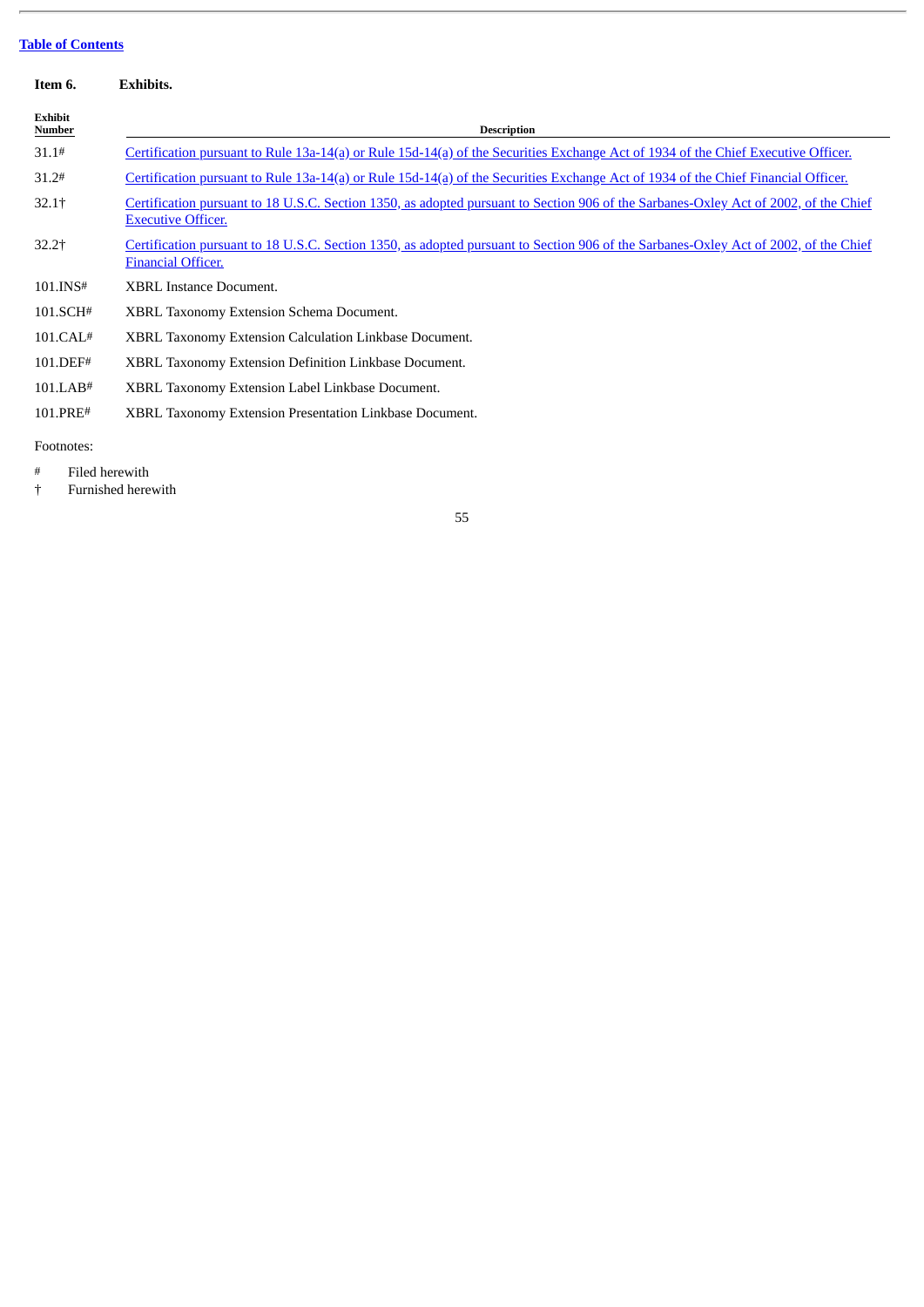[Table of Contents](#)

## Item 6. Exhibits.

| Exhibit Number | Description |
|---|---|
| 31.1# | Certification pursuant to Rule 13a-14(a) or Rule 15d-14(a) of the Securities Exchange Act of 1934 of the Chief Executive Officer. |
| 31.2# | Certification pursuant to Rule 13a-14(a) or Rule 15d-14(a) of the Securities Exchange Act of 1934 of the Chief Financial Officer. |
| 32.1† | Certification pursuant to 18 U.S.C. Section 1350, as adopted pursuant to Section 906 of the Sarbanes-Oxley Act of 2002, of the Chief Executive Officer. |
| 32.2† | Certification pursuant to 18 U.S.C. Section 1350, as adopted pursuant to Section 906 of the Sarbanes-Oxley Act of 2002, of the Chief Financial Officer. |
| 101.INS# | XBRL Instance Document. |
| 101.SCH# | XBRL Taxonomy Extension Schema Document. |
| 101.CAL# | XBRL Taxonomy Extension Calculation Linkbase Document. |
| 101.DEF# | XBRL Taxonomy Extension Definition Linkbase Document. |
| 101.LAB# | XBRL Taxonomy Extension Label Linkbase Document. |
| 101.PRE# | XBRL Taxonomy Extension Presentation Linkbase Document. |

Footnotes:

\# Filed herewith

† Furnished herewith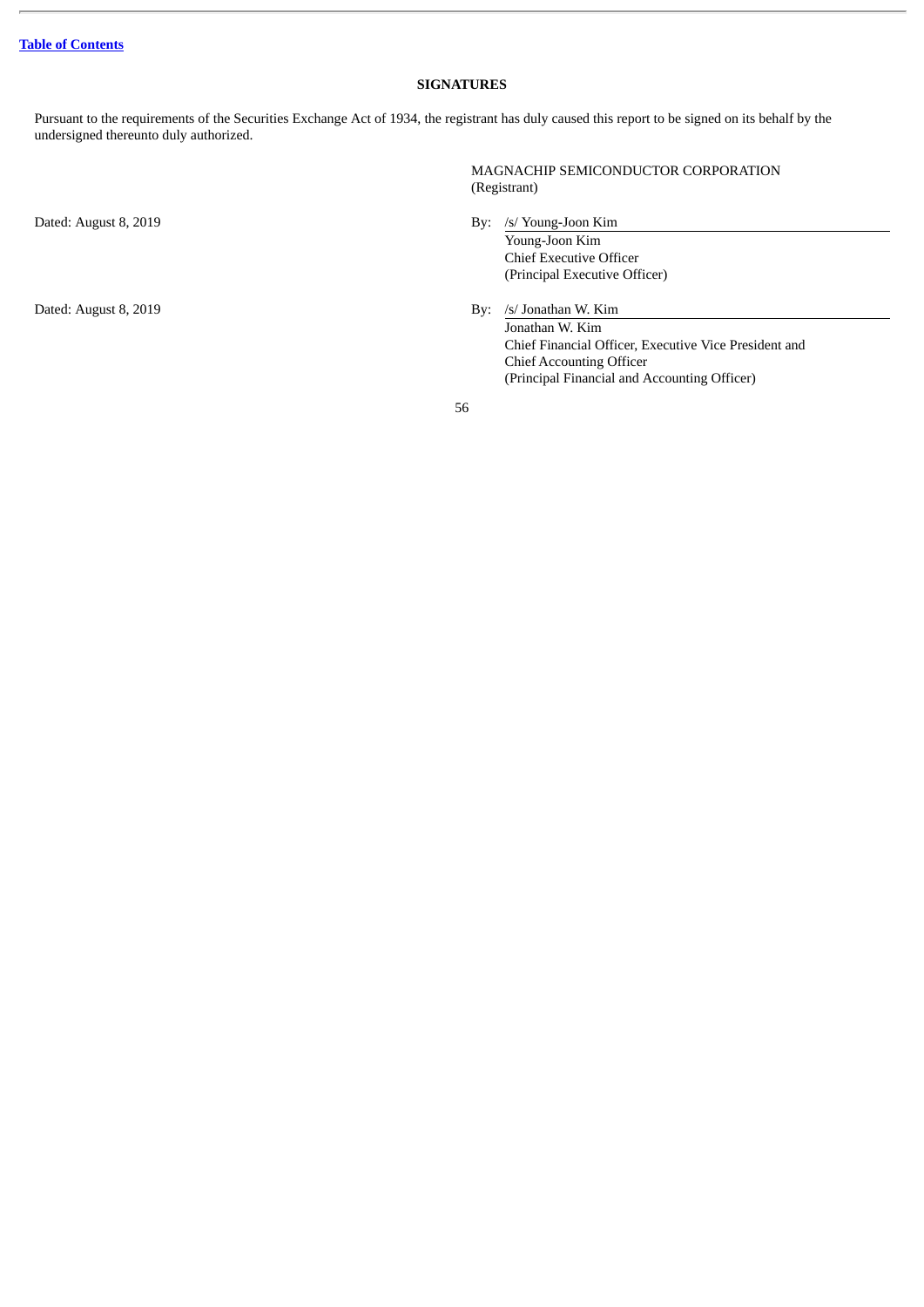## SIGNATURES

Pursuant to the requirements of the Securities Exchange Act of 1934, the registrant has duly caused this report to be signed on its behalf by the undersigned thereunto duly authorized.

MAGNACHIP SEMICONDUCTOR CORPORATION
(Registrant)

Dated: August 8, 2019

By: /s/ Young-Joon Kim
Young-Joon Kim
Chief Executive Officer
(Principal Executive Officer)

Dated: August 8, 2019

By: /s/ Jonathan W. Kim
Jonathan W. Kim
Chief Financial Officer, Executive Vice President and Chief Accounting Officer
(Principal Financial and Accounting Officer)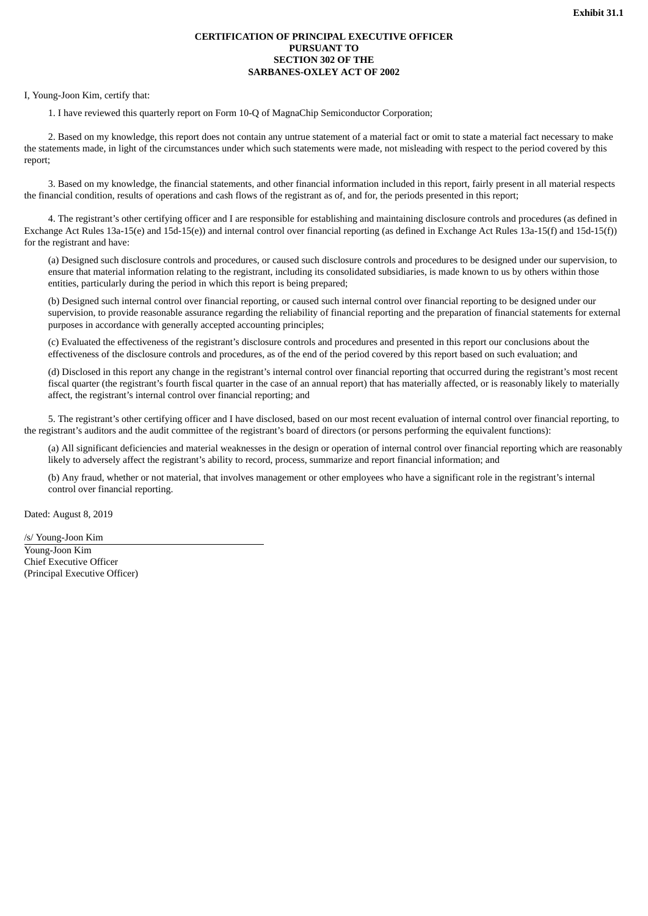**Exhibit 31.1**

**CERTIFICATION OF PRINCIPAL EXECUTIVE OFFICER PURSUANT TO SECTION 302 OF THE SARBANES-OXLEY ACT OF 2002**

I, Young-Joon Kim, certify that:

1. I have reviewed this quarterly report on Form 10-Q of MagnaChip Semiconductor Corporation;

2. Based on my knowledge, this report does not contain any untrue statement of a material fact or omit to state a material fact necessary to make the statements made, in light of the circumstances under which such statements were made, not misleading with respect to the period covered by this report;

3. Based on my knowledge, the financial statements, and other financial information included in this report, fairly present in all material respects the financial condition, results of operations and cash flows of the registrant as of, and for, the periods presented in this report;

4. The registrant's other certifying officer and I are responsible for establishing and maintaining disclosure controls and procedures (as defined in Exchange Act Rules 13a-15(e) and 15d-15(e)) and internal control over financial reporting (as defined in Exchange Act Rules 13a-15(f) and 15d-15(f)) for the registrant and have:

(a) Designed such disclosure controls and procedures, or caused such disclosure controls and procedures to be designed under our supervision, to ensure that material information relating to the registrant, including its consolidated subsidiaries, is made known to us by others within those entities, particularly during the period in which this report is being prepared;

(b) Designed such internal control over financial reporting, or caused such internal control over financial reporting to be designed under our supervision, to provide reasonable assurance regarding the reliability of financial reporting and the preparation of financial statements for external purposes in accordance with generally accepted accounting principles;

(c) Evaluated the effectiveness of the registrant's disclosure controls and procedures and presented in this report our conclusions about the effectiveness of the disclosure controls and procedures, as of the end of the period covered by this report based on such evaluation; and

(d) Disclosed in this report any change in the registrant's internal control over financial reporting that occurred during the registrant's most recent fiscal quarter (the registrant's fourth fiscal quarter in the case of an annual report) that has materially affected, or is reasonably likely to materially affect, the registrant's internal control over financial reporting; and

5. The registrant's other certifying officer and I have disclosed, based on our most recent evaluation of internal control over financial reporting, to the registrant's auditors and the audit committee of the registrant's board of directors (or persons performing the equivalent functions):

(a) All significant deficiencies and material weaknesses in the design or operation of internal control over financial reporting which are reasonably likely to adversely affect the registrant's ability to record, process, summarize and report financial information; and

(b) Any fraud, whether or not material, that involves management or other employees who have a significant role in the registrant's internal control over financial reporting.

Dated: August 8, 2019

/s/ Young-Joon Kim

Young-Joon Kim
Chief Executive Officer
(Principal Executive Officer)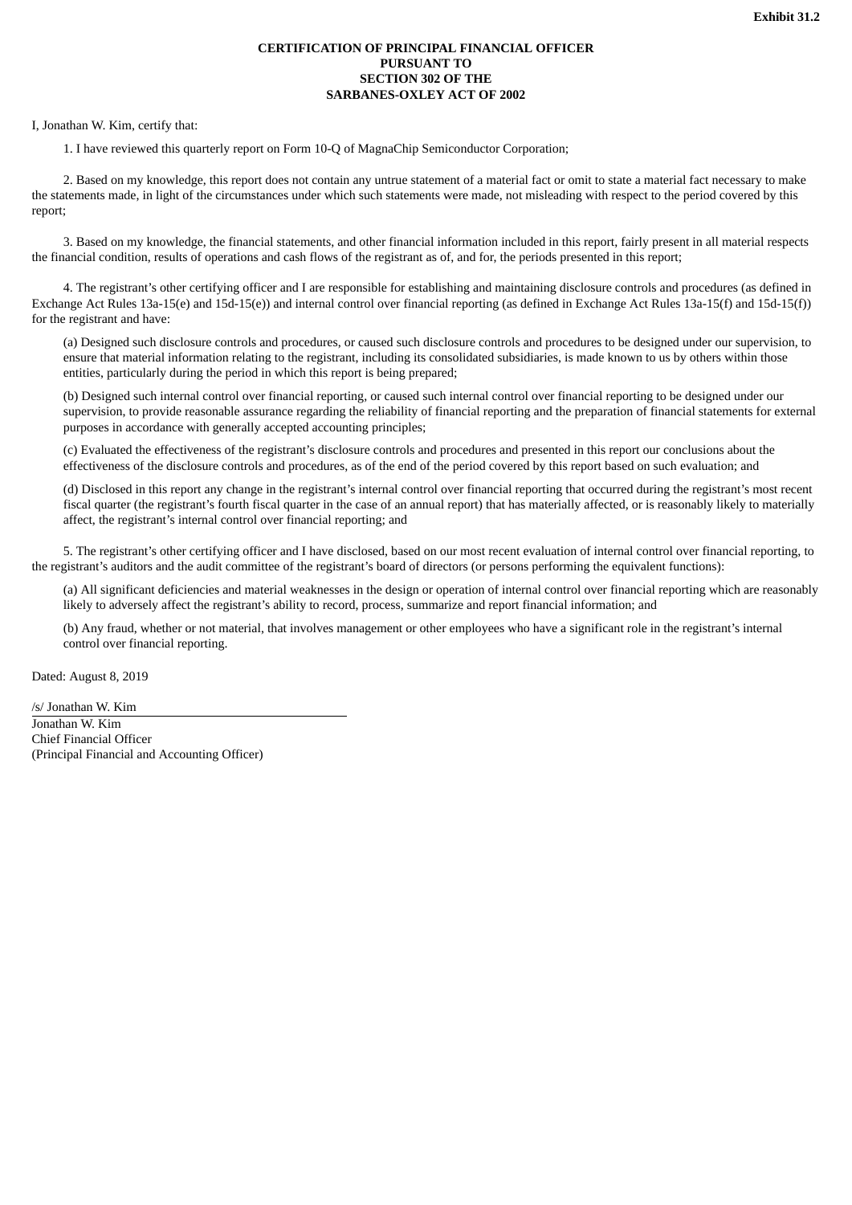**Exhibit 31.2**

**CERTIFICATION OF PRINCIPAL FINANCIAL OFFICER**
**PURSUANT TO**
**SECTION 302 OF THE**
**SARBANES-OXLEY ACT OF 2002**

I, Jonathan W. Kim, certify that:

1. I have reviewed this quarterly report on Form 10-Q of MagnaChip Semiconductor Corporation;

2. Based on my knowledge, this report does not contain any untrue statement of a material fact or omit to state a material fact necessary to make the statements made, in light of the circumstances under which such statements were made, not misleading with respect to the period covered by this report;

3. Based on my knowledge, the financial statements, and other financial information included in this report, fairly present in all material respects the financial condition, results of operations and cash flows of the registrant as of, and for, the periods presented in this report;

4. The registrant's other certifying officer and I are responsible for establishing and maintaining disclosure controls and procedures (as defined in Exchange Act Rules 13a-15(e) and 15d-15(e)) and internal control over financial reporting (as defined in Exchange Act Rules 13a-15(f) and 15d-15(f)) for the registrant and have:

(a) Designed such disclosure controls and procedures, or caused such disclosure controls and procedures to be designed under our supervision, to ensure that material information relating to the registrant, including its consolidated subsidiaries, is made known to us by others within those entities, particularly during the period in which this report is being prepared;

(b) Designed such internal control over financial reporting, or caused such internal control over financial reporting to be designed under our supervision, to provide reasonable assurance regarding the reliability of financial reporting and the preparation of financial statements for external purposes in accordance with generally accepted accounting principles;

(c) Evaluated the effectiveness of the registrant's disclosure controls and procedures and presented in this report our conclusions about the effectiveness of the disclosure controls and procedures, as of the end of the period covered by this report based on such evaluation; and

(d) Disclosed in this report any change in the registrant's internal control over financial reporting that occurred during the registrant's most recent fiscal quarter (the registrant's fourth fiscal quarter in the case of an annual report) that has materially affected, or is reasonably likely to materially affect, the registrant's internal control over financial reporting; and

5. The registrant's other certifying officer and I have disclosed, based on our most recent evaluation of internal control over financial reporting, to the registrant's auditors and the audit committee of the registrant's board of directors (or persons performing the equivalent functions):

(a) All significant deficiencies and material weaknesses in the design or operation of internal control over financial reporting which are reasonably likely to adversely affect the registrant's ability to record, process, summarize and report financial information; and

(b) Any fraud, whether or not material, that involves management or other employees who have a significant role in the registrant's internal control over financial reporting.

Dated: August 8, 2019

/s/ Jonathan W. Kim
Jonathan W. Kim
Chief Financial Officer
(Principal Financial and Accounting Officer)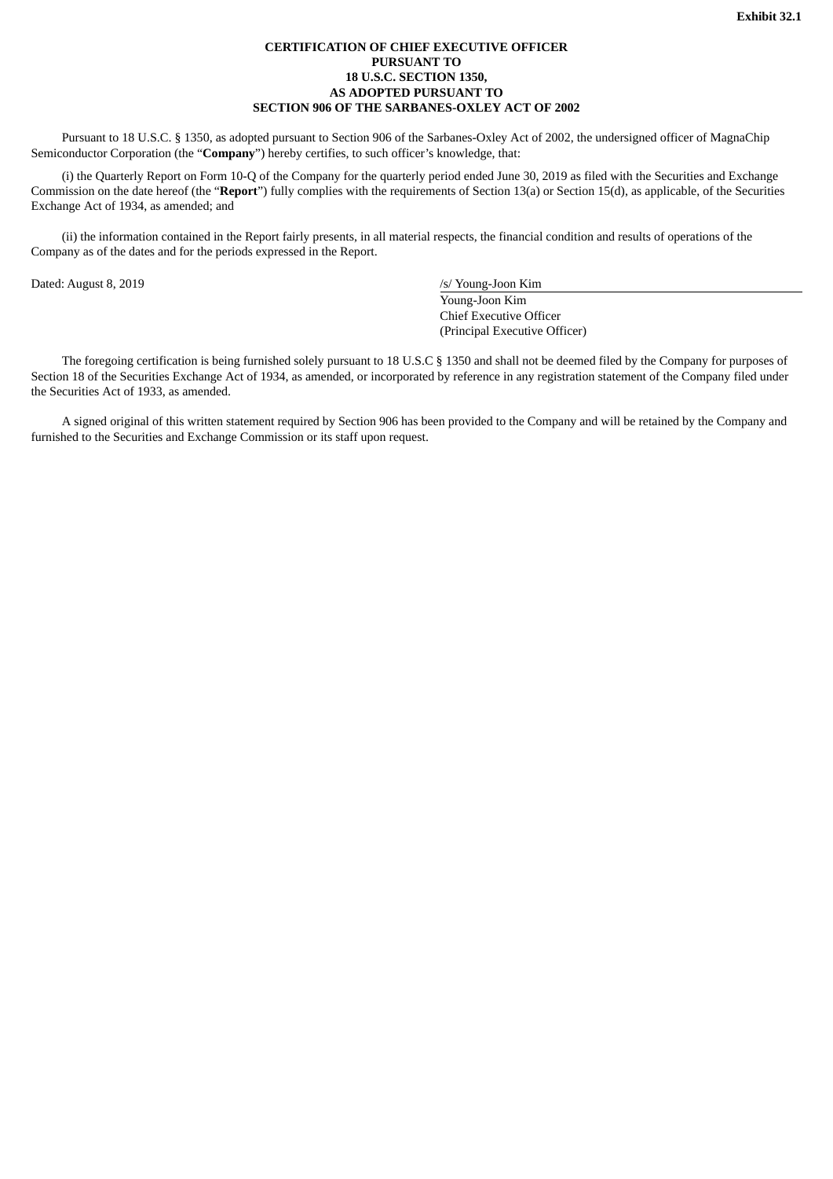**Exhibit 32.1**

**CERTIFICATION OF CHIEF EXECUTIVE OFFICER**
**PURSUANT TO**
**18 U.S.C. SECTION 1350,**
**AS ADOPTED PURSUANT TO**
**SECTION 906 OF THE SARBANES-OXLEY ACT OF 2002**

Pursuant to 18 U.S.C. § 1350, as adopted pursuant to Section 906 of the Sarbanes-Oxley Act of 2002, the undersigned officer of MagnaChip Semiconductor Corporation (the "**Company**") hereby certifies, to such officer's knowledge, that:

(i) the Quarterly Report on Form 10-Q of the Company for the quarterly period ended June 30, 2019 as filed with the Securities and Exchange Commission on the date hereof (the "**Report**") fully complies with the requirements of Section 13(a) or Section 15(d), as applicable, of the Securities Exchange Act of 1934, as amended; and

(ii) the information contained in the Report fairly presents, in all material respects, the financial condition and results of operations of the Company as of the dates and for the periods expressed in the Report.

Dated: August 8, 2019

/s/ Young-Joon Kim
Young-Joon Kim
Chief Executive Officer
(Principal Executive Officer)

The foregoing certification is being furnished solely pursuant to 18 U.S.C § 1350 and shall not be deemed filed by the Company for purposes of Section 18 of the Securities Exchange Act of 1934, as amended, or incorporated by reference in any registration statement of the Company filed under the Securities Act of 1933, as amended.

A signed original of this written statement required by Section 906 has been provided to the Company and will be retained by the Company and furnished to the Securities and Exchange Commission or its staff upon request.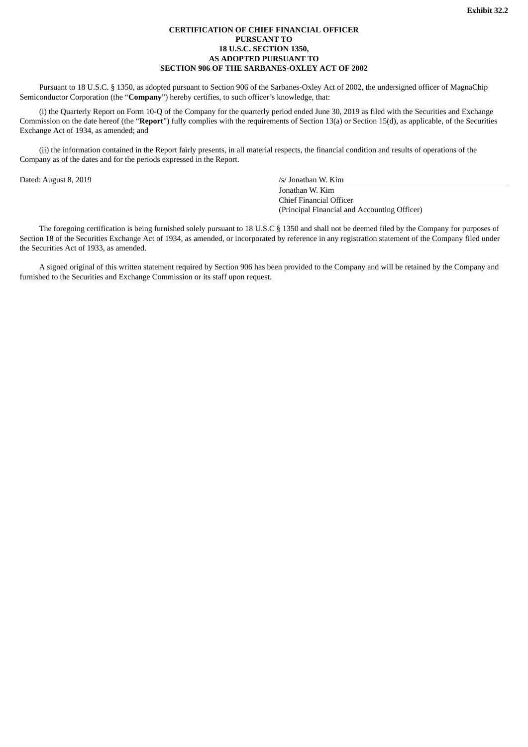**Exhibit 32.2**

**CERTIFICATION OF CHIEF FINANCIAL OFFICER
PURSUANT TO
18 U.S.C. SECTION 1350,
AS ADOPTED PURSUANT TO
SECTION 906 OF THE SARBANES-OXLEY ACT OF 2002**

Pursuant to 18 U.S.C. § 1350, as adopted pursuant to Section 906 of the Sarbanes-Oxley Act of 2002, the undersigned officer of MagnaChip Semiconductor Corporation (the "**Company**") hereby certifies, to such officer's knowledge, that:

(i) the Quarterly Report on Form 10-Q of the Company for the quarterly period ended June 30, 2019 as filed with the Securities and Exchange Commission on the date hereof (the "**Report**") fully complies with the requirements of Section 13(a) or Section 15(d), as applicable, of the Securities Exchange Act of 1934, as amended; and

(ii) the information contained in the Report fairly presents, in all material respects, the financial condition and results of operations of the Company as of the dates and for the periods expressed in the Report.

Dated: August 8, 2019

/s/ Jonathan W. Kim
Jonathan W. Kim
Chief Financial Officer
(Principal Financial and Accounting Officer)

The foregoing certification is being furnished solely pursuant to 18 U.S.C § 1350 and shall not be deemed filed by the Company for purposes of Section 18 of the Securities Exchange Act of 1934, as amended, or incorporated by reference in any registration statement of the Company filed under the Securities Act of 1933, as amended.

A signed original of this written statement required by Section 906 has been provided to the Company and will be retained by the Company and furnished to the Securities and Exchange Commission or its staff upon request.